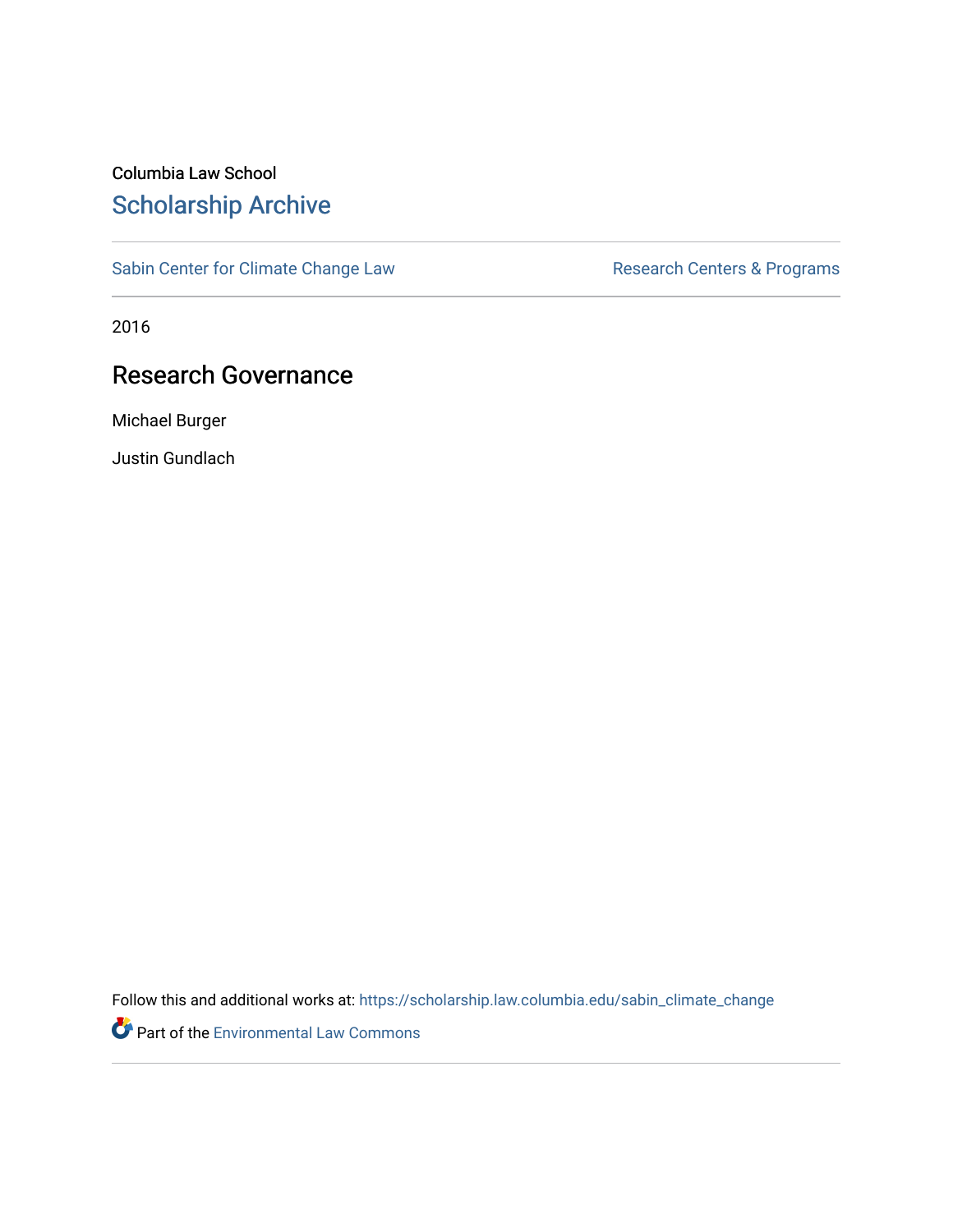Columbia Law School

# Scholarship Archive

Sabin Center for Climate Change Law

Research Centers & Programs

2016

## Research Governance

Michael Burger

Justin Gundlach

Follow this and additional works at: https://scholarship.law.columbia.edu/sabin_climate_change

Part of the Environmental Law Commons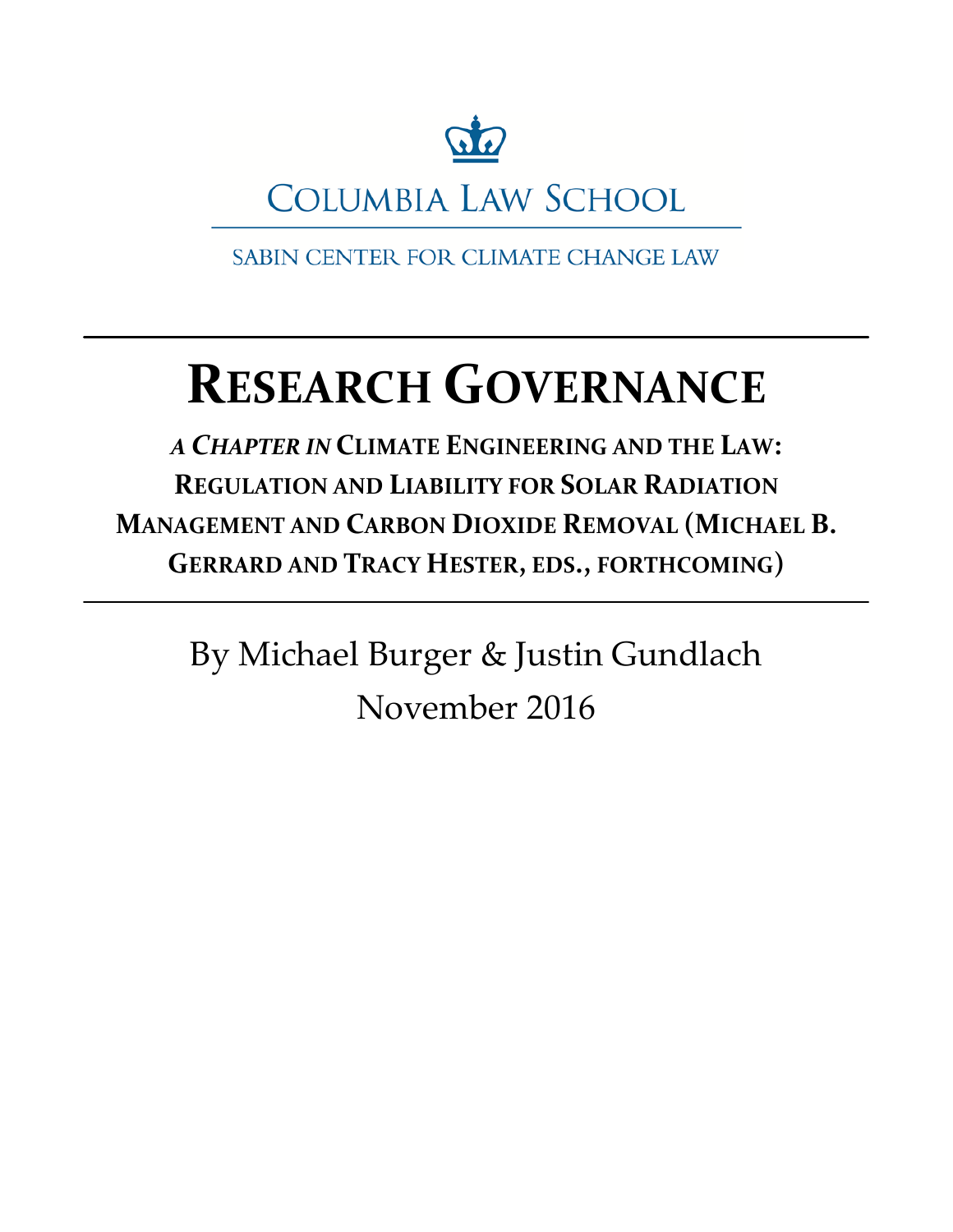COLUMBIA LAW SCHOOL

SABIN CENTER FOR CLIMATE CHANGE LAW

# RESEARCH GOVERNANCE

***A CHAPTER IN* CLIMATE ENGINEERING AND THE LAW: REGULATION AND LIABILITY FOR SOLAR RADIATION MANAGEMENT AND CARBON DIOXIDE REMOVAL (MICHAEL B. GERRARD AND TRACY HESTER, EDS., FORTHCOMING)**

By Michael Burger & Justin Gundlach

November 2016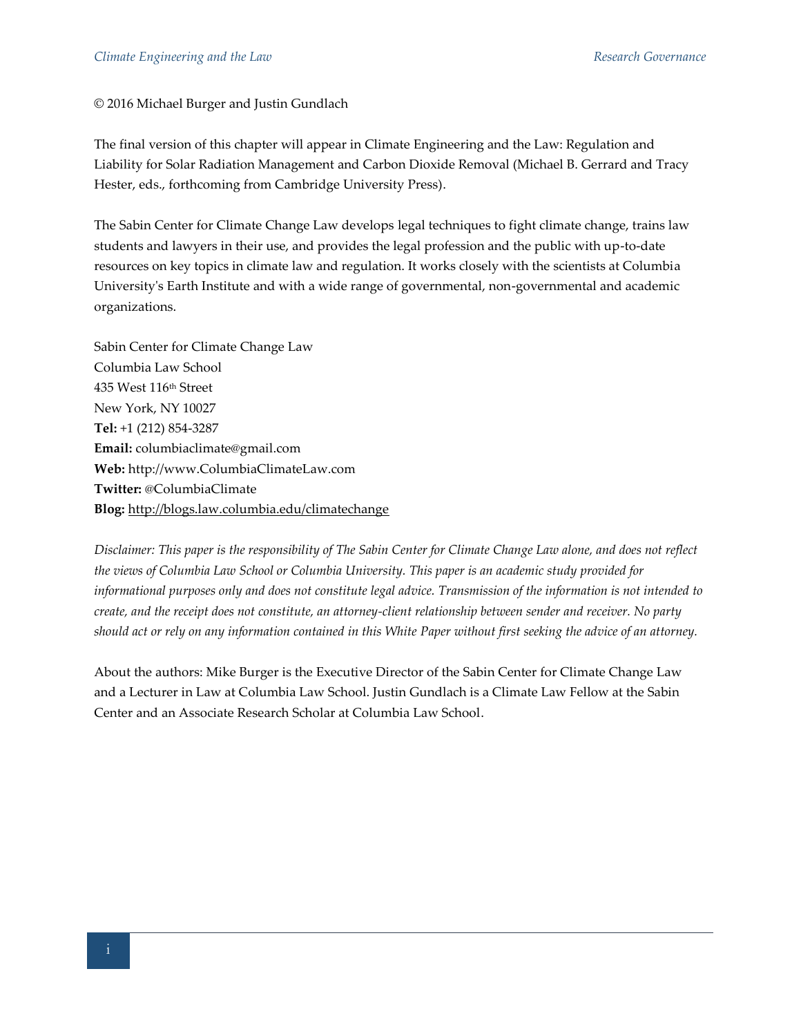© 2016 Michael Burger and Justin Gundlach

The final version of this chapter will appear in Climate Engineering and the Law: Regulation and Liability for Solar Radiation Management and Carbon Dioxide Removal (Michael B. Gerrard and Tracy Hester, eds., forthcoming from Cambridge University Press).

The Sabin Center for Climate Change Law develops legal techniques to fight climate change, trains law students and lawyers in their use, and provides the legal profession and the public with up-to-date resources on key topics in climate law and regulation. It works closely with the scientists at Columbia University's Earth Institute and with a wide range of governmental, non-governmental and academic organizations.

Sabin Center for Climate Change Law
Columbia Law School
435 West 116th Street
New York, NY 10027
**Tel:** +1 (212) 854-3287
**Email:** columbiaclimate@gmail.com
**Web:** http://www.ColumbiaClimateLaw.com
**Twitter:** @ColumbiaClimate
**Blog:** http://blogs.law.columbia.edu/climatechange

*Disclaimer: This paper is the responsibility of The Sabin Center for Climate Change Law alone, and does not reflect the views of Columbia Law School or Columbia University. This paper is an academic study provided for informational purposes only and does not constitute legal advice. Transmission of the information is not intended to create, and the receipt does not constitute, an attorney-client relationship between sender and receiver. No party should act or rely on any information contained in this White Paper without first seeking the advice of an attorney.*

About the authors: Mike Burger is the Executive Director of the Sabin Center for Climate Change Law and a Lecturer in Law at Columbia Law School. Justin Gundlach is a Climate Law Fellow at the Sabin Center and an Associate Research Scholar at Columbia Law School.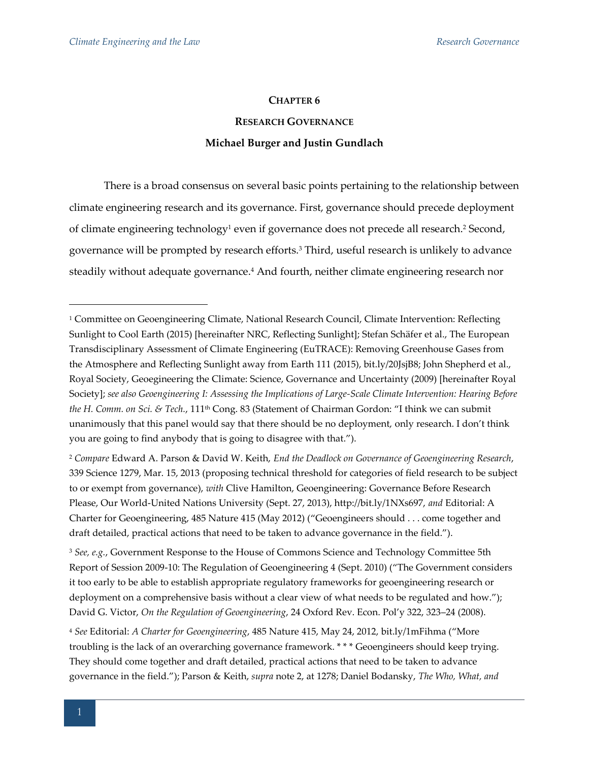# CHAPTER 6

## RESEARCH GOVERNANCE

**Michael Burger and Justin Gundlach**

There is a broad consensus on several basic points pertaining to the relationship between climate engineering research and its governance. First, governance should precede deployment of climate engineering technology[1] even if governance does not precede all research.[2] Second, governance will be prompted by research efforts.[3] Third, useful research is unlikely to advance steadily without adequate governance.[4] And fourth, neither climate engineering research nor

---

[1] Committee on Geoengineering Climate, National Research Council, Climate Intervention: Reflecting Sunlight to Cool Earth (2015) [hereinafter NRC, Reflecting Sunlight]; Stefan Schäfer et al., The European Transdisciplinary Assessment of Climate Engineering (EuTRACE): Removing Greenhouse Gases from the Atmosphere and Reflecting Sunlight away from Earth 111 (2015), bit.ly/20JsjB8; John Shepherd et al., Royal Society, Geoegineering the Climate: Science, Governance and Uncertainty (2009) [hereinafter Royal Society]; *see also Geoengineering I: Assessing the Implications of Large-Scale Climate Intervention: Hearing Before the H. Comm. on Sci. & Tech.*, 111th Cong. 83 (Statement of Chairman Gordon: "I think we can submit unanimously that this panel would say that there should be no deployment, only research. I don't think you are going to find anybody that is going to disagree with that.").

[2] *Compare* Edward A. Parson & David W. Keith, *End the Deadlock on Governance of Geoengineering Research*, 339 Science 1279, Mar. 15, 2013 (proposing technical threshold for categories of field research to be subject to or exempt from governance), *with* Clive Hamilton, Geoengineering: Governance Before Research Please, Our World-United Nations University (Sept. 27, 2013), http://bit.ly/1NXs697, *and* Editorial: A Charter for Geoengineering, 485 Nature 415 (May 2012) ("Geoengineers should . . . come together and draft detailed, practical actions that need to be taken to advance governance in the field.").

[3] *See, e.g.*, Government Response to the House of Commons Science and Technology Committee 5th Report of Session 2009-10: The Regulation of Geoengineering 4 (Sept. 2010) ("The Government considers it too early to be able to establish appropriate regulatory frameworks for geoengineering research or deployment on a comprehensive basis without a clear view of what needs to be regulated and how."); David G. Victor, *On the Regulation of Geoengineering*, 24 Oxford Rev. Econ. Pol'y 322, 323–24 (2008).

[4] *See* Editorial: *A Charter for Geoengineering*, 485 Nature 415, May 24, 2012, bit.ly/1mFihma ("More troubling is the lack of an overarching governance framework. * * * Geoengineers should keep trying. They should come together and draft detailed, practical actions that need to be taken to advance governance in the field."); Parson & Keith, *supra* note 2, at 1278; Daniel Bodansky, *The Who, What, and*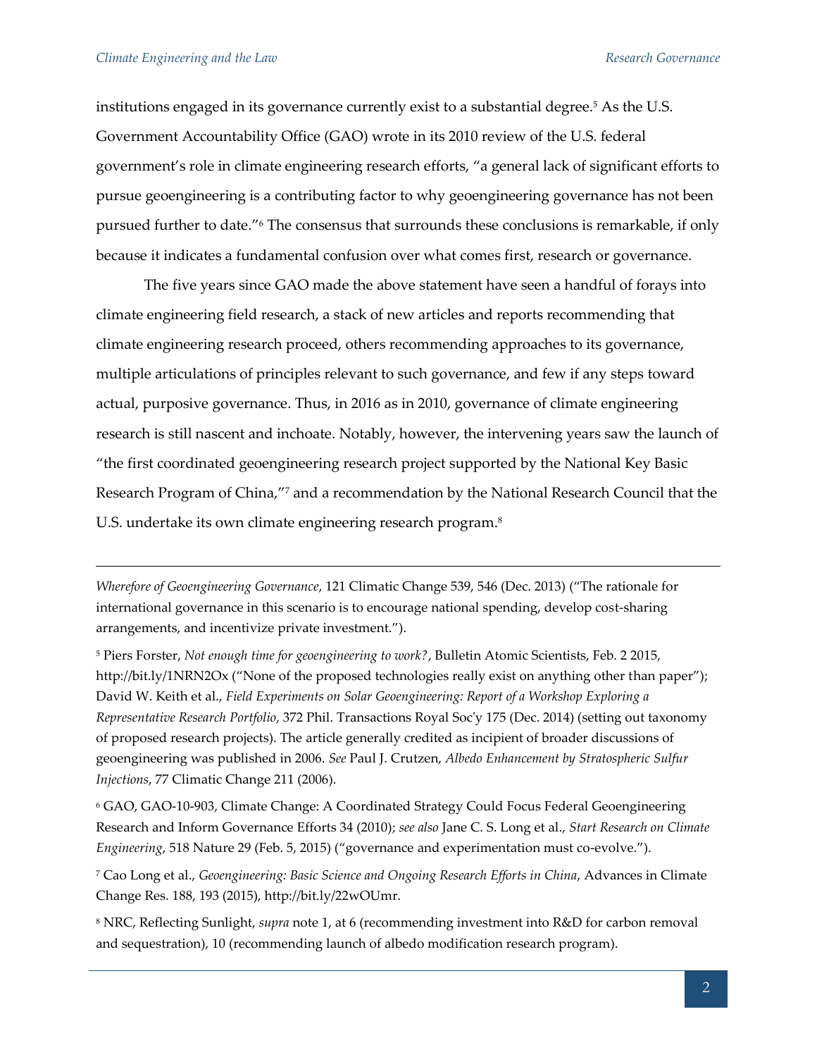institutions engaged in its governance currently exist to a substantial degree.[5] As the U.S. Government Accountability Office (GAO) wrote in its 2010 review of the U.S. federal government's role in climate engineering research efforts, "a general lack of significant efforts to pursue geoengineering is a contributing factor to why geoengineering governance has not been pursued further to date."[6] The consensus that surrounds these conclusions is remarkable, if only because it indicates a fundamental confusion over what comes first, research or governance.

The five years since GAO made the above statement have seen a handful of forays into climate engineering field research, a stack of new articles and reports recommending that climate engineering research proceed, others recommending approaches to its governance, multiple articulations of principles relevant to such governance, and few if any steps toward actual, purposive governance. Thus, in 2016 as in 2010, governance of climate engineering research is still nascent and inchoate. Notably, however, the intervening years saw the launch of "the first coordinated geoengineering research project supported by the National Key Basic Research Program of China,"[7] and a recommendation by the National Research Council that the U.S. undertake its own climate engineering research program.[8]

---

*Wherefore of Geoengineering Governance*, 121 Climatic Change 539, 546 (Dec. 2013) ("The rationale for international governance in this scenario is to encourage national spending, develop cost-sharing arrangements, and incentivize private investment.").

[5] Piers Forster, *Not enough time for geoengineering to work?*, Bulletin Atomic Scientists, Feb. 2 2015, http://bit.ly/1NRN2Ox ("None of the proposed technologies really exist on anything other than paper"); David W. Keith et al., *Field Experiments on Solar Geoengineering: Report of a Workshop Exploring a Representative Research Portfolio*, 372 Phil. Transactions Royal Soc'y 175 (Dec. 2014) (setting out taxonomy of proposed research projects). The article generally credited as incipient of broader discussions of geoengineering was published in 2006. *See* Paul J. Crutzen, *Albedo Enhancement by Stratospheric Sulfur Injections*, 77 Climatic Change 211 (2006).

[6] GAO, GAO-10-903, Climate Change: A Coordinated Strategy Could Focus Federal Geoengineering Research and Inform Governance Efforts 34 (2010); *see also* Jane C. S. Long et al., *Start Research on Climate Engineering*, 518 Nature 29 (Feb. 5, 2015) ("governance and experimentation must co-evolve.").

[7] Cao Long et al., *Geoengineering: Basic Science and Ongoing Research Efforts in China*, Advances in Climate Change Res. 188, 193 (2015), http://bit.ly/22wOUmr.

[8] NRC, Reflecting Sunlight, *supra* note 1, at 6 (recommending investment into R&D for carbon removal and sequestration), 10 (recommending launch of albedo modification research program).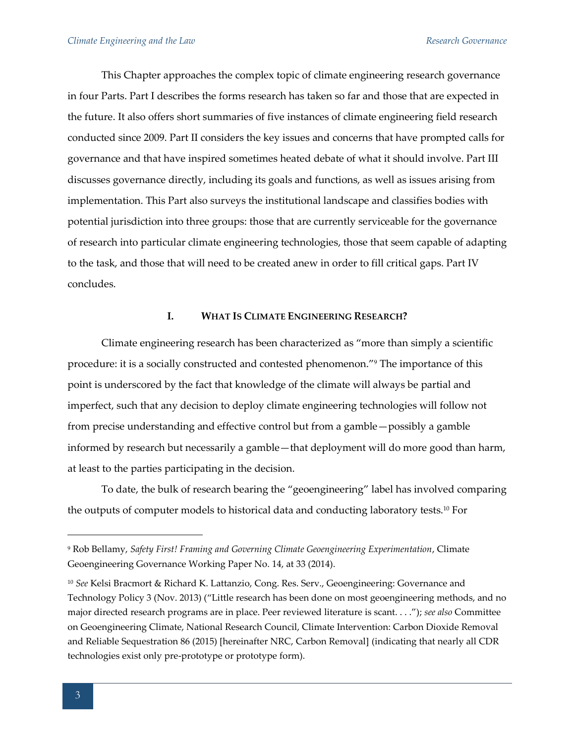This Chapter approaches the complex topic of climate engineering research governance in four Parts. Part I describes the forms research has taken so far and those that are expected in the future. It also offers short summaries of five instances of climate engineering field research conducted since 2009. Part II considers the key issues and concerns that have prompted calls for governance and that have inspired sometimes heated debate of what it should involve. Part III discusses governance directly, including its goals and functions, as well as issues arising from implementation. This Part also surveys the institutional landscape and classifies bodies with potential jurisdiction into three groups: those that are currently serviceable for the governance of research into particular climate engineering technologies, those that seem capable of adapting to the task, and those that will need to be created anew in order to fill critical gaps. Part IV concludes.

## I. WHAT IS CLIMATE ENGINEERING RESEARCH?

Climate engineering research has been characterized as "more than simply a scientific procedure: it is a socially constructed and contested phenomenon."[9] The importance of this point is underscored by the fact that knowledge of the climate will always be partial and imperfect, such that any decision to deploy climate engineering technologies will follow not from precise understanding and effective control but from a gamble—possibly a gamble informed by research but necessarily a gamble—that deployment will do more good than harm, at least to the parties participating in the decision.

To date, the bulk of research bearing the "geoengineering" label has involved comparing the outputs of computer models to historical data and conducting laboratory tests.[10] For

---

[9] Rob Bellamy, *Safety First! Framing and Governing Climate Geoengineering Experimentation*, Climate Geoengineering Governance Working Paper No. 14, at 33 (2014).

[10] *See* Kelsi Bracmort & Richard K. Lattanzio, Cong. Res. Serv., Geoengineering: Governance and Technology Policy 3 (Nov. 2013) ("Little research has been done on most geoengineering methods, and no major directed research programs are in place. Peer reviewed literature is scant. . . ."); *see also* Committee on Geoengineering Climate, National Research Council, Climate Intervention: Carbon Dioxide Removal and Reliable Sequestration 86 (2015) [hereinafter NRC, Carbon Removal] (indicating that nearly all CDR technologies exist only pre-prototype or prototype form).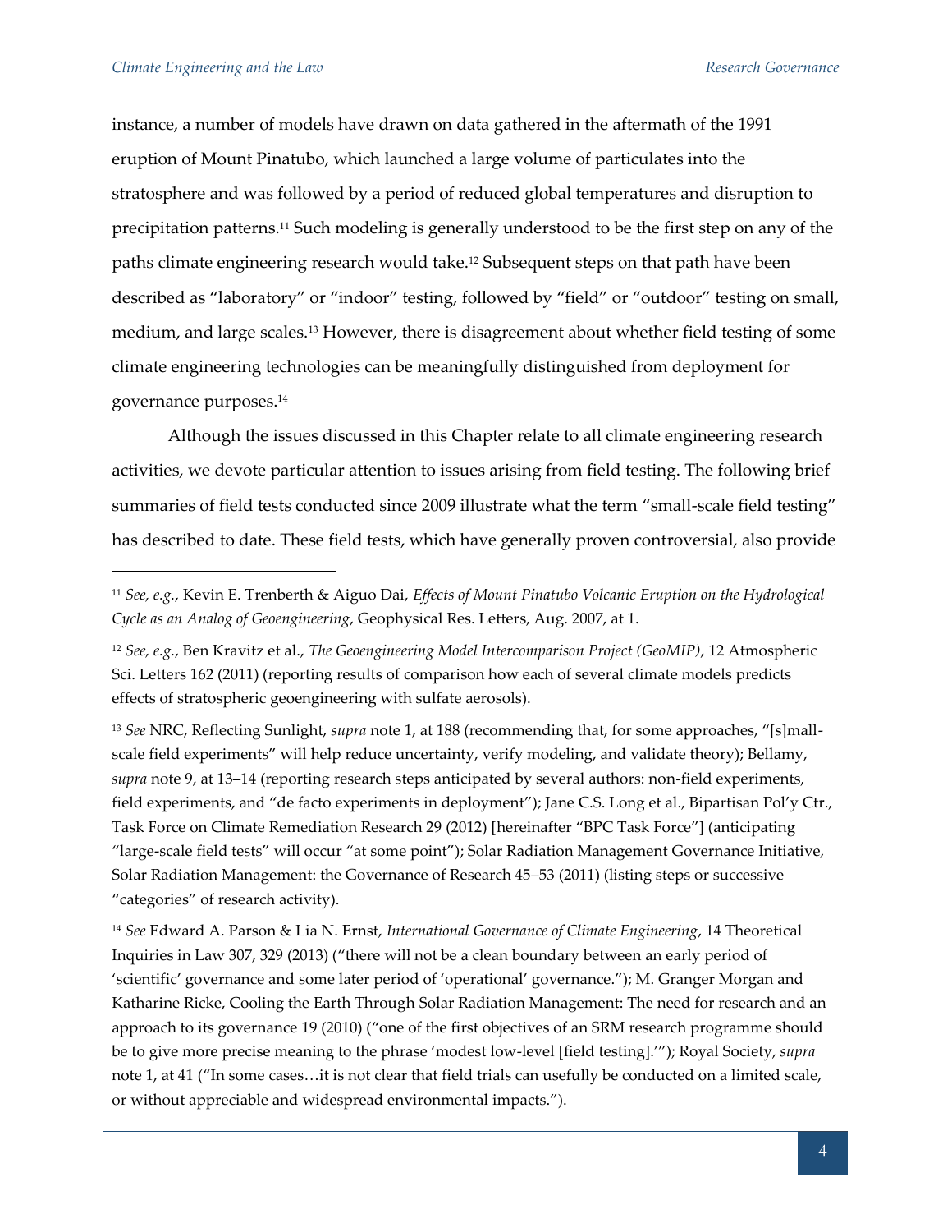instance, a number of models have drawn on data gathered in the aftermath of the 1991 eruption of Mount Pinatubo, which launched a large volume of particulates into the stratosphere and was followed by a period of reduced global temperatures and disruption to precipitation patterns.[11] Such modeling is generally understood to be the first step on any of the paths climate engineering research would take.[12] Subsequent steps on that path have been described as "laboratory" or "indoor" testing, followed by "field" or "outdoor" testing on small, medium, and large scales.[13] However, there is disagreement about whether field testing of some climate engineering technologies can be meaningfully distinguished from deployment for governance purposes.[14]

Although the issues discussed in this Chapter relate to all climate engineering research activities, we devote particular attention to issues arising from field testing. The following brief summaries of field tests conducted since 2009 illustrate what the term "small-scale field testing" has described to date. These field tests, which have generally proven controversial, also provide

---

[11] *See, e.g.*, Kevin E. Trenberth & Aiguo Dai, *Effects of Mount Pinatubo Volcanic Eruption on the Hydrological Cycle as an Analog of Geoengineering*, Geophysical Res. Letters, Aug. 2007, at 1.

[12] *See, e.g.*, Ben Kravitz et al., *The Geoengineering Model Intercomparison Project (GeoMIP)*, 12 Atmospheric Sci. Letters 162 (2011) (reporting results of comparison how each of several climate models predicts effects of stratospheric geoengineering with sulfate aerosols).

[13] *See* NRC, Reflecting Sunlight, *supra* note 1, at 188 (recommending that, for some approaches, "[s]mall-scale field experiments" will help reduce uncertainty, verify modeling, and validate theory); Bellamy, *supra* note 9, at 13–14 (reporting research steps anticipated by several authors: non-field experiments, field experiments, and "de facto experiments in deployment"); Jane C.S. Long et al., Bipartisan Pol'y Ctr., Task Force on Climate Remediation Research 29 (2012) [hereinafter "BPC Task Force"] (anticipating "large-scale field tests" will occur "at some point"); Solar Radiation Management Governance Initiative, Solar Radiation Management: the Governance of Research 45–53 (2011) (listing steps or successive "categories" of research activity).

[14] *See* Edward A. Parson & Lia N. Ernst, *International Governance of Climate Engineering*, 14 Theoretical Inquiries in Law 307, 329 (2013) ("there will not be a clean boundary between an early period of 'scientific' governance and some later period of 'operational' governance."); M. Granger Morgan and Katharine Ricke, Cooling the Earth Through Solar Radiation Management: The need for research and an approach to its governance 19 (2010) ("one of the first objectives of an SRM research programme should be to give more precise meaning to the phrase 'modest low-level [field testing].'"); Royal Society, *supra* note 1, at 41 ("In some cases…it is not clear that field trials can usefully be conducted on a limited scale, or without appreciable and widespread environmental impacts.").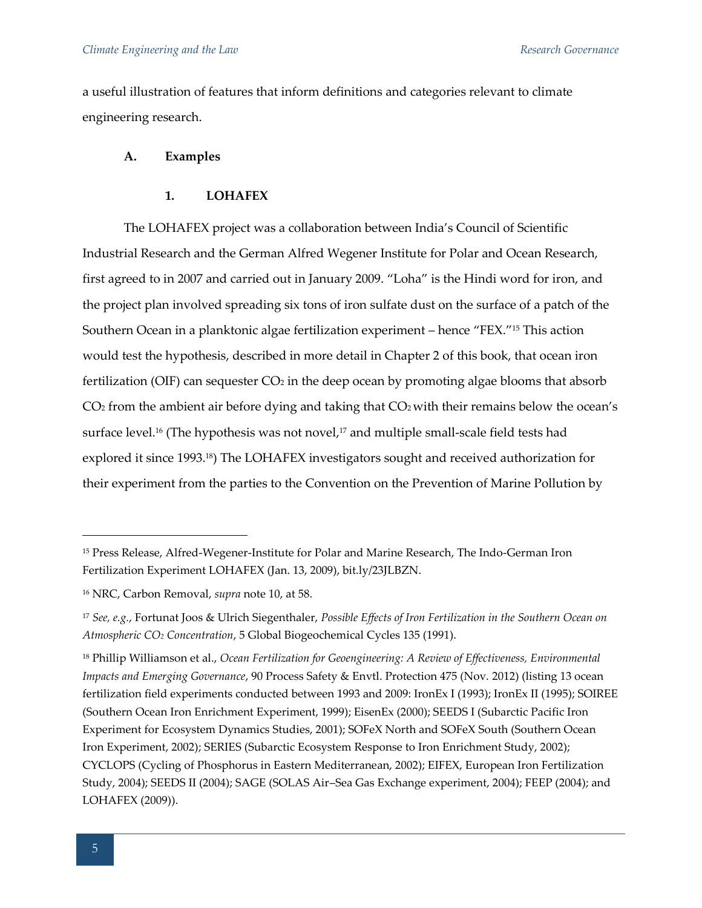a useful illustration of features that inform definitions and categories relevant to climate engineering research.

### A. Examples

#### 1. LOHAFEX

The LOHAFEX project was a collaboration between India's Council of Scientific Industrial Research and the German Alfred Wegener Institute for Polar and Ocean Research, first agreed to in 2007 and carried out in January 2009. "Loha" is the Hindi word for iron, and the project plan involved spreading six tons of iron sulfate dust on the surface of a patch of the Southern Ocean in a planktonic algae fertilization experiment – hence "FEX."[15] This action would test the hypothesis, described in more detail in Chapter 2 of this book, that ocean iron fertilization (OIF) can sequester $CO_2$ in the deep ocean by promoting algae blooms that absorb $CO_2$ from the ambient air before dying and taking that $CO_2$ with their remains below the ocean's surface level.[16] (The hypothesis was not novel,[17] and multiple small-scale field tests had explored it since 1993.[18]) The LOHAFEX investigators sought and received authorization for their experiment from the parties to the Convention on the Prevention of Marine Pollution by

---

[15] Press Release, Alfred-Wegener-Institute for Polar and Marine Research, The Indo-German Iron Fertilization Experiment LOHAFEX (Jan. 13, 2009), bit.ly/23JLBZN.

[16] NRC, Carbon Removal, *supra* note 10, at 58.

[17] *See, e.g.*, Fortunat Joos & Ulrich Siegenthaler, *Possible Effects of Iron Fertilization in the Southern Ocean on Atmospheric $CO_2$ Concentration*, 5 Global Biogeochemical Cycles 135 (1991).

[18] Phillip Williamson et al., *Ocean Fertilization for Geoengineering: A Review of Effectiveness, Environmental Impacts and Emerging Governance*, 90 Process Safety & Envtl. Protection 475 (Nov. 2012) (listing 13 ocean fertilization field experiments conducted between 1993 and 2009: IronEx I (1993); IronEx II (1995); SOIREE (Southern Ocean Iron Enrichment Experiment, 1999); EisenEx (2000); SEEDS I (Subarctic Pacific Iron Experiment for Ecosystem Dynamics Studies, 2001); SOFeX North and SOFeX South (Southern Ocean Iron Experiment, 2002); SERIES (Subarctic Ecosystem Response to Iron Enrichment Study, 2002); CYCLOPS (Cycling of Phosphorus in Eastern Mediterranean, 2002); EIFEX, European Iron Fertilization Study, 2004); SEEDS II (2004); SAGE (SOLAS Air–Sea Gas Exchange experiment, 2004); FEEP (2004); and LOHAFEX (2009)).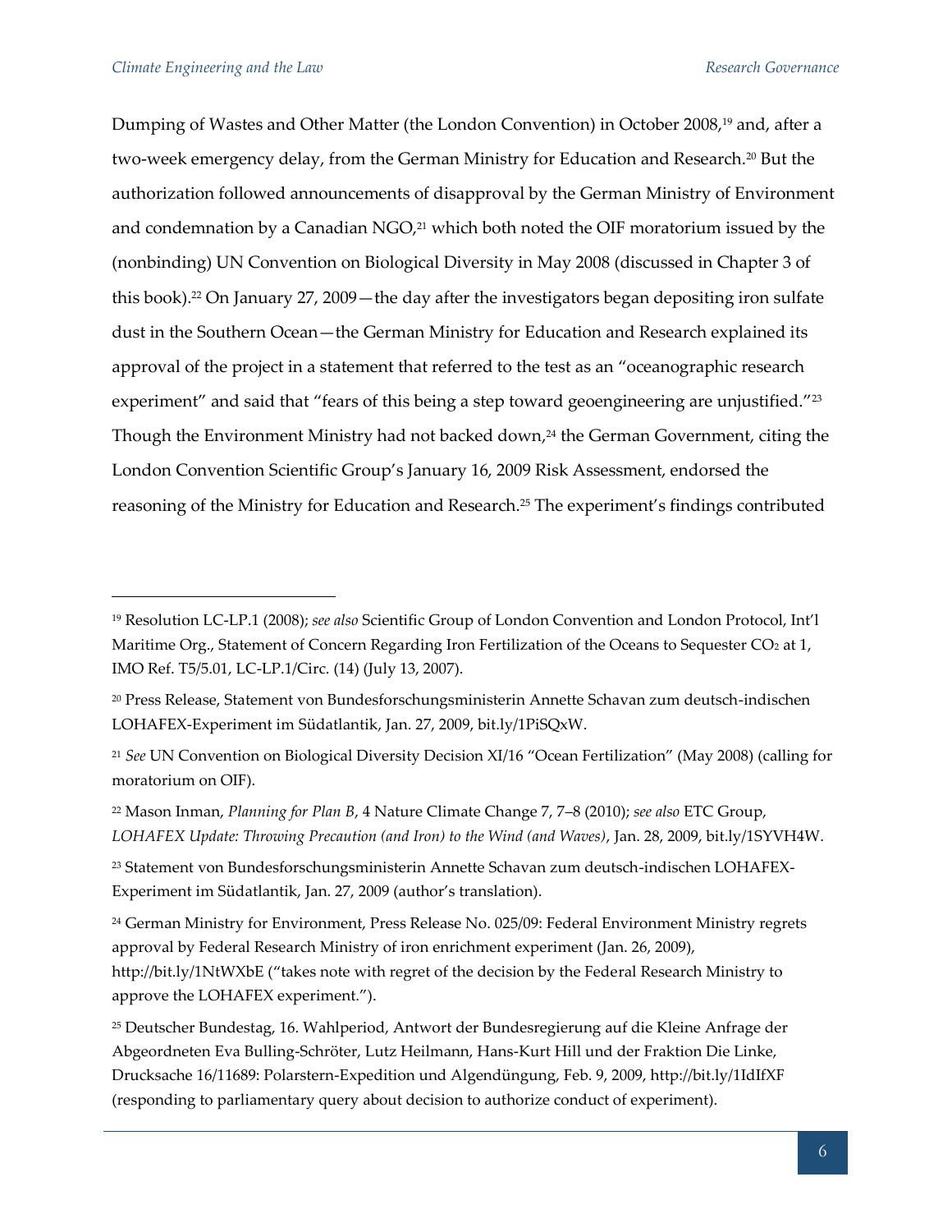Dumping of Wastes and Other Matter (the London Convention) in October 2008,[19] and, after a two-week emergency delay, from the German Ministry for Education and Research.[20] But the authorization followed announcements of disapproval by the German Ministry of Environment and condemnation by a Canadian NGO,[21] which both noted the OIF moratorium issued by the (nonbinding) UN Convention on Biological Diversity in May 2008 (discussed in Chapter 3 of this book).[22] On January 27, 2009—the day after the investigators began depositing iron sulfate dust in the Southern Ocean—the German Ministry for Education and Research explained its approval of the project in a statement that referred to the test as an "oceanographic research experiment" and said that "fears of this being a step toward geoengineering are unjustified."[23] Though the Environment Ministry had not backed down,[24] the German Government, citing the London Convention Scientific Group's January 16, 2009 Risk Assessment, endorsed the reasoning of the Ministry for Education and Research.[25] The experiment's findings contributed

---

[19] Resolution LC-LP.1 (2008); *see also* Scientific Group of London Convention and London Protocol, Int'l Maritime Org., Statement of Concern Regarding Iron Fertilization of the Oceans to Sequester $CO_2$ at 1, IMO Ref. T5/5.01, LC-LP.1/Circ. (14) (July 13, 2007).

[20] Press Release, Statement von Bundesforschungsministerin Annette Schavan zum deutsch-indischen LOHAFEX-Experiment im Südatlantik, Jan. 27, 2009, bit.ly/1PiSQxW.

[21] *See* UN Convention on Biological Diversity Decision XI/16 "Ocean Fertilization" (May 2008) (calling for moratorium on OIF).

[22] Mason Inman, *Planning for Plan B*, 4 Nature Climate Change 7, 7–8 (2010); *see also* ETC Group, *LOHAFEX Update: Throwing Precaution (and Iron) to the Wind (and Waves)*, Jan. 28, 2009, bit.ly/1SYVH4W.

[23] Statement von Bundesforschungsministerin Annette Schavan zum deutsch-indischen LOHAFEX-Experiment im Südatlantik, Jan. 27, 2009 (author's translation).

[24] German Ministry for Environment, Press Release No. 025/09: Federal Environment Ministry regrets approval by Federal Research Ministry of iron enrichment experiment (Jan. 26, 2009), http://bit.ly/1NtWXbE ("takes note with regret of the decision by the Federal Research Ministry to approve the LOHAFEX experiment.").

[25] Deutscher Bundestag, 16. Wahlperiod, Antwort der Bundesregierung auf die Kleine Anfrage der Abgeordneten Eva Bulling-Schröter, Lutz Heilmann, Hans-Kurt Hill und der Fraktion Die Linke, Drucksache 16/11689: Polarstern-Expedition und Algendüngung, Feb. 9, 2009, http://bit.ly/1IdIfXF (responding to parliamentary query about decision to authorize conduct of experiment).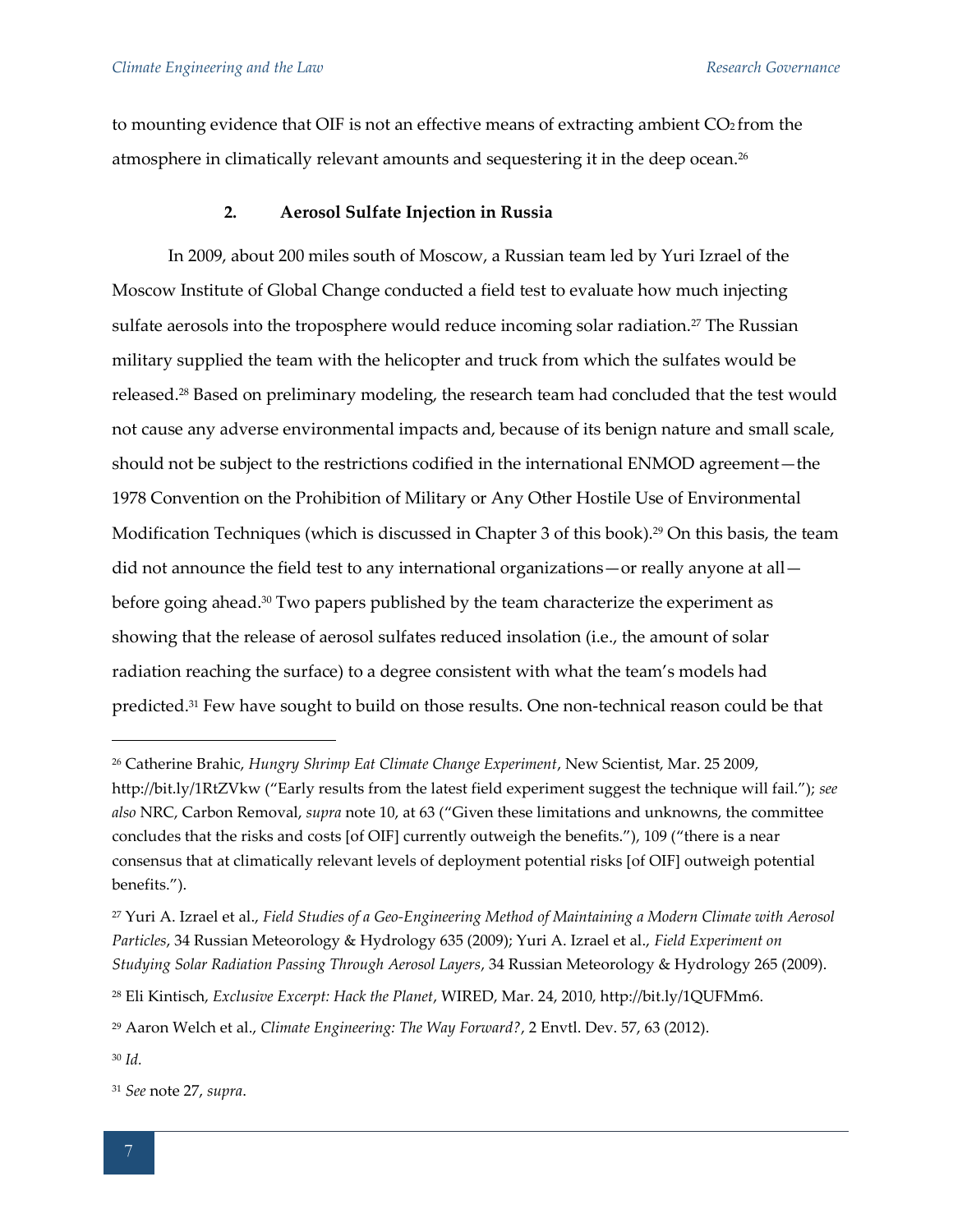to mounting evidence that OIF is not an effective means of extracting ambient $CO_2$ from the atmosphere in climatically relevant amounts and sequestering it in the deep ocean.[26]

### 2. Aerosol Sulfate Injection in Russia

In 2009, about 200 miles south of Moscow, a Russian team led by Yuri Izrael of the Moscow Institute of Global Change conducted a field test to evaluate how much injecting sulfate aerosols into the troposphere would reduce incoming solar radiation.[27] The Russian military supplied the team with the helicopter and truck from which the sulfates would be released.[28] Based on preliminary modeling, the research team had concluded that the test would not cause any adverse environmental impacts and, because of its benign nature and small scale, should not be subject to the restrictions codified in the international ENMOD agreement—the 1978 Convention on the Prohibition of Military or Any Other Hostile Use of Environmental Modification Techniques (which is discussed in Chapter 3 of this book).[29] On this basis, the team did not announce the field test to any international organizations—or really anyone at all—before going ahead.[30] Two papers published by the team characterize the experiment as showing that the release of aerosol sulfates reduced insolation (i.e., the amount of solar radiation reaching the surface) to a degree consistent with what the team's models had predicted.[31] Few have sought to build on those results. One non-technical reason could be that

---

[26] Catherine Brahic, *Hungry Shrimp Eat Climate Change Experiment*, New Scientist, Mar. 25 2009, http://bit.ly/1RtZVkw ("Early results from the latest field experiment suggest the technique will fail."); *see also* NRC, Carbon Removal, *supra* note 10, at 63 ("Given these limitations and unknowns, the committee concludes that the risks and costs [of OIF] currently outweigh the benefits."), 109 ("there is a near consensus that at climatically relevant levels of deployment potential risks [of OIF] outweigh potential benefits.").

[27] Yuri A. Izrael et al., *Field Studies of a Geo-Engineering Method of Maintaining a Modern Climate with Aerosol Particles*, 34 Russian Meteorology & Hydrology 635 (2009); Yuri A. Izrael et al., *Field Experiment on Studying Solar Radiation Passing Through Aerosol Layers*, 34 Russian Meteorology & Hydrology 265 (2009).

[28] Eli Kintisch, *Exclusive Excerpt: Hack the Planet*, WIRED, Mar. 24, 2010, http://bit.ly/1QUFMm6.

[29] Aaron Welch et al., *Climate Engineering: The Way Forward?*, 2 Envtl. Dev. 57, 63 (2012).

[30] *Id.*

[31] *See* note 27, *supra*.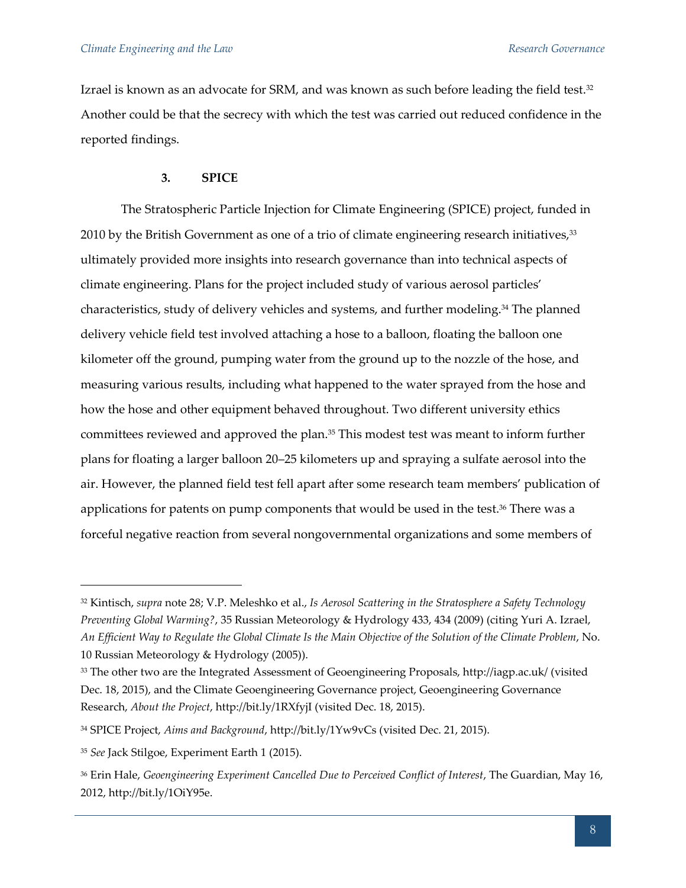Izrael is known as an advocate for SRM, and was known as such before leading the field test.[32] Another could be that the secrecy with which the test was carried out reduced confidence in the reported findings.

### 3. SPICE

The Stratospheric Particle Injection for Climate Engineering (SPICE) project, funded in 2010 by the British Government as one of a trio of climate engineering research initiatives,[33] ultimately provided more insights into research governance than into technical aspects of climate engineering. Plans for the project included study of various aerosol particles' characteristics, study of delivery vehicles and systems, and further modeling.[34] The planned delivery vehicle field test involved attaching a hose to a balloon, floating the balloon one kilometer off the ground, pumping water from the ground up to the nozzle of the hose, and measuring various results, including what happened to the water sprayed from the hose and how the hose and other equipment behaved throughout. Two different university ethics committees reviewed and approved the plan.[35] This modest test was meant to inform further plans for floating a larger balloon 20–25 kilometers up and spraying a sulfate aerosol into the air. However, the planned field test fell apart after some research team members' publication of applications for patents on pump components that would be used in the test.[36] There was a forceful negative reaction from several nongovernmental organizations and some members of

---

[32] Kintisch, *supra* note 28; V.P. Meleshko et al., *Is Aerosol Scattering in the Stratosphere a Safety Technology Preventing Global Warming?*, 35 Russian Meteorology & Hydrology 433, 434 (2009) (citing Yuri A. Izrael, *An Efficient Way to Regulate the Global Climate Is the Main Objective of the Solution of the Climate Problem*, No. 10 Russian Meteorology & Hydrology (2005)).

[33] The other two are the Integrated Assessment of Geoengineering Proposals, http://iagp.ac.uk/ (visited Dec. 18, 2015), and the Climate Geoengineering Governance project, Geoengineering Governance Research, *About the Project*, http://bit.ly/1RXfyjI (visited Dec. 18, 2015).

[34] SPICE Project, *Aims and Background*, http://bit.ly/1Yw9vCs (visited Dec. 21, 2015).

[35] *See* Jack Stilgoe, Experiment Earth 1 (2015).

[36] Erin Hale, *Geoengineering Experiment Cancelled Due to Perceived Conflict of Interest*, The Guardian, May 16, 2012, http://bit.ly/1OiY95e.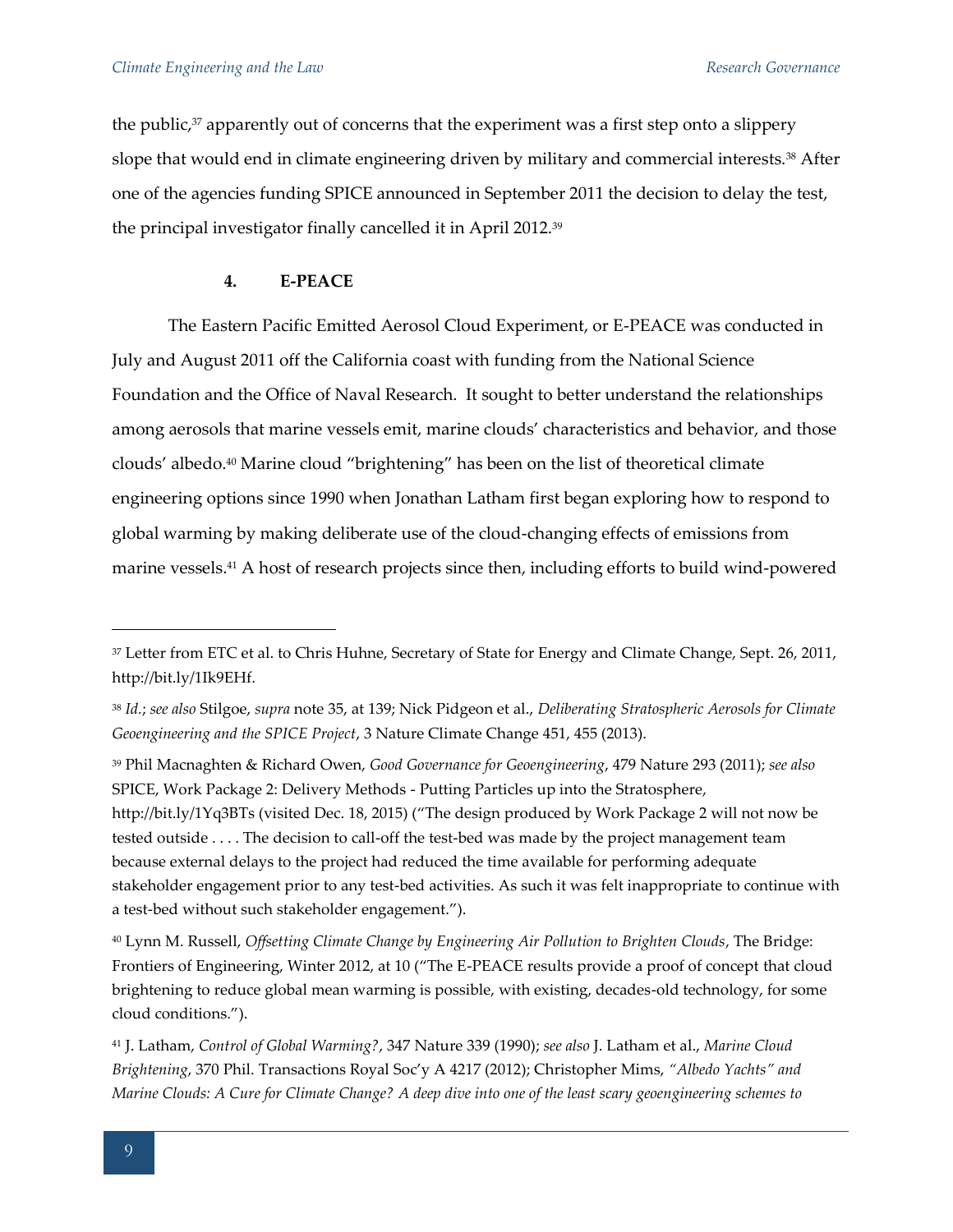the public,[37] apparently out of concerns that the experiment was a first step onto a slippery slope that would end in climate engineering driven by military and commercial interests.[38] After one of the agencies funding SPICE announced in September 2011 the decision to delay the test, the principal investigator finally cancelled it in April 2012.[39]

#### 4. E-PEACE

The Eastern Pacific Emitted Aerosol Cloud Experiment, or E-PEACE was conducted in July and August 2011 off the California coast with funding from the National Science Foundation and the Office of Naval Research. It sought to better understand the relationships among aerosols that marine vessels emit, marine clouds' characteristics and behavior, and those clouds' albedo.[40] Marine cloud "brightening" has been on the list of theoretical climate engineering options since 1990 when Jonathan Latham first began exploring how to respond to global warming by making deliberate use of the cloud-changing effects of emissions from marine vessels.[41] A host of research projects since then, including efforts to build wind-powered

---

[37] Letter from ETC et al. to Chris Huhne, Secretary of State for Energy and Climate Change, Sept. 26, 2011, http://bit.ly/1Ik9EHf.

[38] *Id.*; *see also* Stilgoe, *supra* note 35, at 139; Nick Pidgeon et al., *Deliberating Stratospheric Aerosols for Climate Geoengineering and the SPICE Project*, 3 Nature Climate Change 451, 455 (2013).

[39] Phil Macnaghten & Richard Owen, *Good Governance for Geoengineering*, 479 Nature 293 (2011); *see also* SPICE, Work Package 2: Delivery Methods - Putting Particles up into the Stratosphere, http://bit.ly/1Yq3BTs (visited Dec. 18, 2015) ("The design produced by Work Package 2 will not now be tested outside . . . . The decision to call-off the test-bed was made by the project management team because external delays to the project had reduced the time available for performing adequate stakeholder engagement prior to any test-bed activities. As such it was felt inappropriate to continue with a test-bed without such stakeholder engagement.").

[40] Lynn M. Russell, *Offsetting Climate Change by Engineering Air Pollution to Brighten Clouds*, The Bridge: Frontiers of Engineering, Winter 2012, at 10 ("The E-PEACE results provide a proof of concept that cloud brightening to reduce global mean warming is possible, with existing, decades-old technology, for some cloud conditions.").

[41] J. Latham, *Control of Global Warming?*, 347 Nature 339 (1990); *see also* J. Latham et al., *Marine Cloud Brightening*, 370 Phil. Transactions Royal Soc'y A 4217 (2012); Christopher Mims, *"Albedo Yachts" and Marine Clouds: A Cure for Climate Change? A deep dive into one of the least scary geoengineering schemes to*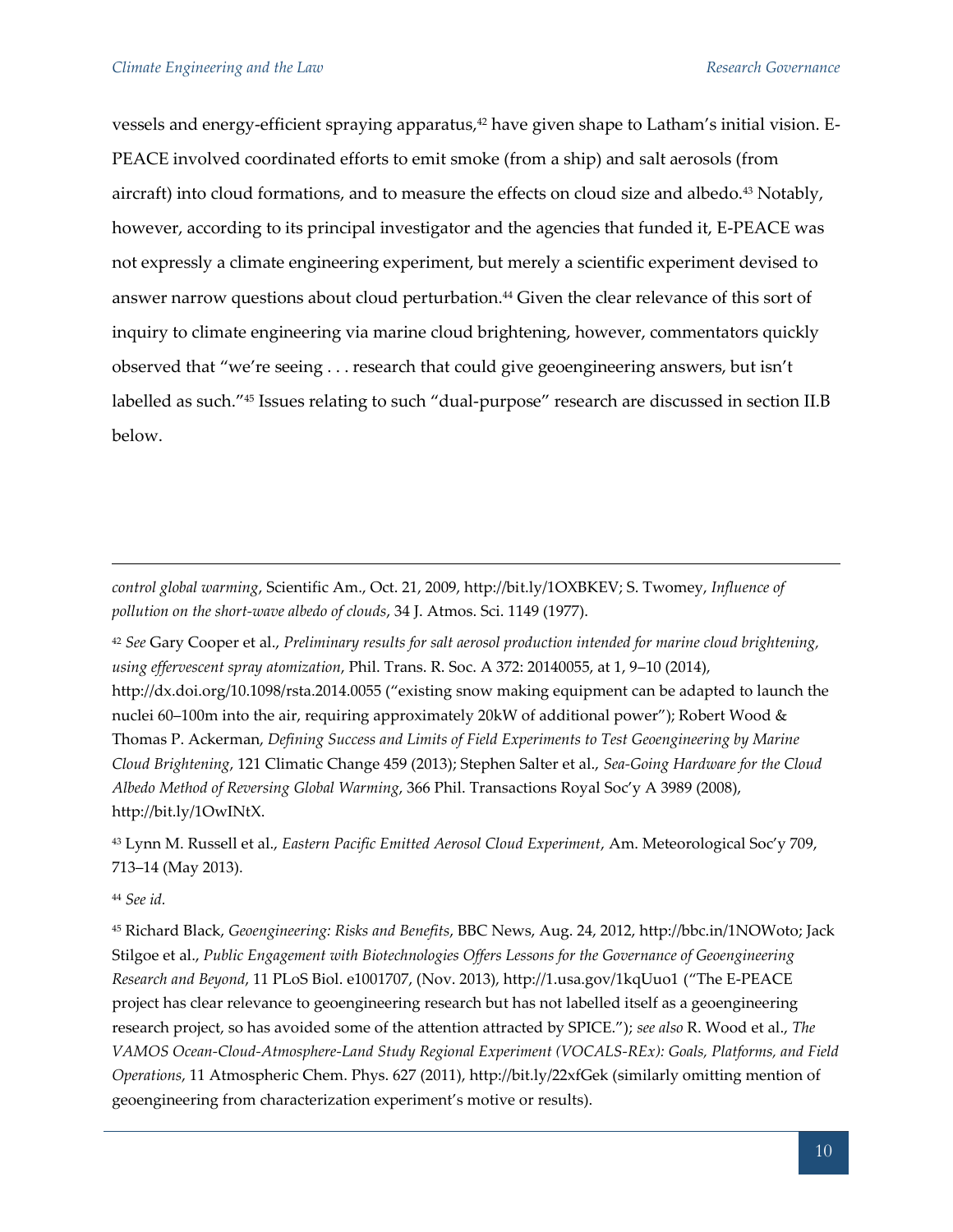vessels and energy-efficient spraying apparatus,[42] have given shape to Latham's initial vision. E-PEACE involved coordinated efforts to emit smoke (from a ship) and salt aerosols (from aircraft) into cloud formations, and to measure the effects on cloud size and albedo.[43] Notably, however, according to its principal investigator and the agencies that funded it, E-PEACE was not expressly a climate engineering experiment, but merely a scientific experiment devised to answer narrow questions about cloud perturbation.[44] Given the clear relevance of this sort of inquiry to climate engineering via marine cloud brightening, however, commentators quickly observed that "we're seeing . . . research that could give geoengineering answers, but isn't labelled as such."[45] Issues relating to such "dual-purpose" research are discussed in section II.B below.

---

*control global warming*, Scientific Am., Oct. 21, 2009, http://bit.ly/1OXBKEV; S. Twomey, *Influence of pollution on the short-wave albedo of clouds*, 34 J. Atmos. Sci. 1149 (1977).

[42] *See* Gary Cooper et al., *Preliminary results for salt aerosol production intended for marine cloud brightening, using effervescent spray atomization*, Phil. Trans. R. Soc. A 372: 20140055, at 1, 9–10 (2014), http://dx.doi.org/10.1098/rsta.2014.0055 ("existing snow making equipment can be adapted to launch the nuclei 60–100m into the air, requiring approximately 20kW of additional power"); Robert Wood & Thomas P. Ackerman, *Defining Success and Limits of Field Experiments to Test Geoengineering by Marine Cloud Brightening*, 121 Climatic Change 459 (2013); Stephen Salter et al., *Sea-Going Hardware for the Cloud Albedo Method of Reversing Global Warming*, 366 Phil. Transactions Royal Soc'y A 3989 (2008), http://bit.ly/1OwINtX.

[43] Lynn M. Russell et al., *Eastern Pacific Emitted Aerosol Cloud Experiment*, Am. Meteorological Soc'y 709, 713–14 (May 2013).

[44] *See id.*

[45] Richard Black, *Geoengineering: Risks and Benefits*, BBC News, Aug. 24, 2012, http://bbc.in/1NOWoto; Jack Stilgoe et al., *Public Engagement with Biotechnologies Offers Lessons for the Governance of Geoengineering Research and Beyond*, 11 PLoS Biol. e1001707, (Nov. 2013), http://1.usa.gov/1kqUuo1 ("The E-PEACE project has clear relevance to geoengineering research but has not labelled itself as a geoengineering research project, so has avoided some of the attention attracted by SPICE."); *see also* R. Wood et al., *The VAMOS Ocean-Cloud-Atmosphere-Land Study Regional Experiment (VOCALS-REx): Goals, Platforms, and Field Operations*, 11 Atmospheric Chem. Phys. 627 (2011), http://bit.ly/22xfGek (similarly omitting mention of geoengineering from characterization experiment's motive or results).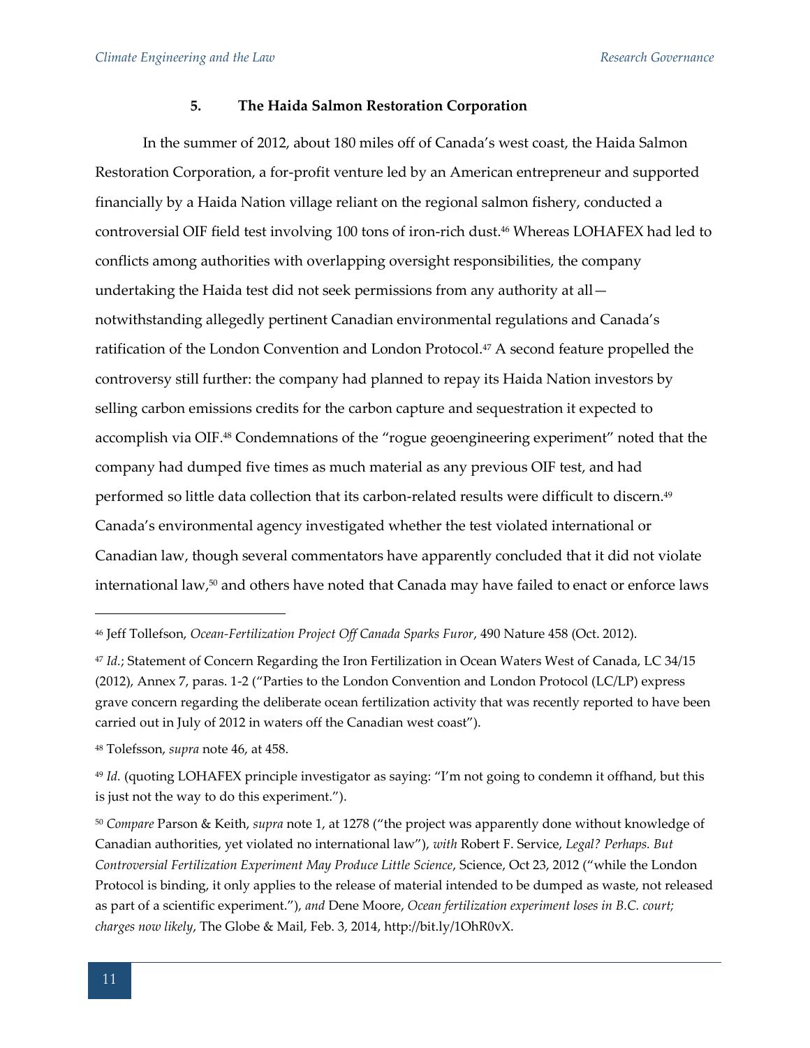### 5. The Haida Salmon Restoration Corporation

In the summer of 2012, about 180 miles off of Canada's west coast, the Haida Salmon Restoration Corporation, a for-profit venture led by an American entrepreneur and supported financially by a Haida Nation village reliant on the regional salmon fishery, conducted a controversial OIF field test involving 100 tons of iron-rich dust.[46] Whereas LOHAFEX had led to conflicts among authorities with overlapping oversight responsibilities, the company undertaking the Haida test did not seek permissions from any authority at all—notwithstanding allegedly pertinent Canadian environmental regulations and Canada's ratification of the London Convention and London Protocol.[47] A second feature propelled the controversy still further: the company had planned to repay its Haida Nation investors by selling carbon emissions credits for the carbon capture and sequestration it expected to accomplish via OIF.[48] Condemnations of the "rogue geoengineering experiment" noted that the company had dumped five times as much material as any previous OIF test, and had performed so little data collection that its carbon-related results were difficult to discern.[49] Canada's environmental agency investigated whether the test violated international or Canadian law, though several commentators have apparently concluded that it did not violate international law,[50] and others have noted that Canada may have failed to enact or enforce laws

---

[46] Jeff Tollefson, *Ocean-Fertilization Project Off Canada Sparks Furor*, 490 Nature 458 (Oct. 2012).

[47] *Id.*; Statement of Concern Regarding the Iron Fertilization in Ocean Waters West of Canada, LC 34/15 (2012), Annex 7, paras. 1-2 ("Parties to the London Convention and London Protocol (LC/LP) express grave concern regarding the deliberate ocean fertilization activity that was recently reported to have been carried out in July of 2012 in waters off the Canadian west coast").

[48] Tolefsson, *supra* note 46, at 458.

[49] *Id.* (quoting LOHAFEX principle investigator as saying: "I'm not going to condemn it offhand, but this is just not the way to do this experiment.").

[50] *Compare* Parson & Keith, *supra* note 1, at 1278 ("the project was apparently done without knowledge of Canadian authorities, yet violated no international law"), *with* Robert F. Service, *Legal? Perhaps. But Controversial Fertilization Experiment May Produce Little Science*, Science, Oct 23, 2012 ("while the London Protocol is binding, it only applies to the release of material intended to be dumped as waste, not released as part of a scientific experiment."), *and* Dene Moore, *Ocean fertilization experiment loses in B.C. court; charges now likely*, The Globe & Mail, Feb. 3, 2014, http://bit.ly/1OhR0vX.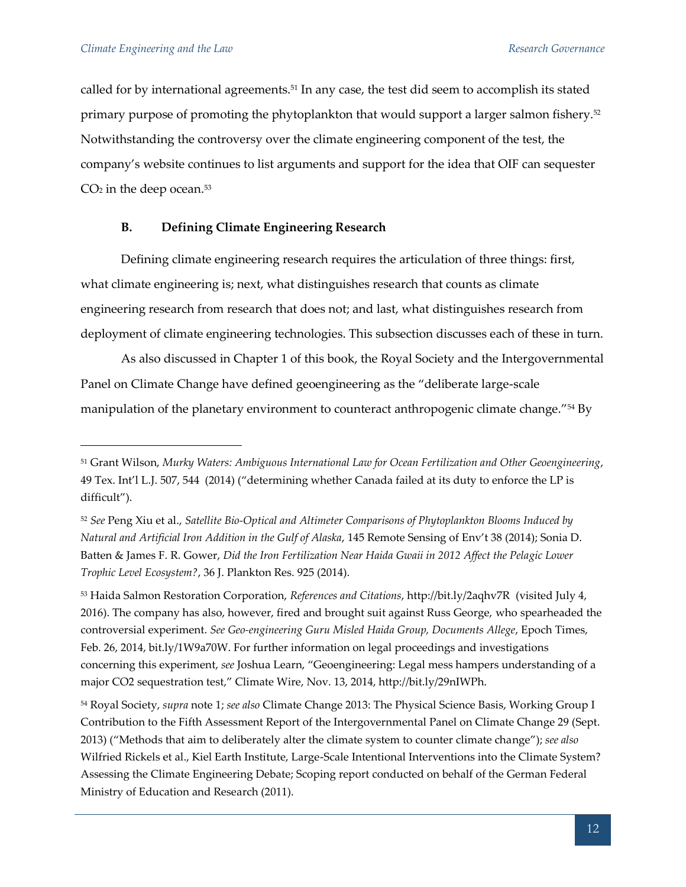called for by international agreements.[51] In any case, the test did seem to accomplish its stated primary purpose of promoting the phytoplankton that would support a larger salmon fishery.[52] Notwithstanding the controversy over the climate engineering component of the test, the company's website continues to list arguments and support for the idea that OIF can sequester $CO_2$ in the deep ocean.[53]

### B. Defining Climate Engineering Research

Defining climate engineering research requires the articulation of three things: first, what climate engineering is; next, what distinguishes research that counts as climate engineering research from research that does not; and last, what distinguishes research from deployment of climate engineering technologies. This subsection discusses each of these in turn.

As also discussed in Chapter 1 of this book, the Royal Society and the Intergovernmental Panel on Climate Change have defined geoengineering as the "deliberate large-scale manipulation of the planetary environment to counteract anthropogenic climate change."[54] By

---

[51] Grant Wilson, *Murky Waters: Ambiguous International Law for Ocean Fertilization and Other Geoengineering*, 49 Tex. Int'l L.J. 507, 544 (2014) ("determining whether Canada failed at its duty to enforce the LP is difficult").

[52] *See* Peng Xiu et al., *Satellite Bio-Optical and Altimeter Comparisons of Phytoplankton Blooms Induced by Natural and Artificial Iron Addition in the Gulf of Alaska*, 145 Remote Sensing of Env't 38 (2014); Sonia D. Batten & James F. R. Gower, *Did the Iron Fertilization Near Haida Gwaii in 2012 Affect the Pelagic Lower Trophic Level Ecosystem?*, 36 J. Plankton Res. 925 (2014).

[53] Haida Salmon Restoration Corporation, *References and Citations*, http://bit.ly/2aqhv7R (visited July 4, 2016). The company has also, however, fired and brought suit against Russ George, who spearheaded the controversial experiment. *See Geo-engineering Guru Misled Haida Group, Documents Allege*, Epoch Times, Feb. 26, 2014, bit.ly/1W9a70W. For further information on legal proceedings and investigations concerning this experiment, *see* Joshua Learn, "Geoengineering: Legal mess hampers understanding of a major CO2 sequestration test," Climate Wire, Nov. 13, 2014, http://bit.ly/29nIWPh.

[54] Royal Society, *supra* note 1; *see also* Climate Change 2013: The Physical Science Basis, Working Group I Contribution to the Fifth Assessment Report of the Intergovernmental Panel on Climate Change 29 (Sept. 2013) ("Methods that aim to deliberately alter the climate system to counter climate change"); *see also* Wilfried Rickels et al., Kiel Earth Institute, Large-Scale Intentional Interventions into the Climate System? Assessing the Climate Engineering Debate; Scoping report conducted on behalf of the German Federal Ministry of Education and Research (2011).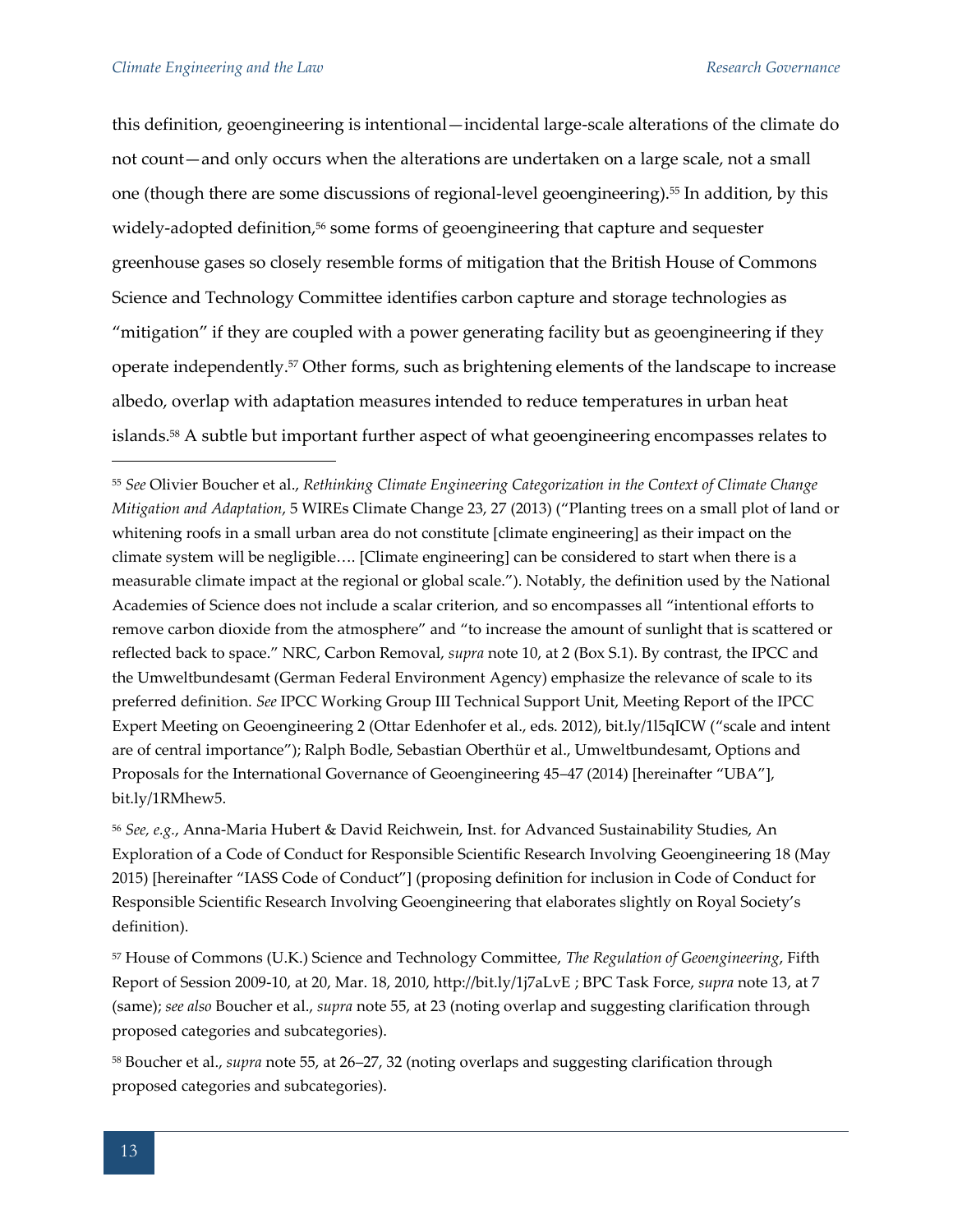this definition, geoengineering is intentional—incidental large-scale alterations of the climate do not count—and only occurs when the alterations are undertaken on a large scale, not a small one (though there are some discussions of regional-level geoengineering).[55] In addition, by this widely-adopted definition,[56] some forms of geoengineering that capture and sequester greenhouse gases so closely resemble forms of mitigation that the British House of Commons Science and Technology Committee identifies carbon capture and storage technologies as "mitigation" if they are coupled with a power generating facility but as geoengineering if they operate independently.[57] Other forms, such as brightening elements of the landscape to increase albedo, overlap with adaptation measures intended to reduce temperatures in urban heat islands.[58] A subtle but important further aspect of what geoengineering encompasses relates to

---

[55] *See* Olivier Boucher et al., *Rethinking Climate Engineering Categorization in the Context of Climate Change Mitigation and Adaptation*, 5 WIREs Climate Change 23, 27 (2013) ("Planting trees on a small plot of land or whitening roofs in a small urban area do not constitute [climate engineering] as their impact on the climate system will be negligible…. [Climate engineering] can be considered to start when there is a measurable climate impact at the regional or global scale."). Notably, the definition used by the National Academies of Science does not include a scalar criterion, and so encompasses all "intentional efforts to remove carbon dioxide from the atmosphere" and "to increase the amount of sunlight that is scattered or reflected back to space." NRC, Carbon Removal, *supra* note 10, at 2 (Box S.1). By contrast, the IPCC and the Umweltbundesamt (German Federal Environment Agency) emphasize the relevance of scale to its preferred definition. *See* IPCC Working Group III Technical Support Unit, Meeting Report of the IPCC Expert Meeting on Geoengineering 2 (Ottar Edenhofer et al., eds. 2012), bit.ly/1l5qICW ("scale and intent are of central importance"); Ralph Bodle, Sebastian Oberthür et al., Umweltbundesamt, Options and Proposals for the International Governance of Geoengineering 45–47 (2014) [hereinafter "UBA"], bit.ly/1RMhew5.

[56] *See, e.g.*, Anna-Maria Hubert & David Reichwein, Inst. for Advanced Sustainability Studies, An Exploration of a Code of Conduct for Responsible Scientific Research Involving Geoengineering 18 (May 2015) [hereinafter "IASS Code of Conduct"] (proposing definition for inclusion in Code of Conduct for Responsible Scientific Research Involving Geoengineering that elaborates slightly on Royal Society's definition).

[57] House of Commons (U.K.) Science and Technology Committee, *The Regulation of Geoengineering*, Fifth Report of Session 2009-10, at 20, Mar. 18, 2010, http://bit.ly/1j7aLvE ; BPC Task Force, *supra* note 13, at 7 (same); *see also* Boucher et al., *supra* note 55, at 23 (noting overlap and suggesting clarification through proposed categories and subcategories).

[58] Boucher et al., *supra* note 55, at 26–27, 32 (noting overlaps and suggesting clarification through proposed categories and subcategories).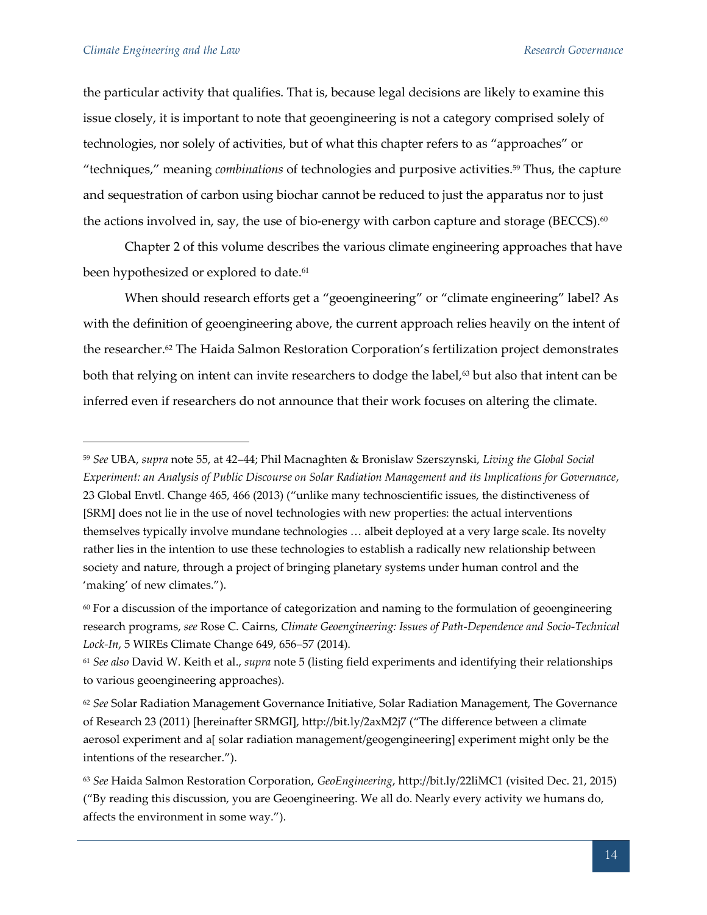the particular activity that qualifies. That is, because legal decisions are likely to examine this issue closely, it is important to note that geoengineering is not a category comprised solely of technologies, nor solely of activities, but of what this chapter refers to as "approaches" or "techniques," meaning *combinations* of technologies and purposive activities.[59] Thus, the capture and sequestration of carbon using biochar cannot be reduced to just the apparatus nor to just the actions involved in, say, the use of bio-energy with carbon capture and storage (BECCS).[60]

Chapter 2 of this volume describes the various climate engineering approaches that have been hypothesized or explored to date.[61]

When should research efforts get a "geoengineering" or "climate engineering" label? As with the definition of geoengineering above, the current approach relies heavily on the intent of the researcher.[62] The Haida Salmon Restoration Corporation's fertilization project demonstrates both that relying on intent can invite researchers to dodge the label,[63] but also that intent can be inferred even if researchers do not announce that their work focuses on altering the climate.

---

[59] *See* UBA, *supra* note 55, at 42–44; Phil Macnaghten & Bronislaw Szerszynski, *Living the Global Social Experiment: an Analysis of Public Discourse on Solar Radiation Management and its Implications for Governance*, 23 Global Envtl. Change 465, 466 (2013) ("unlike many technoscientific issues, the distinctiveness of [SRM] does not lie in the use of novel technologies with new properties: the actual interventions themselves typically involve mundane technologies … albeit deployed at a very large scale. Its novelty rather lies in the intention to use these technologies to establish a radically new relationship between society and nature, through a project of bringing planetary systems under human control and the 'making' of new climates.").

[60] For a discussion of the importance of categorization and naming to the formulation of geoengineering research programs, *see* Rose C. Cairns, *Climate Geoengineering: Issues of Path-Dependence and Socio-Technical Lock-In*, 5 WIREs Climate Change 649, 656–57 (2014).

[61] *See also* David W. Keith et al., *supra* note 5 (listing field experiments and identifying their relationships to various geoengineering approaches).

[62] *See* Solar Radiation Management Governance Initiative, Solar Radiation Management, The Governance of Research 23 (2011) [hereinafter SRMGI], http://bit.ly/2axM2j7 ("The difference between a climate aerosol experiment and a[ solar radiation management/geogengineering] experiment might only be the intentions of the researcher.").

[63] *See* Haida Salmon Restoration Corporation, *GeoEngineering*, http://bit.ly/22liMC1 (visited Dec. 21, 2015) ("By reading this discussion, you are Geoengineering. We all do. Nearly every activity we humans do, affects the environment in some way.").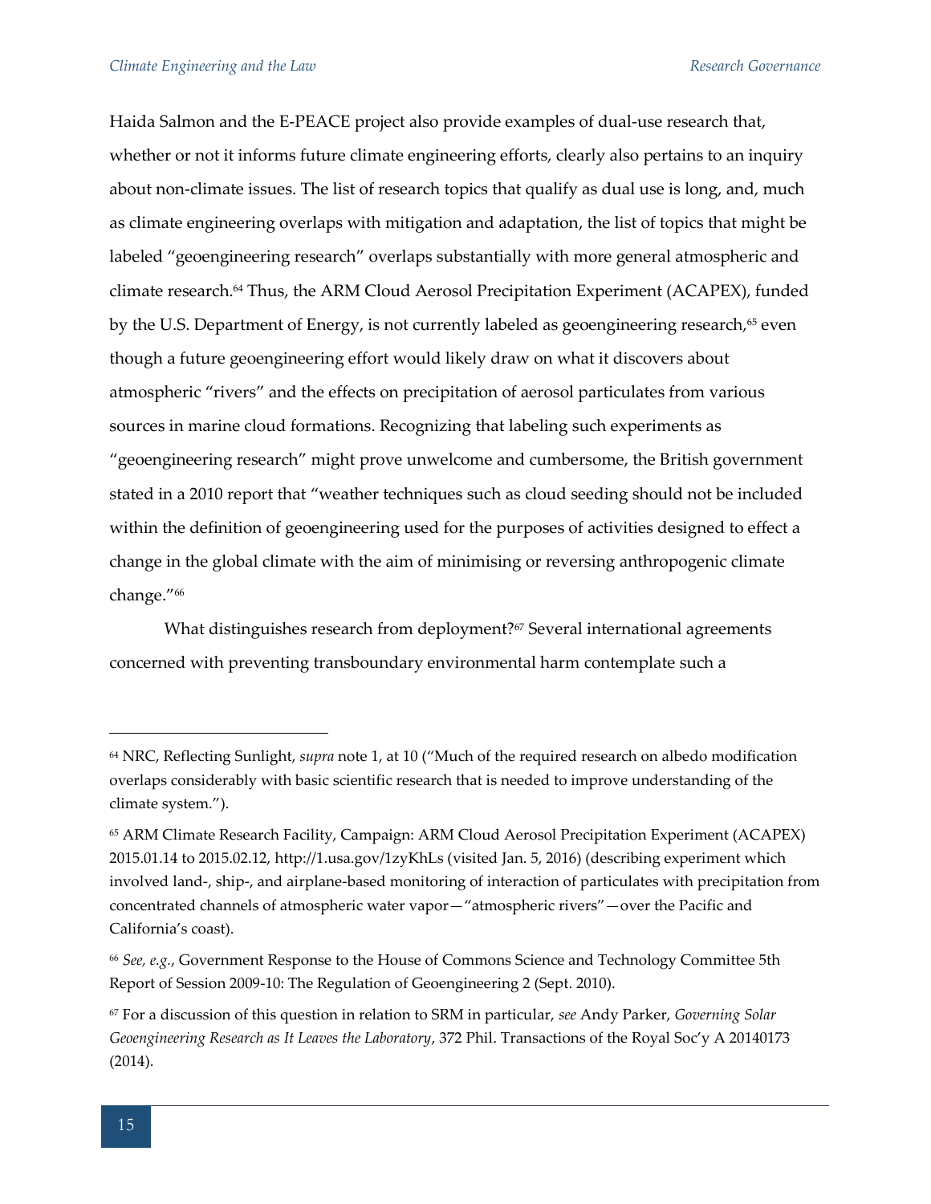Haida Salmon and the E-PEACE project also provide examples of dual-use research that, whether or not it informs future climate engineering efforts, clearly also pertains to an inquiry about non-climate issues. The list of research topics that qualify as dual use is long, and, much as climate engineering overlaps with mitigation and adaptation, the list of topics that might be labeled "geoengineering research" overlaps substantially with more general atmospheric and climate research.[64] Thus, the ARM Cloud Aerosol Precipitation Experiment (ACAPEX), funded by the U.S. Department of Energy, is not currently labeled as geoengineering research,[65] even though a future geoengineering effort would likely draw on what it discovers about atmospheric "rivers" and the effects on precipitation of aerosol particulates from various sources in marine cloud formations. Recognizing that labeling such experiments as "geoengineering research" might prove unwelcome and cumbersome, the British government stated in a 2010 report that "weather techniques such as cloud seeding should not be included within the definition of geoengineering used for the purposes of activities designed to effect a change in the global climate with the aim of minimising or reversing anthropogenic climate change."[66]

What distinguishes research from deployment?[67] Several international agreements concerned with preventing transboundary environmental harm contemplate such a

---

[64] NRC, Reflecting Sunlight, *supra* note 1, at 10 ("Much of the required research on albedo modification overlaps considerably with basic scientific research that is needed to improve understanding of the climate system.").

[65] ARM Climate Research Facility, Campaign: ARM Cloud Aerosol Precipitation Experiment (ACAPEX) 2015.01.14 to 2015.02.12, http://1.usa.gov/1zyKhLs (visited Jan. 5, 2016) (describing experiment which involved land-, ship-, and airplane-based monitoring of interaction of particulates with precipitation from concentrated channels of atmospheric water vapor—"atmospheric rivers"—over the Pacific and California's coast).

[66] *See, e.g.*, Government Response to the House of Commons Science and Technology Committee 5th Report of Session 2009-10: The Regulation of Geoengineering 2 (Sept. 2010).

[67] For a discussion of this question in relation to SRM in particular, *see* Andy Parker, *Governing Solar Geoengineering Research as It Leaves the Laboratory*, 372 Phil. Transactions of the Royal Soc'y A 20140173 (2014).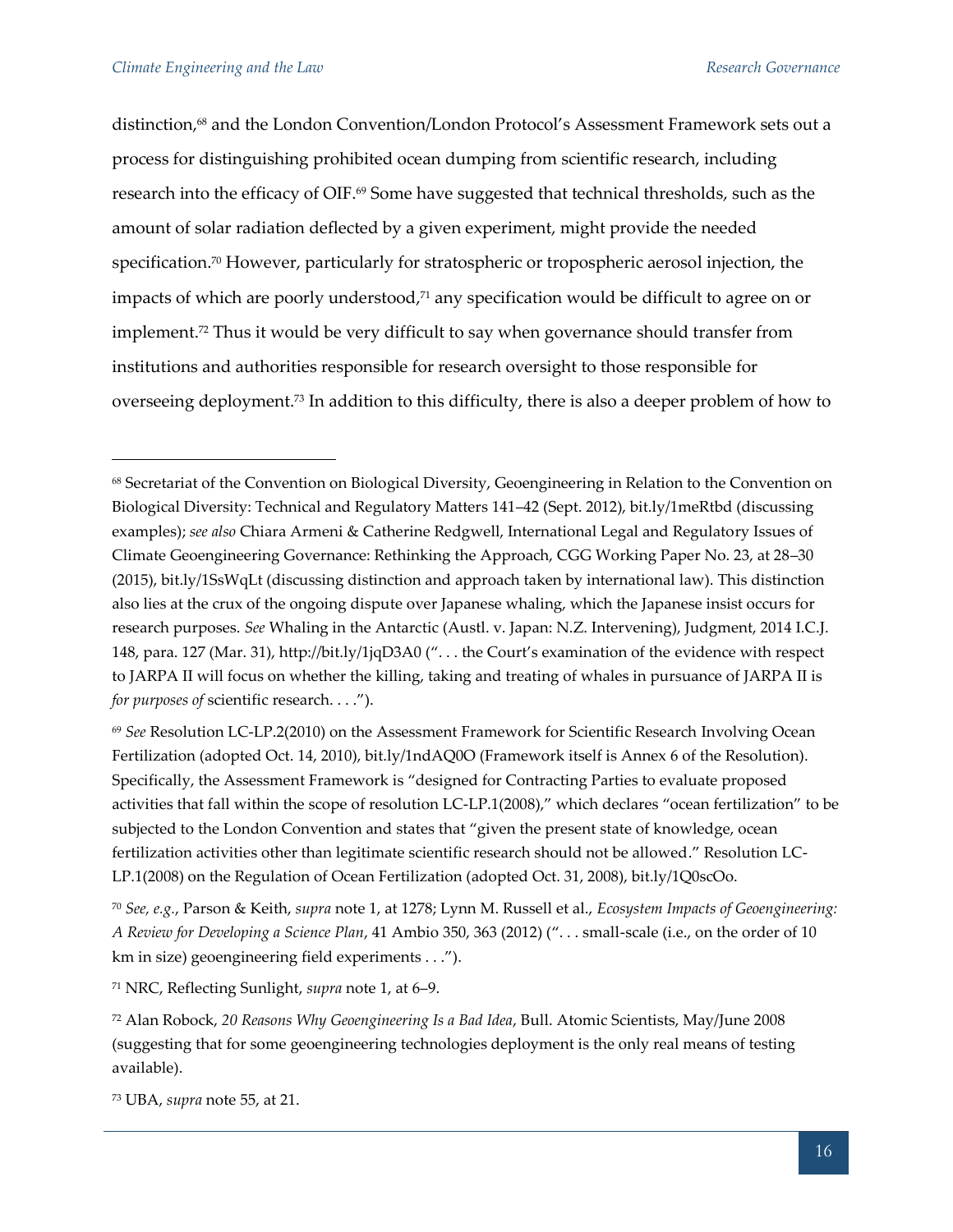distinction,[68] and the London Convention/London Protocol's Assessment Framework sets out a process for distinguishing prohibited ocean dumping from scientific research, including research into the efficacy of OIF.[69] Some have suggested that technical thresholds, such as the amount of solar radiation deflected by a given experiment, might provide the needed specification.[70] However, particularly for stratospheric or tropospheric aerosol injection, the impacts of which are poorly understood,[71] any specification would be difficult to agree on or implement.[72] Thus it would be very difficult to say when governance should transfer from institutions and authorities responsible for research oversight to those responsible for overseeing deployment.[73] In addition to this difficulty, there is also a deeper problem of how to

---

[68] Secretariat of the Convention on Biological Diversity, Geoengineering in Relation to the Convention on Biological Diversity: Technical and Regulatory Matters 141–42 (Sept. 2012), bit.ly/1meRtbd (discussing examples); *see also* Chiara Armeni & Catherine Redgwell, International Legal and Regulatory Issues of Climate Geoengineering Governance: Rethinking the Approach, CGG Working Paper No. 23, at 28–30 (2015), bit.ly/1SsWqLt (discussing distinction and approach taken by international law). This distinction also lies at the crux of the ongoing dispute over Japanese whaling, which the Japanese insist occurs for research purposes. *See* Whaling in the Antarctic (Austl. v. Japan: N.Z. Intervening), Judgment, 2014 I.C.J. 148, para. 127 (Mar. 31), http://bit.ly/1jqD3A0 (". . . the Court's examination of the evidence with respect to JARPA II will focus on whether the killing, taking and treating of whales in pursuance of JARPA II is *for purposes of* scientific research. . . .").

[69] *See* Resolution LC-LP.2(2010) on the Assessment Framework for Scientific Research Involving Ocean Fertilization (adopted Oct. 14, 2010), bit.ly/1ndAQ0O (Framework itself is Annex 6 of the Resolution). Specifically, the Assessment Framework is "designed for Contracting Parties to evaluate proposed activities that fall within the scope of resolution LC-LP.1(2008)," which declares "ocean fertilization" to be subjected to the London Convention and states that "given the present state of knowledge, ocean fertilization activities other than legitimate scientific research should not be allowed." Resolution LC-LP.1(2008) on the Regulation of Ocean Fertilization (adopted Oct. 31, 2008), bit.ly/1Q0scOo.

[70] *See, e.g.*, Parson & Keith, *supra* note 1, at 1278; Lynn M. Russell et al., *Ecosystem Impacts of Geoengineering: A Review for Developing a Science Plan*, 41 Ambio 350, 363 (2012) (". . . small-scale (i.e., on the order of 10 km in size) geoengineering field experiments . . .").

[71] NRC, Reflecting Sunlight, *supra* note 1, at 6–9.

[72] Alan Robock, *20 Reasons Why Geoengineering Is a Bad Idea*, Bull. Atomic Scientists, May/June 2008 (suggesting that for some geoengineering technologies deployment is the only real means of testing available).

[73] UBA, *supra* note 55, at 21.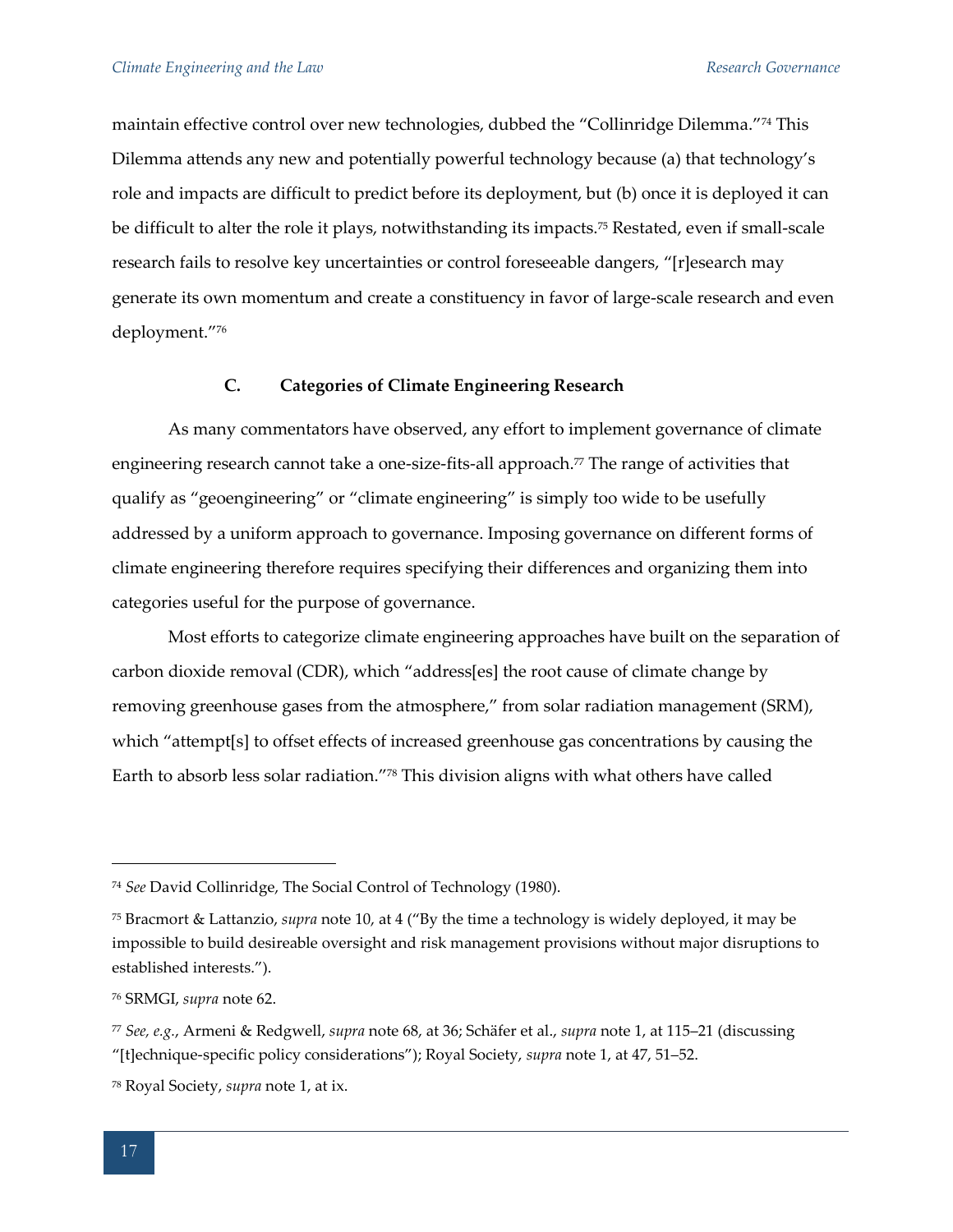maintain effective control over new technologies, dubbed the "Collinridge Dilemma."[74] This Dilemma attends any new and potentially powerful technology because (a) that technology's role and impacts are difficult to predict before its deployment, but (b) once it is deployed it can be difficult to alter the role it plays, notwithstanding its impacts.[75] Restated, even if small-scale research fails to resolve key uncertainties or control foreseeable dangers, "[r]esearch may generate its own momentum and create a constituency in favor of large-scale research and even deployment."[76]

### C. Categories of Climate Engineering Research

As many commentators have observed, any effort to implement governance of climate engineering research cannot take a one-size-fits-all approach.[77] The range of activities that qualify as "geoengineering" or "climate engineering" is simply too wide to be usefully addressed by a uniform approach to governance. Imposing governance on different forms of climate engineering therefore requires specifying their differences and organizing them into categories useful for the purpose of governance.

Most efforts to categorize climate engineering approaches have built on the separation of carbon dioxide removal (CDR), which "address[es] the root cause of climate change by removing greenhouse gases from the atmosphere," from solar radiation management (SRM), which "attempt[s] to offset effects of increased greenhouse gas concentrations by causing the Earth to absorb less solar radiation."[78] This division aligns with what others have called

---

[74] *See* David Collinridge, The Social Control of Technology (1980).

[75] Bracmort & Lattanzio, *supra* note 10, at 4 ("By the time a technology is widely deployed, it may be impossible to build desireable oversight and risk management provisions without major disruptions to established interests.").

[76] SRMGI, *supra* note 62.

[77] *See, e.g.*, Armeni & Redgwell, *supra* note 68, at 36; Schäfer et al., *supra* note 1, at 115–21 (discussing "[t]echnique-specific policy considerations"); Royal Society, *supra* note 1, at 47, 51–52.

[78] Royal Society, *supra* note 1, at ix.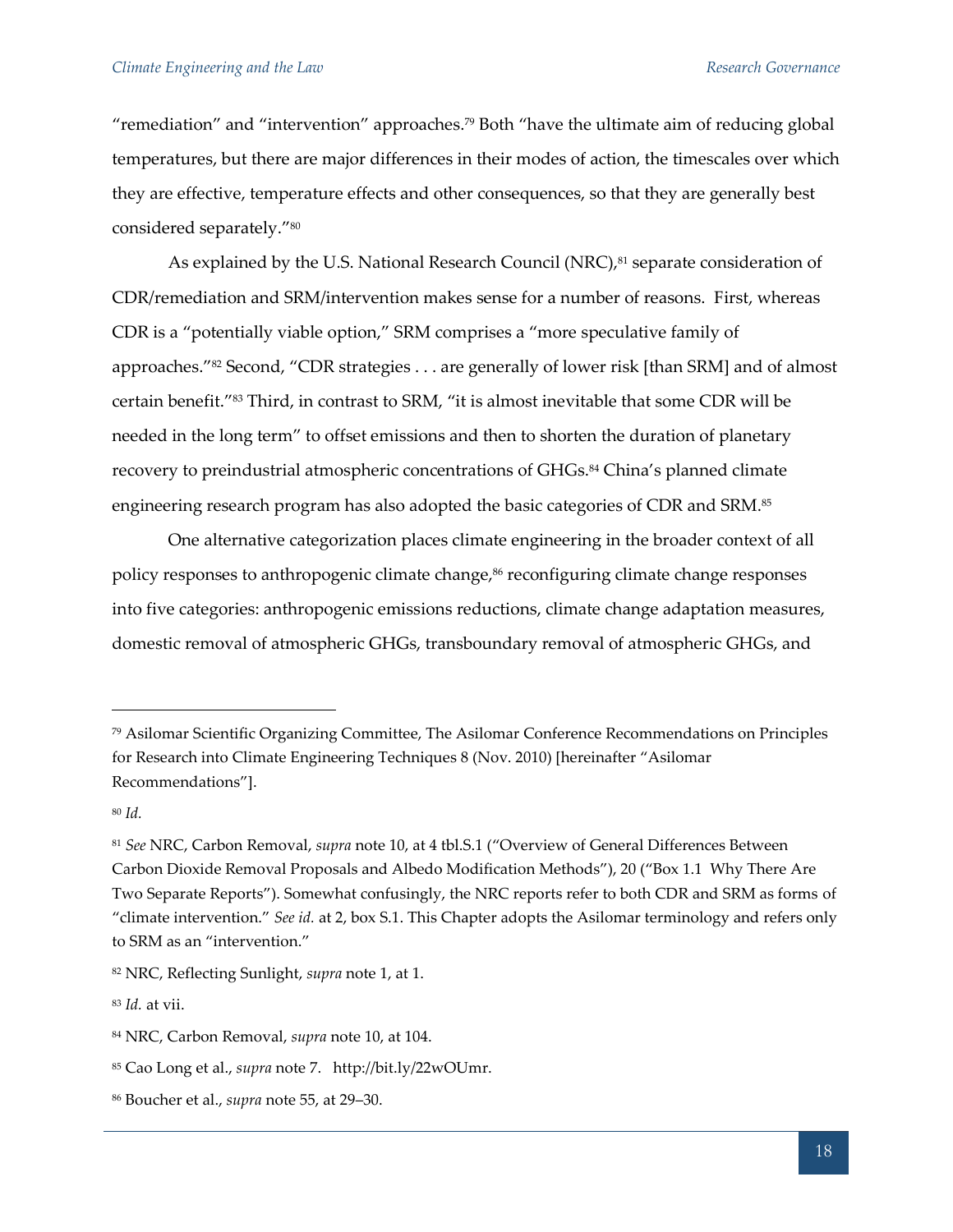"remediation" and "intervention" approaches.[79] Both "have the ultimate aim of reducing global temperatures, but there are major differences in their modes of action, the timescales over which they are effective, temperature effects and other consequences, so that they are generally best considered separately."[80]

As explained by the U.S. National Research Council (NRC),[81] separate consideration of CDR/remediation and SRM/intervention makes sense for a number of reasons. First, whereas CDR is a "potentially viable option," SRM comprises a "more speculative family of approaches."[82] Second, "CDR strategies . . . are generally of lower risk [than SRM] and of almost certain benefit."[83] Third, in contrast to SRM, "it is almost inevitable that some CDR will be needed in the long term" to offset emissions and then to shorten the duration of planetary recovery to preindustrial atmospheric concentrations of GHGs.[84] China's planned climate engineering research program has also adopted the basic categories of CDR and SRM.[85]

One alternative categorization places climate engineering in the broader context of all policy responses to anthropogenic climate change,[86] reconfiguring climate change responses into five categories: anthropogenic emissions reductions, climate change adaptation measures, domestic removal of atmospheric GHGs, transboundary removal of atmospheric GHGs, and

---

[79] Asilomar Scientific Organizing Committee, The Asilomar Conference Recommendations on Principles for Research into Climate Engineering Techniques 8 (Nov. 2010) [hereinafter "Asilomar Recommendations"].

[80] *Id*.

[81] *See* NRC, Carbon Removal, *supra* note 10, at 4 tbl.S.1 ("Overview of General Differences Between Carbon Dioxide Removal Proposals and Albedo Modification Methods"), 20 ("Box 1.1 Why There Are Two Separate Reports"). Somewhat confusingly, the NRC reports refer to both CDR and SRM as forms of "climate intervention." *See id.* at 2, box S.1. This Chapter adopts the Asilomar terminology and refers only to SRM as an "intervention."

[82] NRC, Reflecting Sunlight, *supra* note 1, at 1.

[83] *Id.* at vii.

[84] NRC, Carbon Removal, *supra* note 10, at 104.

[85] Cao Long et al., *supra* note 7. http://bit.ly/22wOUmr.

[86] Boucher et al., *supra* note 55, at 29–30.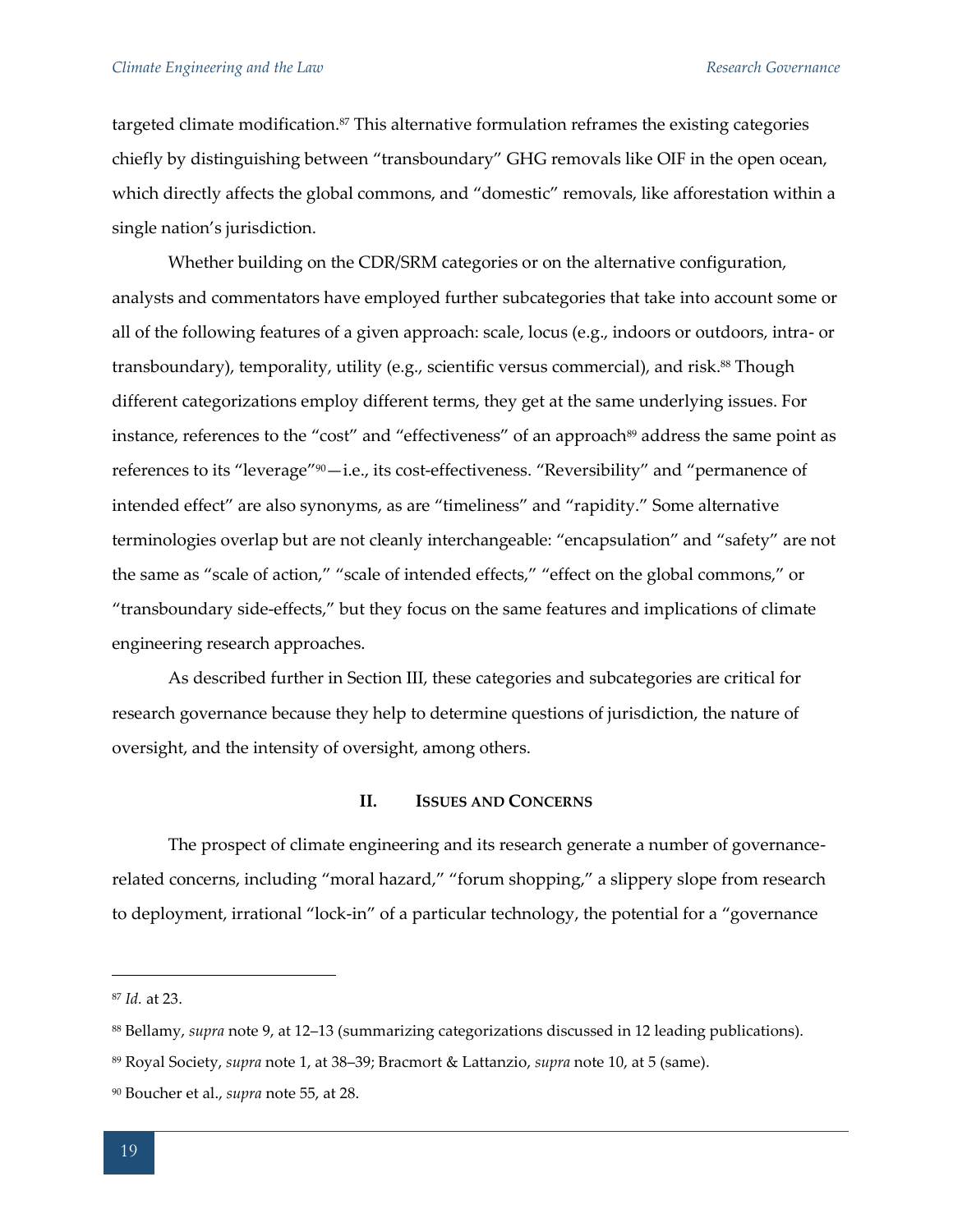targeted climate modification.[87] This alternative formulation reframes the existing categories chiefly by distinguishing between "transboundary" GHG removals like OIF in the open ocean, which directly affects the global commons, and "domestic" removals, like afforestation within a single nation's jurisdiction.

Whether building on the CDR/SRM categories or on the alternative configuration, analysts and commentators have employed further subcategories that take into account some or all of the following features of a given approach: scale, locus (e.g., indoors or outdoors, intra- or transboundary), temporality, utility (e.g., scientific versus commercial), and risk.[88] Though different categorizations employ different terms, they get at the same underlying issues. For instance, references to the "cost" and "effectiveness" of an approach[89] address the same point as references to its "leverage"[90]—i.e., its cost-effectiveness. "Reversibility" and "permanence of intended effect" are also synonyms, as are "timeliness" and "rapidity." Some alternative terminologies overlap but are not cleanly interchangeable: "encapsulation" and "safety" are not the same as "scale of action," "scale of intended effects," "effect on the global commons," or "transboundary side-effects," but they focus on the same features and implications of climate engineering research approaches.

As described further in Section III, these categories and subcategories are critical for research governance because they help to determine questions of jurisdiction, the nature of oversight, and the intensity of oversight, among others.

## II. Issues and Concerns

The prospect of climate engineering and its research generate a number of governance-related concerns, including "moral hazard," "forum shopping," a slippery slope from research to deployment, irrational "lock-in" of a particular technology, the potential for a "governance

---

[87] *Id.* at 23.

[88] Bellamy, *supra* note 9, at 12–13 (summarizing categorizations discussed in 12 leading publications).

[89] Royal Society, *supra* note 1, at 38–39; Bracmort & Lattanzio, *supra* note 10, at 5 (same).

[90] Boucher et al., *supra* note 55, at 28.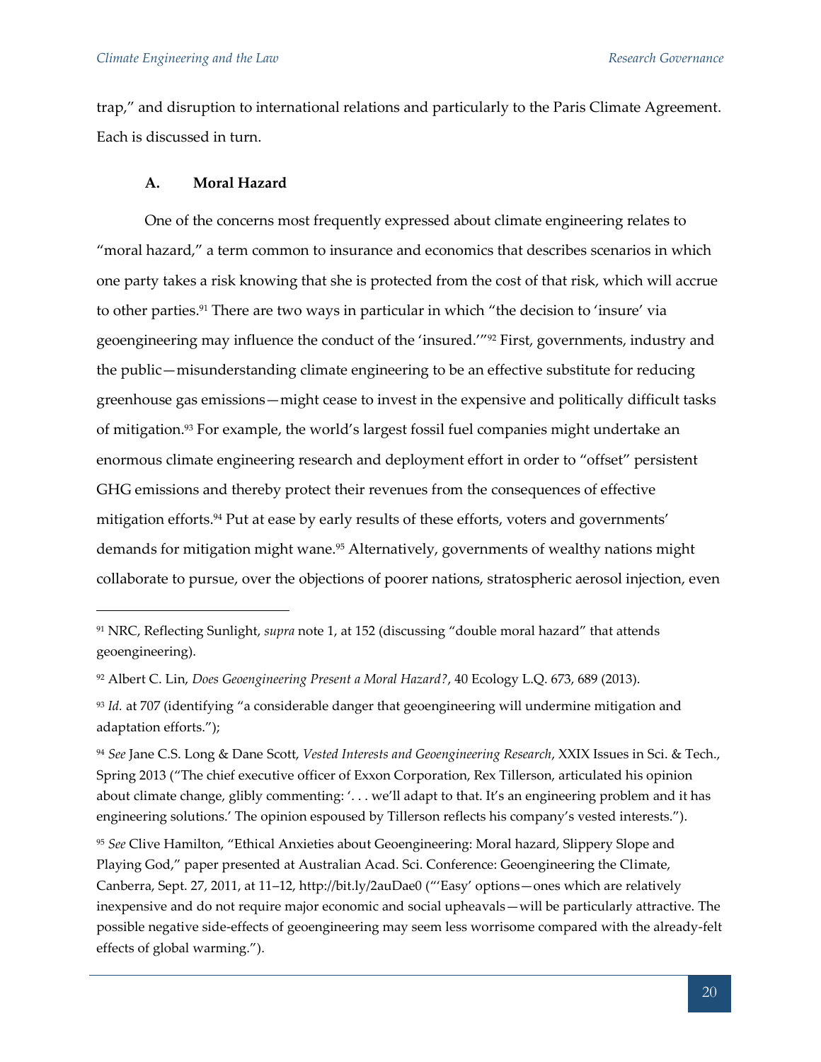trap," and disruption to international relations and particularly to the Paris Climate Agreement. Each is discussed in turn.

### A. Moral Hazard

One of the concerns most frequently expressed about climate engineering relates to "moral hazard," a term common to insurance and economics that describes scenarios in which one party takes a risk knowing that she is protected from the cost of that risk, which will accrue to other parties.[91] There are two ways in particular in which "the decision to 'insure' via geoengineering may influence the conduct of the 'insured.'"[92] First, governments, industry and the public—misunderstanding climate engineering to be an effective substitute for reducing greenhouse gas emissions—might cease to invest in the expensive and politically difficult tasks of mitigation.[93] For example, the world's largest fossil fuel companies might undertake an enormous climate engineering research and deployment effort in order to "offset" persistent GHG emissions and thereby protect their revenues from the consequences of effective mitigation efforts.[94] Put at ease by early results of these efforts, voters and governments' demands for mitigation might wane.[95] Alternatively, governments of wealthy nations might collaborate to pursue, over the objections of poorer nations, stratospheric aerosol injection, even

---

[91] NRC, Reflecting Sunlight, *supra* note 1, at 152 (discussing "double moral hazard" that attends geoengineering).

[92] Albert C. Lin, *Does Geoengineering Present a Moral Hazard?*, 40 Ecology L.Q. 673, 689 (2013).

[93] *Id.* at 707 (identifying "a considerable danger that geoengineering will undermine mitigation and adaptation efforts.");

[94] *See* Jane C.S. Long & Dane Scott, *Vested Interests and Geoengineering Research*, XXIX Issues in Sci. & Tech., Spring 2013 ("The chief executive officer of Exxon Corporation, Rex Tillerson, articulated his opinion about climate change, glibly commenting: '. . . we'll adapt to that. It's an engineering problem and it has engineering solutions.' The opinion espoused by Tillerson reflects his company's vested interests.").

[95] *See* Clive Hamilton, "Ethical Anxieties about Geoengineering: Moral hazard, Slippery Slope and Playing God," paper presented at Australian Acad. Sci. Conference: Geoengineering the Climate, Canberra, Sept. 27, 2011, at 11–12, http://bit.ly/2auDae0 ("'Easy' options—ones which are relatively inexpensive and do not require major economic and social upheavals—will be particularly attractive. The possible negative side-effects of geoengineering may seem less worrisome compared with the already-felt effects of global warming.").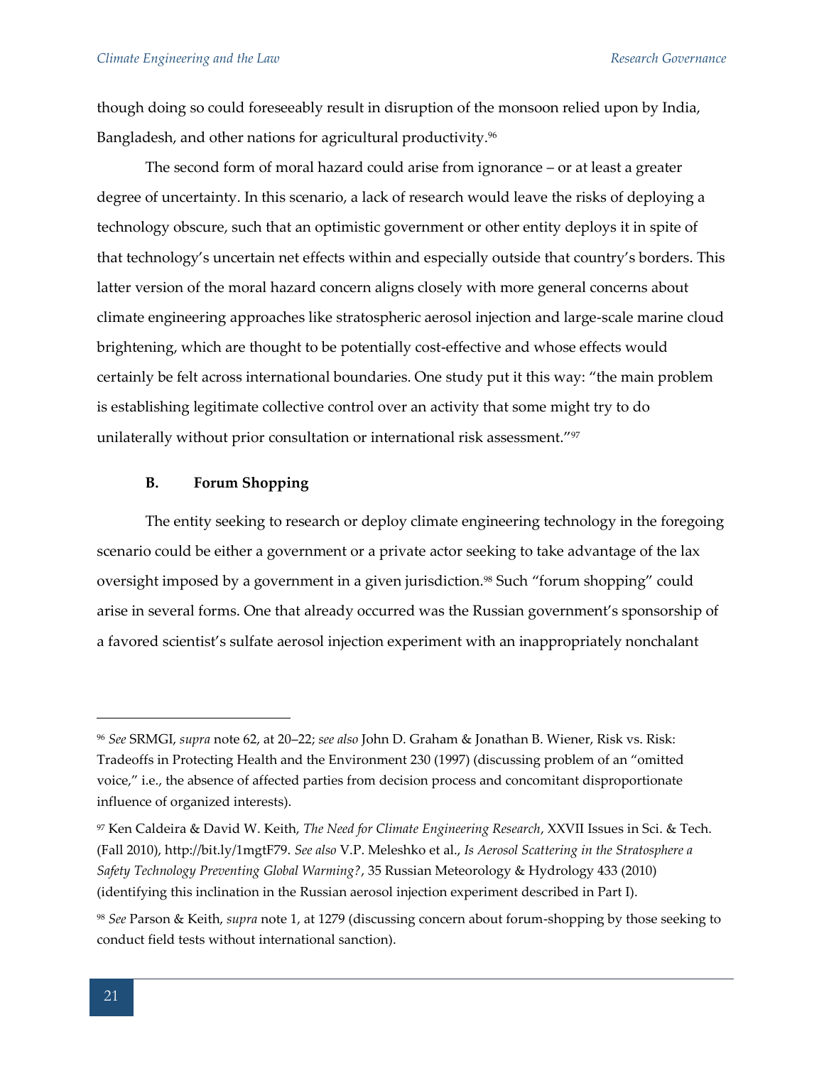though doing so could foreseeably result in disruption of the monsoon relied upon by India, Bangladesh, and other nations for agricultural productivity.[96]

The second form of moral hazard could arise from ignorance – or at least a greater degree of uncertainty. In this scenario, a lack of research would leave the risks of deploying a technology obscure, such that an optimistic government or other entity deploys it in spite of that technology's uncertain net effects within and especially outside that country's borders. This latter version of the moral hazard concern aligns closely with more general concerns about climate engineering approaches like stratospheric aerosol injection and large-scale marine cloud brightening, which are thought to be potentially cost-effective and whose effects would certainly be felt across international boundaries. One study put it this way: "the main problem is establishing legitimate collective control over an activity that some might try to do unilaterally without prior consultation or international risk assessment."[97]

### B. Forum Shopping

The entity seeking to research or deploy climate engineering technology in the foregoing scenario could be either a government or a private actor seeking to take advantage of the lax oversight imposed by a government in a given jurisdiction.[98] Such "forum shopping" could arise in several forms. One that already occurred was the Russian government's sponsorship of a favored scientist's sulfate aerosol injection experiment with an inappropriately nonchalant

---

[96] *See* SRMGI, *supra* note 62, at 20–22; *see also* John D. Graham & Jonathan B. Wiener, Risk vs. Risk: Tradeoffs in Protecting Health and the Environment 230 (1997) (discussing problem of an "omitted voice," i.e., the absence of affected parties from decision process and concomitant disproportionate influence of organized interests).

[97] Ken Caldeira & David W. Keith, *The Need for Climate Engineering Research*, XXVII Issues in Sci. & Tech. (Fall 2010), http://bit.ly/1mgtF79. *See also* V.P. Meleshko et al., *Is Aerosol Scattering in the Stratosphere a Safety Technology Preventing Global Warming?*, 35 Russian Meteorology & Hydrology 433 (2010) (identifying this inclination in the Russian aerosol injection experiment described in Part I).

[98] *See* Parson & Keith, *supra* note 1, at 1279 (discussing concern about forum-shopping by those seeking to conduct field tests without international sanction).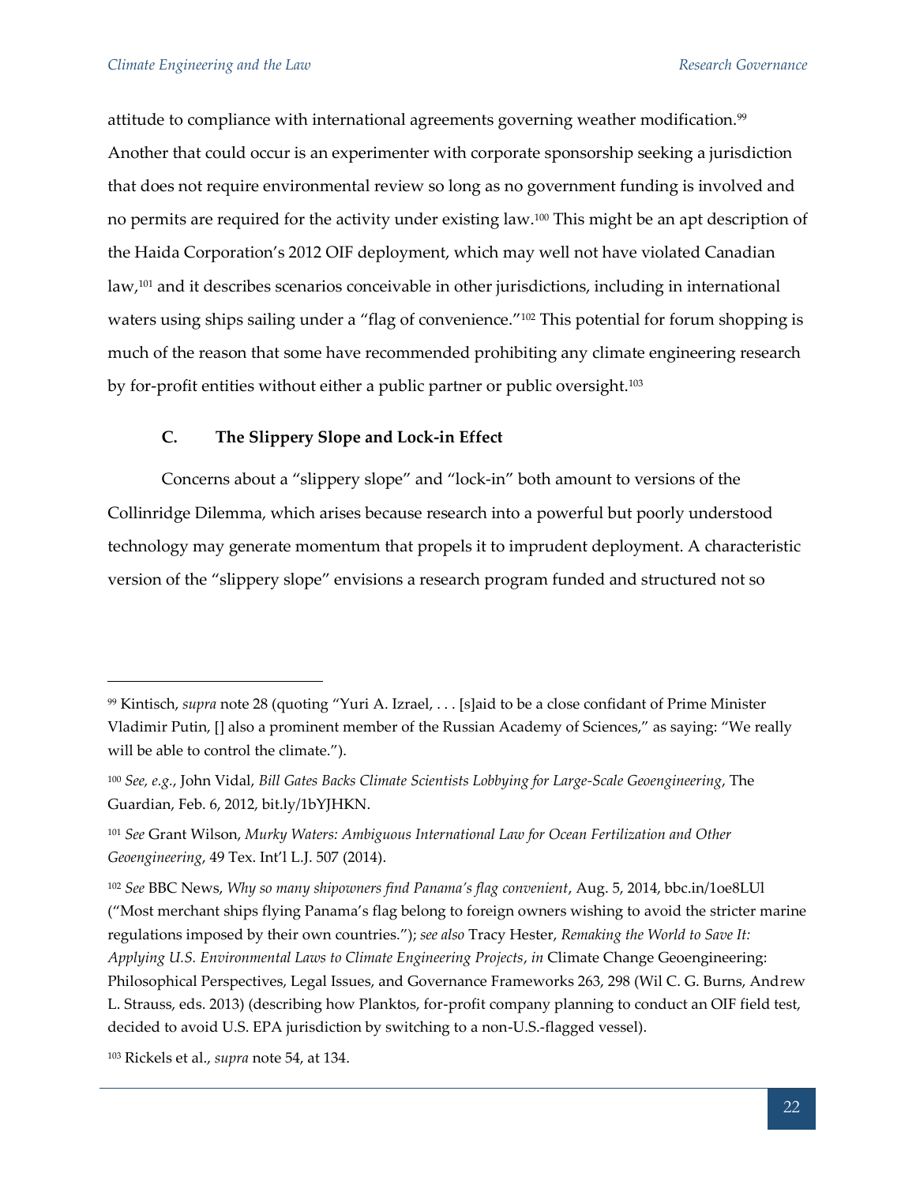attitude to compliance with international agreements governing weather modification.[99] Another that could occur is an experimenter with corporate sponsorship seeking a jurisdiction that does not require environmental review so long as no government funding is involved and no permits are required for the activity under existing law.[100] This might be an apt description of the Haida Corporation's 2012 OIF deployment, which may well not have violated Canadian law,[101] and it describes scenarios conceivable in other jurisdictions, including in international waters using ships sailing under a "flag of convenience."[102] This potential for forum shopping is much of the reason that some have recommended prohibiting any climate engineering research by for-profit entities without either a public partner or public oversight.[103]

### C. The Slippery Slope and Lock-in Effect

Concerns about a "slippery slope" and "lock-in" both amount to versions of the Collinridge Dilemma, which arises because research into a powerful but poorly understood technology may generate momentum that propels it to imprudent deployment. A characteristic version of the "slippery slope" envisions a research program funded and structured not so

---

[99] Kintisch, *supra* note 28 (quoting "Yuri A. Izrael, . . . [s]aid to be a close confidant of Prime Minister Vladimir Putin, [] also a prominent member of the Russian Academy of Sciences," as saying: "We really will be able to control the climate.").

[100] *See, e.g.*, John Vidal, *Bill Gates Backs Climate Scientists Lobbying for Large-Scale Geoengineering*, The Guardian, Feb. 6, 2012, bit.ly/1bYJHKN.

[101] *See* Grant Wilson, *Murky Waters: Ambiguous International Law for Ocean Fertilization and Other Geoengineering*, 49 Tex. Int'l L.J. 507 (2014).

[102] *See* BBC News, *Why so many shipowners find Panama's flag convenient*, Aug. 5, 2014, bbc.in/1oe8LUl ("Most merchant ships flying Panama's flag belong to foreign owners wishing to avoid the stricter marine regulations imposed by their own countries."); *see also* Tracy Hester, *Remaking the World to Save It: Applying U.S. Environmental Laws to Climate Engineering Projects*, *in* Climate Change Geoengineering: Philosophical Perspectives, Legal Issues, and Governance Frameworks 263, 298 (Wil C. G. Burns, Andrew L. Strauss, eds. 2013) (describing how Planktos, for-profit company planning to conduct an OIF field test, decided to avoid U.S. EPA jurisdiction by switching to a non-U.S.-flagged vessel).

[103] Rickels et al., *supra* note 54, at 134.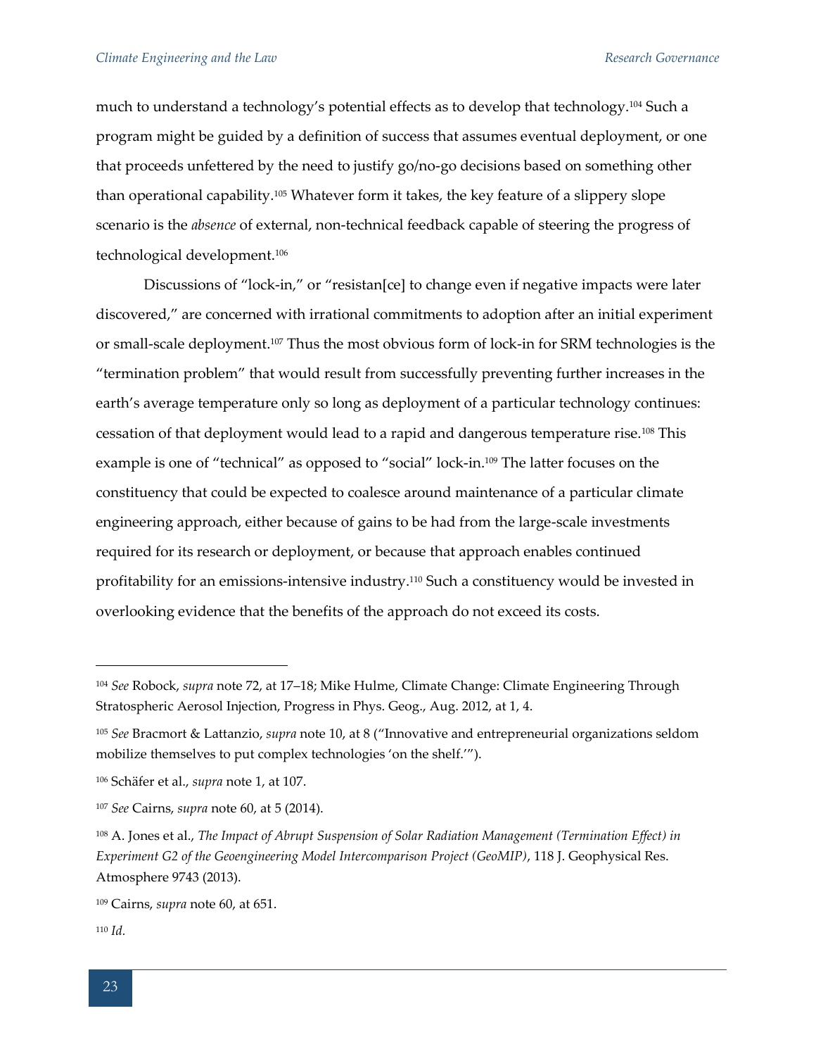much to understand a technology's potential effects as to develop that technology.[104] Such a program might be guided by a definition of success that assumes eventual deployment, or one that proceeds unfettered by the need to justify go/no-go decisions based on something other than operational capability.[105] Whatever form it takes, the key feature of a slippery slope scenario is the *absence* of external, non-technical feedback capable of steering the progress of technological development.[106]

Discussions of "lock-in," or "resistan[ce] to change even if negative impacts were later discovered," are concerned with irrational commitments to adoption after an initial experiment or small-scale deployment.[107] Thus the most obvious form of lock-in for SRM technologies is the "termination problem" that would result from successfully preventing further increases in the earth's average temperature only so long as deployment of a particular technology continues: cessation of that deployment would lead to a rapid and dangerous temperature rise.[108] This example is one of "technical" as opposed to "social" lock-in.[109] The latter focuses on the constituency that could be expected to coalesce around maintenance of a particular climate engineering approach, either because of gains to be had from the large-scale investments required for its research or deployment, or because that approach enables continued profitability for an emissions-intensive industry.[110] Such a constituency would be invested in overlooking evidence that the benefits of the approach do not exceed its costs.

---

[104] *See* Robock, *supra* note 72, at 17–18; Mike Hulme, Climate Change: Climate Engineering Through Stratospheric Aerosol Injection, Progress in Phys. Geog., Aug. 2012, at 1, 4.

[105] *See* Bracmort & Lattanzio, *supra* note 10, at 8 ("Innovative and entrepreneurial organizations seldom mobilize themselves to put complex technologies 'on the shelf.'").

[106] Schäfer et al., *supra* note 1, at 107.

[107] *See* Cairns, *supra* note 60, at 5 (2014).

[108] A. Jones et al., *The Impact of Abrupt Suspension of Solar Radiation Management (Termination Effect) in Experiment G2 of the Geoengineering Model Intercomparison Project (GeoMIP)*, 118 J. Geophysical Res. Atmosphere 9743 (2013).

[109] Cairns, *supra* note 60, at 651.

[110] *Id.*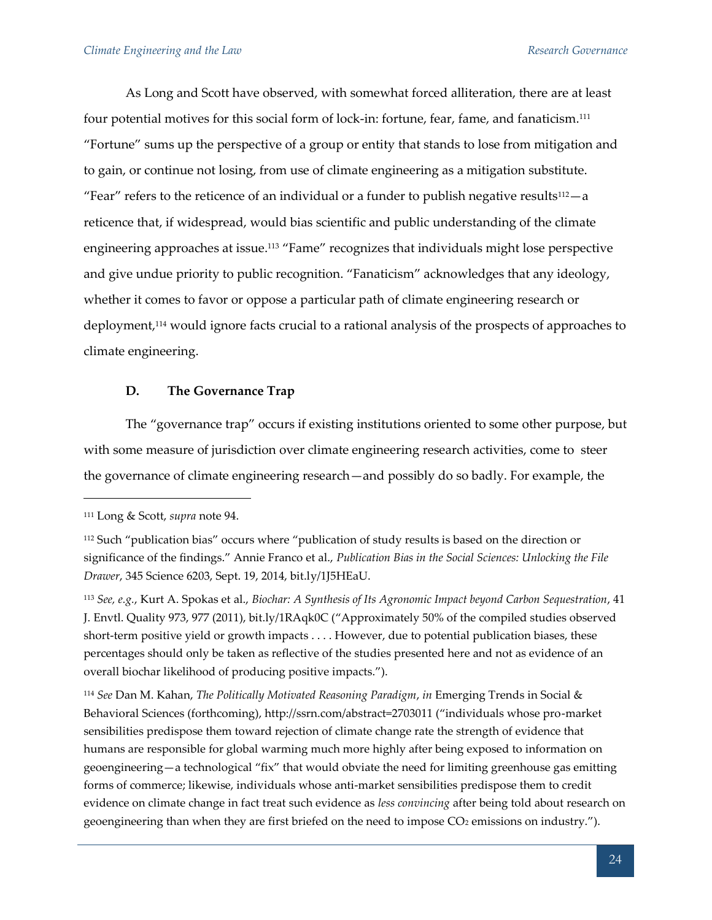As Long and Scott have observed, with somewhat forced alliteration, there are at least four potential motives for this social form of lock-in: fortune, fear, fame, and fanaticism.[111] "Fortune" sums up the perspective of a group or entity that stands to lose from mitigation and to gain, or continue not losing, from use of climate engineering as a mitigation substitute. "Fear" refers to the reticence of an individual or a funder to publish negative results[112]—a reticence that, if widespread, would bias scientific and public understanding of the climate engineering approaches at issue.[113] "Fame" recognizes that individuals might lose perspective and give undue priority to public recognition. "Fanaticism" acknowledges that any ideology, whether it comes to favor or oppose a particular path of climate engineering research or deployment,[114] would ignore facts crucial to a rational analysis of the prospects of approaches to climate engineering.

### D. The Governance Trap

The "governance trap" occurs if existing institutions oriented to some other purpose, but with some measure of jurisdiction over climate engineering research activities, come to steer the governance of climate engineering research—and possibly do so badly. For example, the

---

[111] Long & Scott, *supra* note 94.

[112] Such "publication bias" occurs where "publication of study results is based on the direction or significance of the findings." Annie Franco et al., *Publication Bias in the Social Sciences: Unlocking the File Drawer*, 345 Science 6203, Sept. 19, 2014, bit.ly/1J5HEaU.

[113] *See, e.g.*, Kurt A. Spokas et al., *Biochar: A Synthesis of Its Agronomic Impact beyond Carbon Sequestration*, 41 J. Envtl. Quality 973, 977 (2011), bit.ly/1RAqk0C ("Approximately 50% of the compiled studies observed short-term positive yield or growth impacts . . . . However, due to potential publication biases, these percentages should only be taken as reflective of the studies presented here and not as evidence of an overall biochar likelihood of producing positive impacts.").

[114] *See* Dan M. Kahan, *The Politically Motivated Reasoning Paradigm*, *in* Emerging Trends in Social & Behavioral Sciences (forthcoming), http://ssrn.com/abstract=2703011 ("individuals whose pro-market sensibilities predispose them toward rejection of climate change rate the strength of evidence that humans are responsible for global warming much more highly after being exposed to information on geoengineering—a technological "fix" that would obviate the need for limiting greenhouse gas emitting forms of commerce; likewise, individuals whose anti-market sensibilities predispose them to credit evidence on climate change in fact treat such evidence as *less convincing* after being told about research on geoengineering than when they are first briefed on the need to impose $CO_2$ emissions on industry.").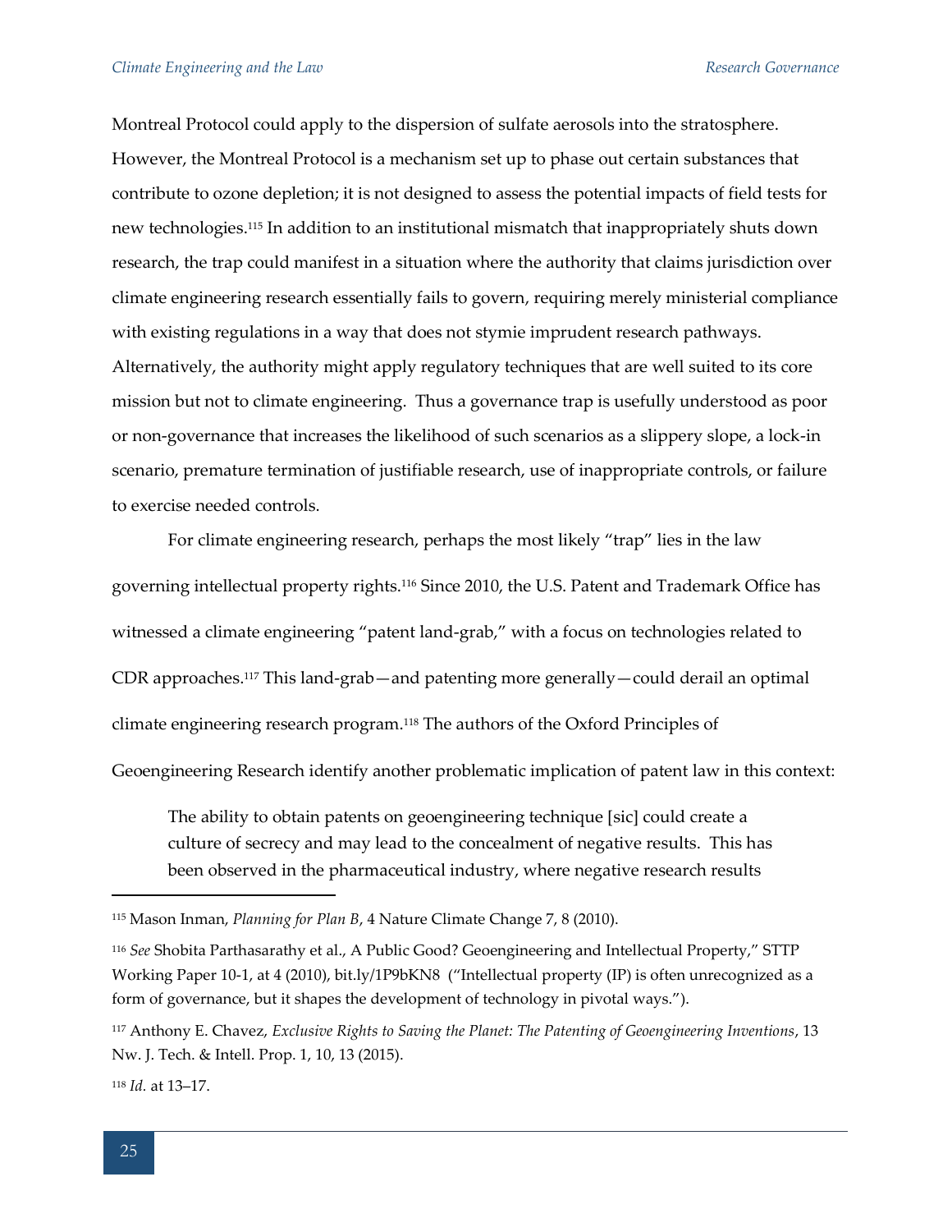Montreal Protocol could apply to the dispersion of sulfate aerosols into the stratosphere. However, the Montreal Protocol is a mechanism set up to phase out certain substances that contribute to ozone depletion; it is not designed to assess the potential impacts of field tests for new technologies.[115] In addition to an institutional mismatch that inappropriately shuts down research, the trap could manifest in a situation where the authority that claims jurisdiction over climate engineering research essentially fails to govern, requiring merely ministerial compliance with existing regulations in a way that does not stymie imprudent research pathways. Alternatively, the authority might apply regulatory techniques that are well suited to its core mission but not to climate engineering. Thus a governance trap is usefully understood as poor or non-governance that increases the likelihood of such scenarios as a slippery slope, a lock-in scenario, premature termination of justifiable research, use of inappropriate controls, or failure to exercise needed controls.

For climate engineering research, perhaps the most likely "trap" lies in the law governing intellectual property rights.[116] Since 2010, the U.S. Patent and Trademark Office has witnessed a climate engineering "patent land-grab," with a focus on technologies related to CDR approaches.[117] This land-grab—and patenting more generally—could derail an optimal climate engineering research program.[118] The authors of the Oxford Principles of Geoengineering Research identify another problematic implication of patent law in this context:

> The ability to obtain patents on geoengineering technique [sic] could create a culture of secrecy and may lead to the concealment of negative results. This has been observed in the pharmaceutical industry, where negative research results

---

[115] Mason Inman, *Planning for Plan B*, 4 Nature Climate Change 7, 8 (2010).

[116] *See* Shobita Parthasarathy et al., A Public Good? Geoengineering and Intellectual Property," STTP Working Paper 10-1, at 4 (2010), bit.ly/1P9bKN8 ("Intellectual property (IP) is often unrecognized as a form of governance, but it shapes the development of technology in pivotal ways.").

[117] Anthony E. Chavez, *Exclusive Rights to Saving the Planet: The Patenting of Geoengineering Inventions*, 13 Nw. J. Tech. & Intell. Prop. 1, 10, 13 (2015).

[118] *Id.* at 13–17.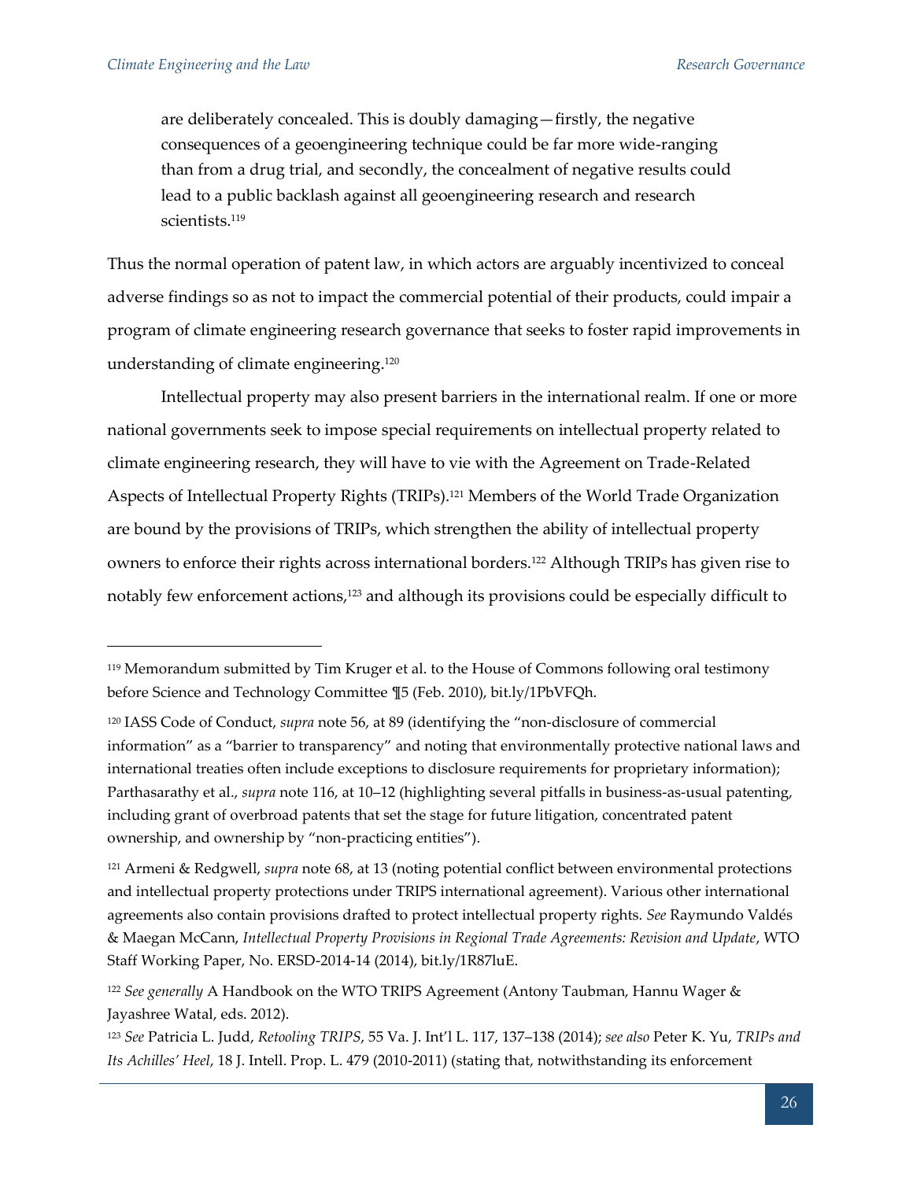are deliberately concealed. This is doubly damaging—firstly, the negative consequences of a geoengineering technique could be far more wide-ranging than from a drug trial, and secondly, the concealment of negative results could lead to a public backlash against all geoengineering research and research scientists.[119]

Thus the normal operation of patent law, in which actors are arguably incentivized to conceal adverse findings so as not to impact the commercial potential of their products, could impair a program of climate engineering research governance that seeks to foster rapid improvements in understanding of climate engineering.[120]

Intellectual property may also present barriers in the international realm. If one or more national governments seek to impose special requirements on intellectual property related to climate engineering research, they will have to vie with the Agreement on Trade-Related Aspects of Intellectual Property Rights (TRIPs).[121] Members of the World Trade Organization are bound by the provisions of TRIPs, which strengthen the ability of intellectual property owners to enforce their rights across international borders.[122] Although TRIPs has given rise to notably few enforcement actions,[123] and although its provisions could be especially difficult to

---

[119] Memorandum submitted by Tim Kruger et al. to the House of Commons following oral testimony before Science and Technology Committee ¶5 (Feb. 2010), bit.ly/1PbVFQh.

[120] IASS Code of Conduct, *supra* note 56, at 89 (identifying the "non-disclosure of commercial information" as a "barrier to transparency" and noting that environmentally protective national laws and international treaties often include exceptions to disclosure requirements for proprietary information); Parthasarathy et al., *supra* note 116, at 10–12 (highlighting several pitfalls in business-as-usual patenting, including grant of overbroad patents that set the stage for future litigation, concentrated patent ownership, and ownership by "non-practicing entities").

[121] Armeni & Redgwell, *supra* note 68, at 13 (noting potential conflict between environmental protections and intellectual property protections under TRIPS international agreement). Various other international agreements also contain provisions drafted to protect intellectual property rights. *See* Raymundo Valdés & Maegan McCann, *Intellectual Property Provisions in Regional Trade Agreements: Revision and Update*, WTO Staff Working Paper, No. ERSD-2014-14 (2014), bit.ly/1R87luE.

[122] *See generally* A Handbook on the WTO TRIPS Agreement (Antony Taubman, Hannu Wager & Jayashree Watal, eds. 2012).

[123] *See* Patricia L. Judd, *Retooling TRIPS*, 55 Va. J. Int'l L. 117, 137–138 (2014); *see also* Peter K. Yu, *TRIPs and Its Achilles' Heel*, 18 J. Intell. Prop. L. 479 (2010-2011) (stating that, notwithstanding its enforcement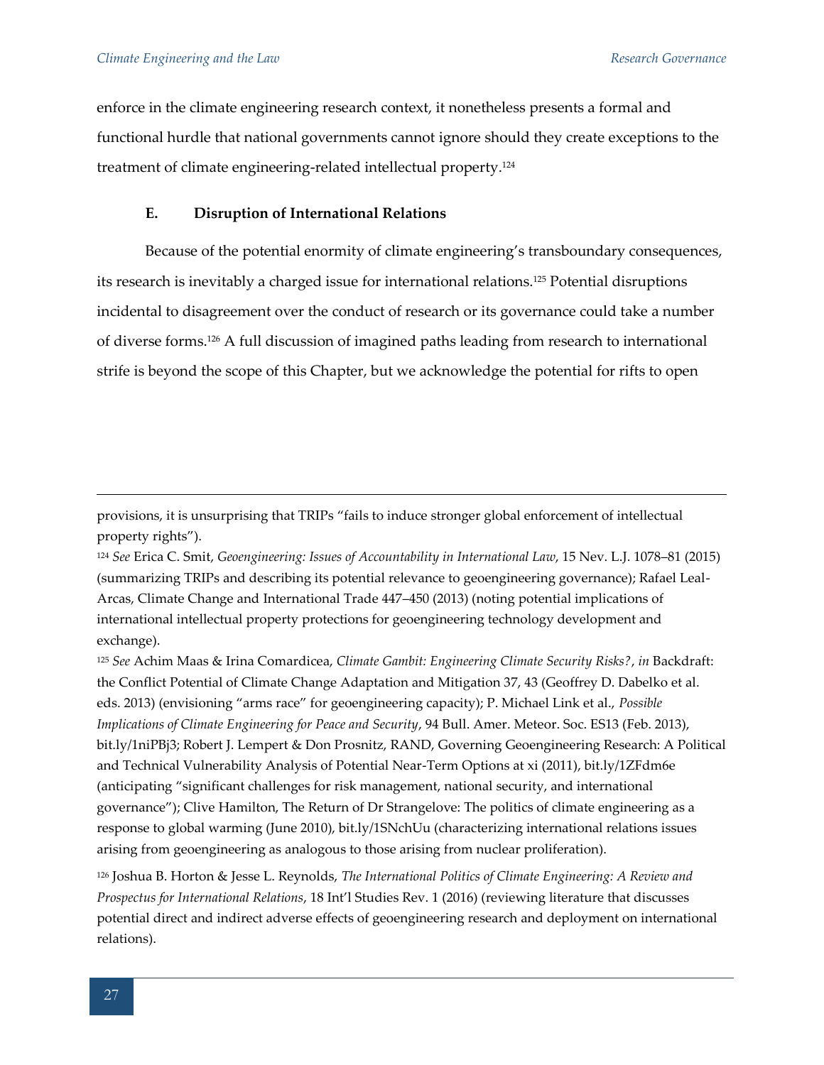enforce in the climate engineering research context, it nonetheless presents a formal and functional hurdle that national governments cannot ignore should they create exceptions to the treatment of climate engineering-related intellectual property.[124]

### E. Disruption of International Relations

Because of the potential enormity of climate engineering's transboundary consequences, its research is inevitably a charged issue for international relations.[125] Potential disruptions incidental to disagreement over the conduct of research or its governance could take a number of diverse forms.[126] A full discussion of imagined paths leading from research to international strife is beyond the scope of this Chapter, but we acknowledge the potential for rifts to open

---

provisions, it is unsurprising that TRIPs "fails to induce stronger global enforcement of intellectual property rights").

[124] *See* Erica C. Smit, *Geoengineering: Issues of Accountability in International Law*, 15 Nev. L.J. 1078–81 (2015) (summarizing TRIPs and describing its potential relevance to geoengineering governance); Rafael Leal-Arcas, Climate Change and International Trade 447–450 (2013) (noting potential implications of international intellectual property protections for geoengineering technology development and exchange).

[125] *See* Achim Maas & Irina Comardicea, *Climate Gambit: Engineering Climate Security Risks?*, *in* Backdraft: the Conflict Potential of Climate Change Adaptation and Mitigation 37, 43 (Geoffrey D. Dabelko et al. eds. 2013) (envisioning "arms race" for geoengineering capacity); P. Michael Link et al., *Possible Implications of Climate Engineering for Peace and Security*, 94 Bull. Amer. Meteor. Soc. ES13 (Feb. 2013), bit.ly/1niPBj3; Robert J. Lempert & Don Prosnitz, RAND, Governing Geoengineering Research: A Political and Technical Vulnerability Analysis of Potential Near-Term Options at xi (2011), bit.ly/1ZFdm6e (anticipating "significant challenges for risk management, national security, and international governance"); Clive Hamilton, The Return of Dr Strangelove: The politics of climate engineering as a response to global warming (June 2010), bit.ly/1SNchUu (characterizing international relations issues arising from geoengineering as analogous to those arising from nuclear proliferation).

[126] Joshua B. Horton & Jesse L. Reynolds, *The International Politics of Climate Engineering: A Review and Prospectus for International Relations*, 18 Int'l Studies Rev. 1 (2016) (reviewing literature that discusses potential direct and indirect adverse effects of geoengineering research and deployment on international relations).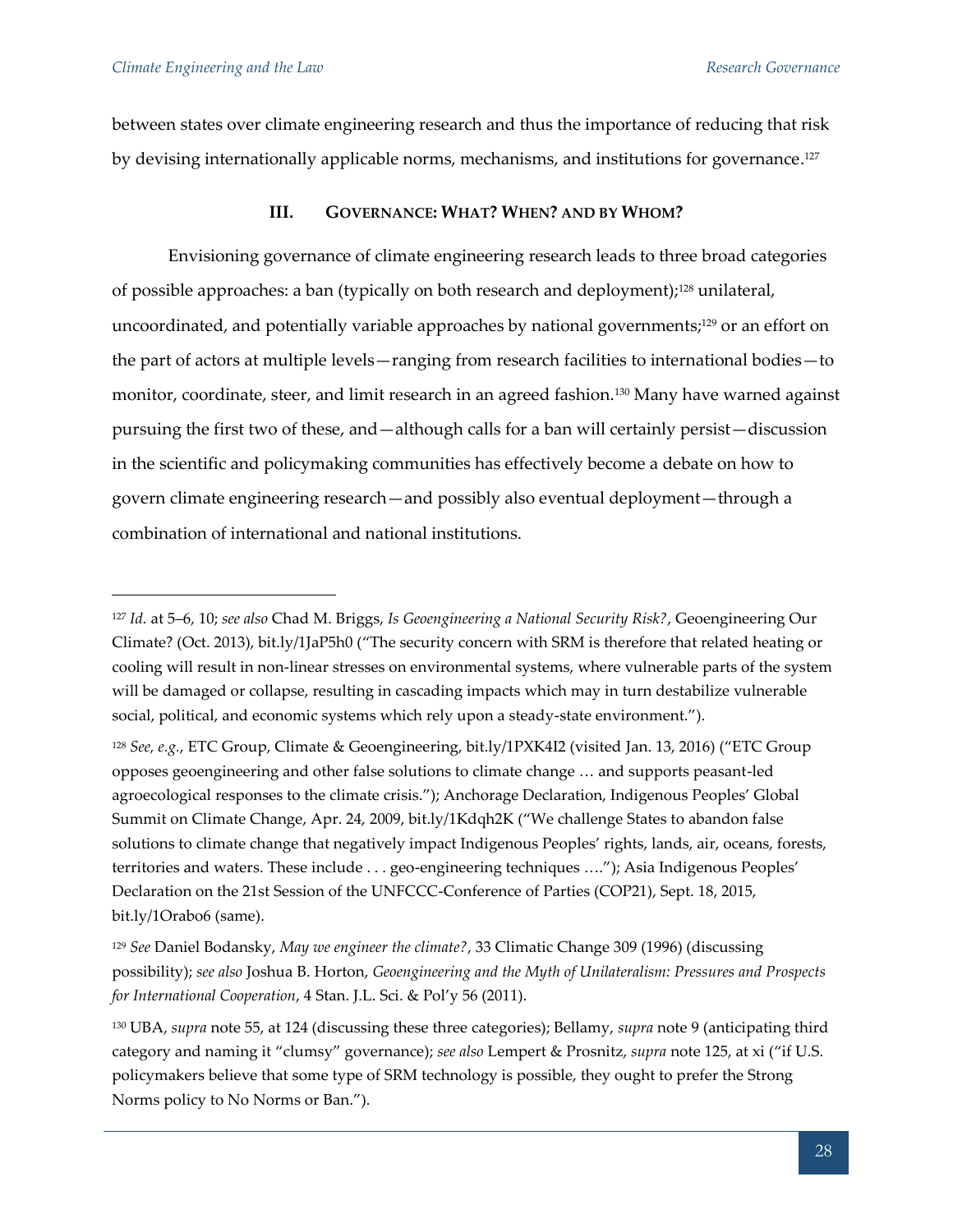between states over climate engineering research and thus the importance of reducing that risk by devising internationally applicable norms, mechanisms, and institutions for governance.[127]

## III. GOVERNANCE: WHAT? WHEN? AND BY WHOM?

Envisioning governance of climate engineering research leads to three broad categories of possible approaches: a ban (typically on both research and deployment);[128] unilateral, uncoordinated, and potentially variable approaches by national governments;[129] or an effort on the part of actors at multiple levels—ranging from research facilities to international bodies—to monitor, coordinate, steer, and limit research in an agreed fashion.[130] Many have warned against pursuing the first two of these, and—although calls for a ban will certainly persist—discussion in the scientific and policymaking communities has effectively become a debate on how to govern climate engineering research—and possibly also eventual deployment—through a combination of international and national institutions.

---

[127] *Id.* at 5–6, 10; *see also* Chad M. Briggs, *Is Geoengineering a National Security Risk?*, Geoengineering Our Climate? (Oct. 2013), bit.ly/1JaP5h0 ("The security concern with SRM is therefore that related heating or cooling will result in non-linear stresses on environmental systems, where vulnerable parts of the system will be damaged or collapse, resulting in cascading impacts which may in turn destabilize vulnerable social, political, and economic systems which rely upon a steady-state environment.").

[128] *See, e.g.*, ETC Group, Climate & Geoengineering, bit.ly/1PXK4I2 (visited Jan. 13, 2016) ("ETC Group opposes geoengineering and other false solutions to climate change … and supports peasant-led agroecological responses to the climate crisis."); Anchorage Declaration, Indigenous Peoples' Global Summit on Climate Change, Apr. 24, 2009, bit.ly/1Kdqh2K ("We challenge States to abandon false solutions to climate change that negatively impact Indigenous Peoples' rights, lands, air, oceans, forests, territories and waters. These include . . . geo-engineering techniques …."); Asia Indigenous Peoples' Declaration on the 21st Session of the UNFCCC-Conference of Parties (COP21), Sept. 18, 2015, bit.ly/1Orabo6 (same).

[129] *See* Daniel Bodansky, *May we engineer the climate?*, 33 Climatic Change 309 (1996) (discussing possibility); *see also* Joshua B. Horton, *Geoengineering and the Myth of Unilateralism: Pressures and Prospects for International Cooperation*, 4 Stan. J.L. Sci. & Pol'y 56 (2011).

[130] UBA, *supra* note 55, at 124 (discussing these three categories); Bellamy, *supra* note 9 (anticipating third category and naming it "clumsy" governance); *see also* Lempert & Prosnitz, *supra* note 125, at xi ("if U.S. policymakers believe that some type of SRM technology is possible, they ought to prefer the Strong Norms policy to No Norms or Ban.").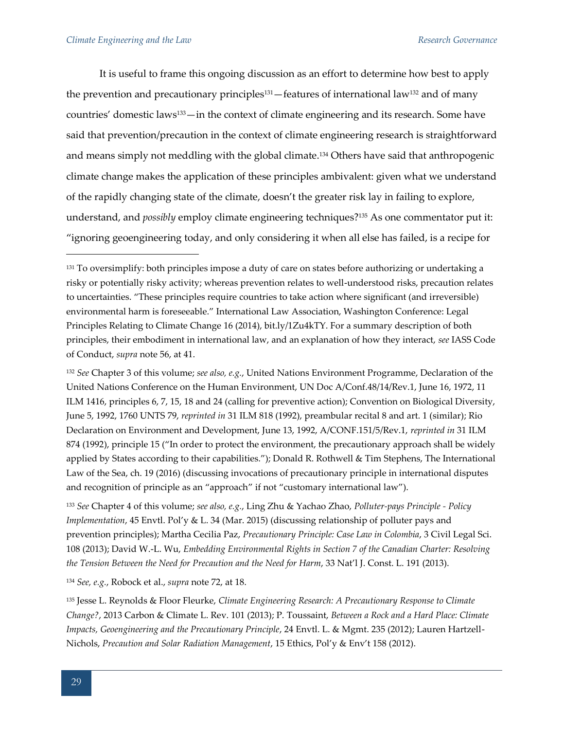It is useful to frame this ongoing discussion as an effort to determine how best to apply the prevention and precautionary principles[131]—features of international law[132] and of many countries' domestic laws[133]—in the context of climate engineering and its research. Some have said that prevention/precaution in the context of climate engineering research is straightforward and means simply not meddling with the global climate.[134] Others have said that anthropogenic climate change makes the application of these principles ambivalent: given what we understand of the rapidly changing state of the climate, doesn't the greater risk lay in failing to explore, understand, and *possibly* employ climate engineering techniques?[135] As one commentator put it: "ignoring geoengineering today, and only considering it when all else has failed, is a recipe for

---

[131] To oversimplify: both principles impose a duty of care on states before authorizing or undertaking a risky or potentially risky activity; whereas prevention relates to well-understood risks, precaution relates to uncertainties. "These principles require countries to take action where significant (and irreversible) environmental harm is foreseeable." International Law Association, Washington Conference: Legal Principles Relating to Climate Change 16 (2014), bit.ly/1Zu4kTY. For a summary description of both principles, their embodiment in international law, and an explanation of how they interact, *see* IASS Code of Conduct, *supra* note 56, at 41.

[132] *See* Chapter 3 of this volume; *see also, e.g.*, United Nations Environment Programme, Declaration of the United Nations Conference on the Human Environment, UN Doc A/Conf.48/14/Rev.1, June 16, 1972, 11 ILM 1416, principles 6, 7, 15, 18 and 24 (calling for preventive action); Convention on Biological Diversity, June 5, 1992, 1760 UNTS 79, *reprinted in* 31 ILM 818 (1992), preambular recital 8 and art. 1 (similar); Rio Declaration on Environment and Development, June 13, 1992, A/CONF.151/5/Rev.1, *reprinted in* 31 ILM 874 (1992), principle 15 ("In order to protect the environment, the precautionary approach shall be widely applied by States according to their capabilities."); Donald R. Rothwell & Tim Stephens, The International Law of the Sea, ch. 19 (2016) (discussing invocations of precautionary principle in international disputes and recognition of principle as an "approach" if not "customary international law").

[133] *See* Chapter 4 of this volume; *see also, e.g.*, Ling Zhu & Yachao Zhao, *Polluter-pays Principle - Policy Implementation*, 45 Envtl. Pol'y & L. 34 (Mar. 2015) (discussing relationship of polluter pays and prevention principles); Martha Cecilia Paz, *Precautionary Principle: Case Law in Colombia*, 3 Civil Legal Sci. 108 (2013); David W.-L. Wu, *Embedding Environmental Rights in Section 7 of the Canadian Charter: Resolving the Tension Between the Need for Precaution and the Need for Harm*, 33 Nat'l J. Const. L. 191 (2013).

[134] *See, e.g.*, Robock et al., *supra* note 72, at 18.

[135] Jesse L. Reynolds & Floor Fleurke, *Climate Engineering Research: A Precautionary Response to Climate Change?*, 2013 Carbon & Climate L. Rev. 101 (2013); P. Toussaint, *Between a Rock and a Hard Place: Climate Impacts, Geoengineering and the Precautionary Principle*, 24 Envtl. L. & Mgmt. 235 (2012); Lauren Hartzell-Nichols, *Precaution and Solar Radiation Management*, 15 Ethics, Pol'y & Env't 158 (2012).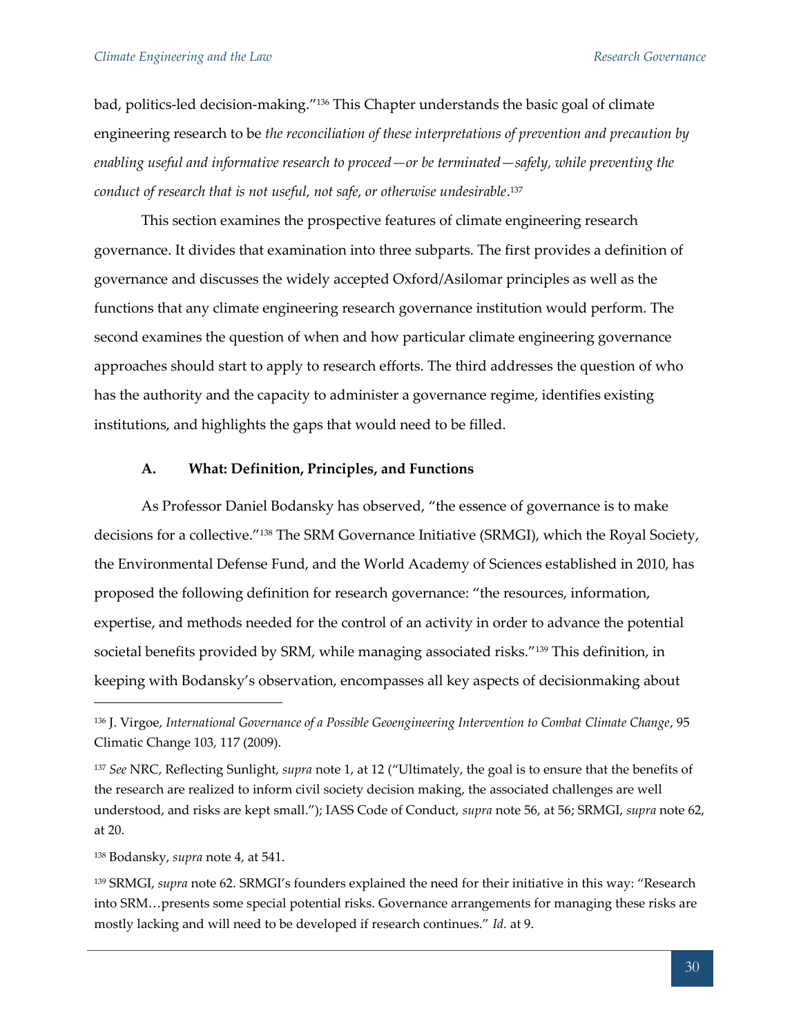bad, politics-led decision-making."[136] This Chapter understands the basic goal of climate engineering research to be *the reconciliation of these interpretations of prevention and precaution by enabling useful and informative research to proceed—or be terminated—safely, while preventing the conduct of research that is not useful, not safe, or otherwise undesirable*.[137]

This section examines the prospective features of climate engineering research governance. It divides that examination into three subparts. The first provides a definition of governance and discusses the widely accepted Oxford/Asilomar principles as well as the functions that any climate engineering research governance institution would perform. The second examines the question of when and how particular climate engineering governance approaches should start to apply to research efforts. The third addresses the question of who has the authority and the capacity to administer a governance regime, identifies existing institutions, and highlights the gaps that would need to be filled.

### A. What: Definition, Principles, and Functions

As Professor Daniel Bodansky has observed, "the essence of governance is to make decisions for a collective."[138] The SRM Governance Initiative (SRMGI), which the Royal Society, the Environmental Defense Fund, and the World Academy of Sciences established in 2010, has proposed the following definition for research governance: "the resources, information, expertise, and methods needed for the control of an activity in order to advance the potential societal benefits provided by SRM, while managing associated risks."[139] This definition, in keeping with Bodansky's observation, encompasses all key aspects of decisionmaking about

---

[136] J. Virgoe, *International Governance of a Possible Geoengineering Intervention to Combat Climate Change*, 95 Climatic Change 103, 117 (2009).

[137] *See* NRC, Reflecting Sunlight, *supra* note 1, at 12 ("Ultimately, the goal is to ensure that the benefits of the research are realized to inform civil society decision making, the associated challenges are well understood, and risks are kept small."); IASS Code of Conduct, *supra* note 56, at 56; SRMGI, *supra* note 62, at 20.

[138] Bodansky, *supra* note 4, at 541.

[139] SRMGI, *supra* note 62. SRMGI's founders explained the need for their initiative in this way: "Research into SRM…presents some special potential risks. Governance arrangements for managing these risks are mostly lacking and will need to be developed if research continues." *Id.* at 9.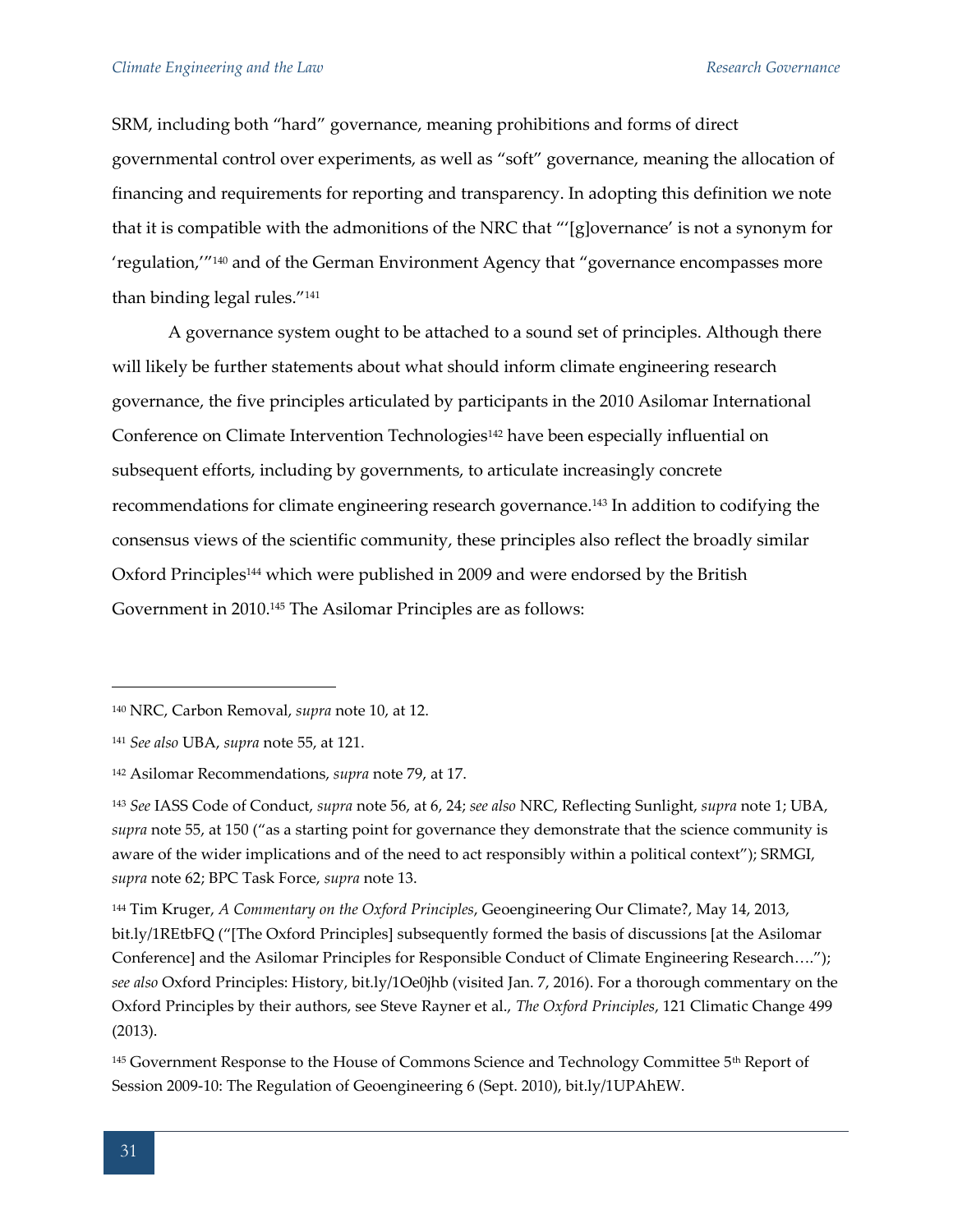SRM, including both "hard" governance, meaning prohibitions and forms of direct governmental control over experiments, as well as "soft" governance, meaning the allocation of financing and requirements for reporting and transparency. In adopting this definition we note that it is compatible with the admonitions of the NRC that "'[g]overnance' is not a synonym for 'regulation,'"[140] and of the German Environment Agency that "governance encompasses more than binding legal rules."[141]

A governance system ought to be attached to a sound set of principles. Although there will likely be further statements about what should inform climate engineering research governance, the five principles articulated by participants in the 2010 Asilomar International Conference on Climate Intervention Technologies[142] have been especially influential on subsequent efforts, including by governments, to articulate increasingly concrete recommendations for climate engineering research governance.[143] In addition to codifying the consensus views of the scientific community, these principles also reflect the broadly similar Oxford Principles[144] which were published in 2009 and were endorsed by the British Government in 2010.[145] The Asilomar Principles are as follows:

---

[140] NRC, Carbon Removal, *supra* note 10, at 12.

[141] *See also* UBA, *supra* note 55, at 121.

[142] Asilomar Recommendations, *supra* note 79, at 17.

[143] *See* IASS Code of Conduct, *supra* note 56, at 6, 24; *see also* NRC, Reflecting Sunlight, *supra* note 1; UBA, *supra* note 55, at 150 ("as a starting point for governance they demonstrate that the science community is aware of the wider implications and of the need to act responsibly within a political context"); SRMGI, *supra* note 62; BPC Task Force, *supra* note 13.

[144] Tim Kruger, *A Commentary on the Oxford Principles*, Geoengineering Our Climate?, May 14, 2013, bit.ly/1REtbFQ ("[The Oxford Principles] subsequently formed the basis of discussions [at the Asilomar Conference] and the Asilomar Principles for Responsible Conduct of Climate Engineering Research…."); *see also* Oxford Principles: History, bit.ly/1Oe0jhb (visited Jan. 7, 2016). For a thorough commentary on the Oxford Principles by their authors, see Steve Rayner et al., *The Oxford Principles*, 121 Climatic Change 499 (2013).

[145] Government Response to the House of Commons Science and Technology Committee 5th Report of Session 2009-10: The Regulation of Geoengineering 6 (Sept. 2010), bit.ly/1UPAhEW.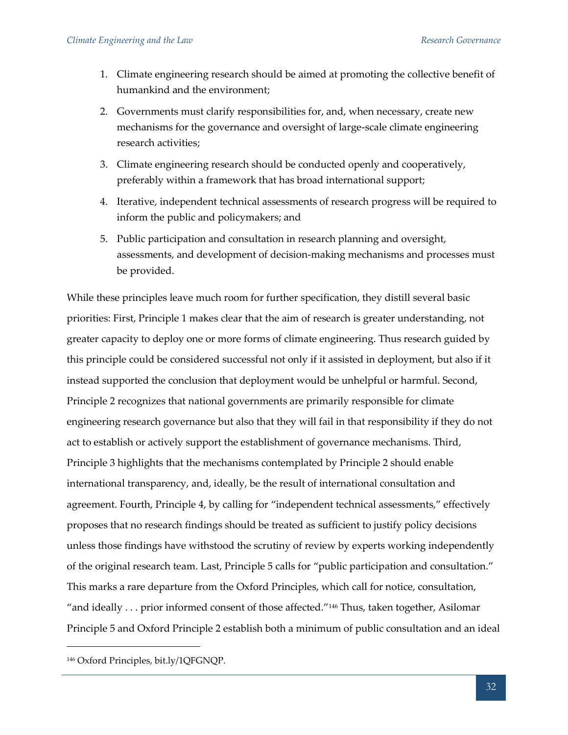1. Climate engineering research should be aimed at promoting the collective benefit of humankind and the environment;
2. Governments must clarify responsibilities for, and, when necessary, create new mechanisms for the governance and oversight of large-scale climate engineering research activities;
3. Climate engineering research should be conducted openly and cooperatively, preferably within a framework that has broad international support;
4. Iterative, independent technical assessments of research progress will be required to inform the public and policymakers; and
5. Public participation and consultation in research planning and oversight, assessments, and development of decision-making mechanisms and processes must be provided.

While these principles leave much room for further specification, they distill several basic priorities: First, Principle 1 makes clear that the aim of research is greater understanding, not greater capacity to deploy one or more forms of climate engineering. Thus research guided by this principle could be considered successful not only if it assisted in deployment, but also if it instead supported the conclusion that deployment would be unhelpful or harmful. Second, Principle 2 recognizes that national governments are primarily responsible for climate engineering research governance but also that they will fail in that responsibility if they do not act to establish or actively support the establishment of governance mechanisms. Third, Principle 3 highlights that the mechanisms contemplated by Principle 2 should enable international transparency, and, ideally, be the result of international consultation and agreement. Fourth, Principle 4, by calling for "independent technical assessments," effectively proposes that no research findings should be treated as sufficient to justify policy decisions unless those findings have withstood the scrutiny of review by experts working independently of the original research team. Last, Principle 5 calls for "public participation and consultation." This marks a rare departure from the Oxford Principles, which call for notice, consultation, "and ideally . . . prior informed consent of those affected."[146] Thus, taken together, Asilomar Principle 5 and Oxford Principle 2 establish both a minimum of public consultation and an ideal

[146] Oxford Principles, bit.ly/1QFGNQP.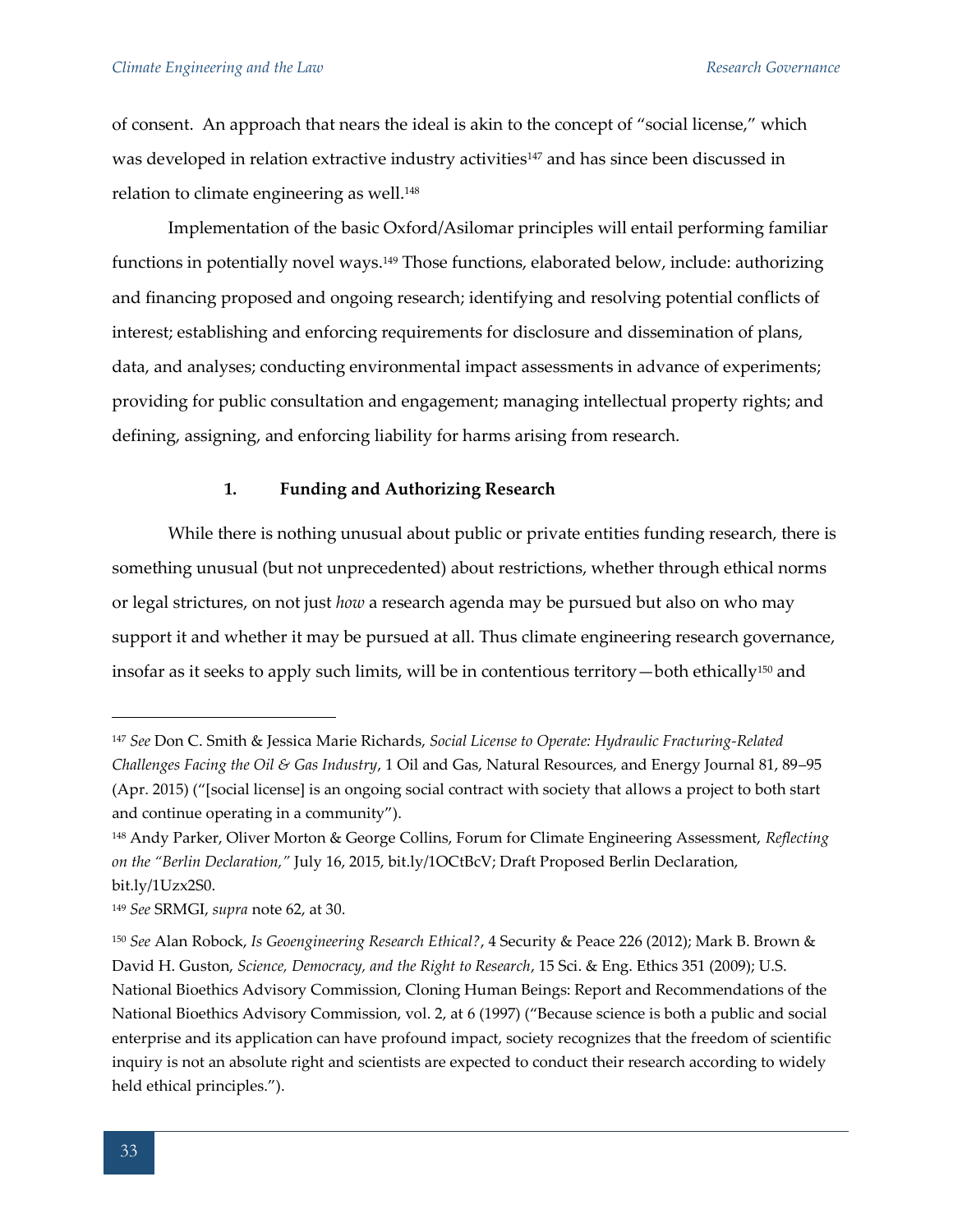of consent. An approach that nears the ideal is akin to the concept of "social license," which was developed in relation extractive industry activities[147] and has since been discussed in relation to climate engineering as well.[148]

Implementation of the basic Oxford/Asilomar principles will entail performing familiar functions in potentially novel ways.[149] Those functions, elaborated below, include: authorizing and financing proposed and ongoing research; identifying and resolving potential conflicts of interest; establishing and enforcing requirements for disclosure and dissemination of plans, data, and analyses; conducting environmental impact assessments in advance of experiments; providing for public consultation and engagement; managing intellectual property rights; and defining, assigning, and enforcing liability for harms arising from research.

### 1. Funding and Authorizing Research

While there is nothing unusual about public or private entities funding research, there is something unusual (but not unprecedented) about restrictions, whether through ethical norms or legal strictures, on not just *how* a research agenda may be pursued but also on who may support it and whether it may be pursued at all. Thus climate engineering research governance, insofar as it seeks to apply such limits, will be in contentious territory—both ethically[150] and

---

[147] *See* Don C. Smith & Jessica Marie Richards, *Social License to Operate: Hydraulic Fracturing-Related Challenges Facing the Oil & Gas Industry*, 1 Oil and Gas, Natural Resources, and Energy Journal 81, 89–95 (Apr. 2015) ("[social license] is an ongoing social contract with society that allows a project to both start and continue operating in a community").

[148] Andy Parker, Oliver Morton & George Collins, Forum for Climate Engineering Assessment, *Reflecting on the "Berlin Declaration,"* July 16, 2015, bit.ly/1OCtBcV; Draft Proposed Berlin Declaration, bit.ly/1Uzx2S0.

[149] *See* SRMGI, *supra* note 62, at 30.

[150] *See* Alan Robock, *Is Geoengineering Research Ethical?*, 4 Security & Peace 226 (2012); Mark B. Brown & David H. Guston, *Science, Democracy, and the Right to Research*, 15 Sci. & Eng. Ethics 351 (2009); U.S. National Bioethics Advisory Commission, Cloning Human Beings: Report and Recommendations of the National Bioethics Advisory Commission, vol. 2, at 6 (1997) ("Because science is both a public and social enterprise and its application can have profound impact, society recognizes that the freedom of scientific inquiry is not an absolute right and scientists are expected to conduct their research according to widely held ethical principles.").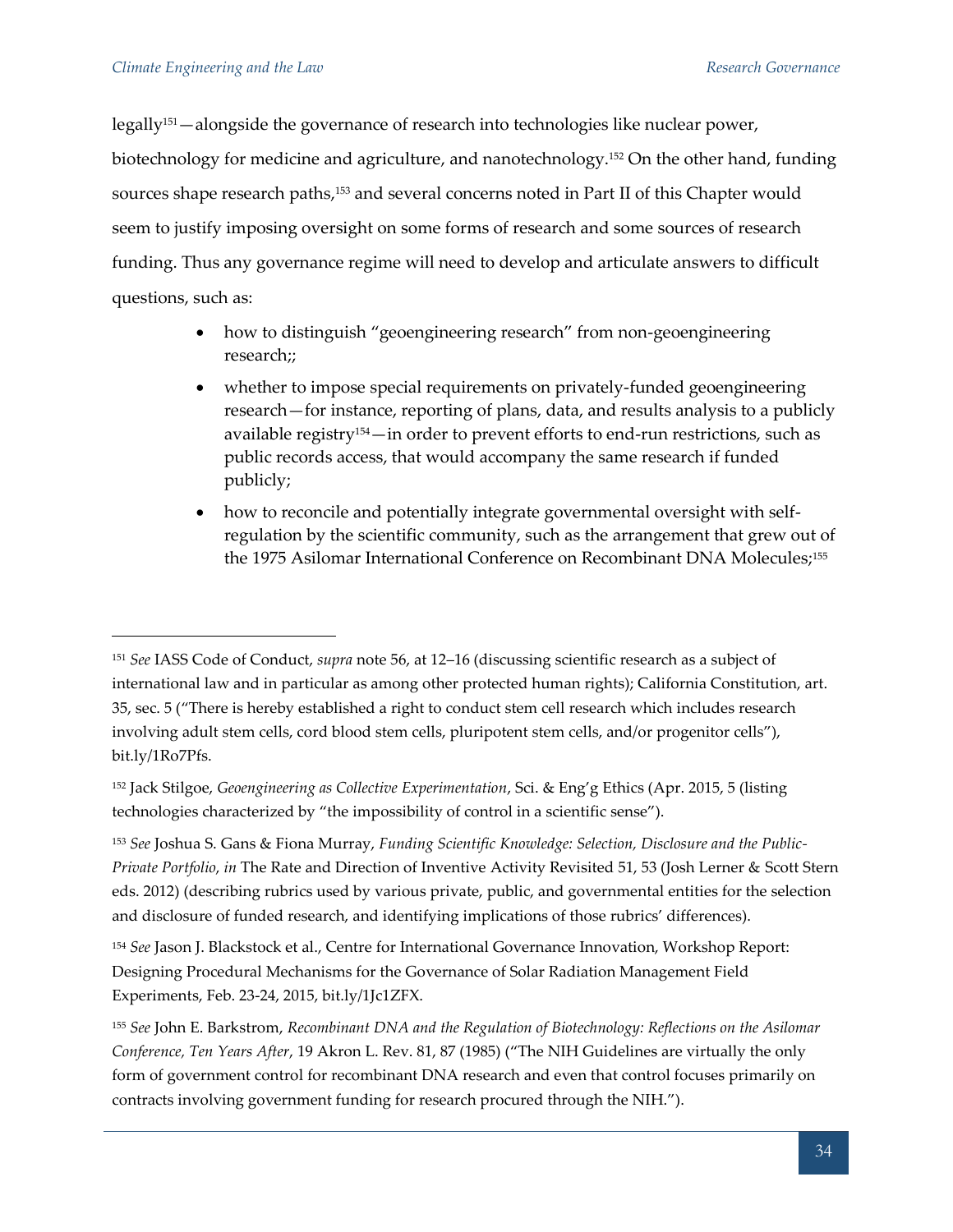legally[151]—alongside the governance of research into technologies like nuclear power, biotechnology for medicine and agriculture, and nanotechnology.[152] On the other hand, funding sources shape research paths,[153] and several concerns noted in Part II of this Chapter would seem to justify imposing oversight on some forms of research and some sources of research funding. Thus any governance regime will need to develop and articulate answers to difficult questions, such as:

- how to distinguish "geoengineering research" from non-geoengineering research;;
- whether to impose special requirements on privately-funded geoengineering research—for instance, reporting of plans, data, and results analysis to a publicly available registry[154]—in order to prevent efforts to end-run restrictions, such as public records access, that would accompany the same research if funded publicly;
- how to reconcile and potentially integrate governmental oversight with self-regulation by the scientific community, such as the arrangement that grew out of the 1975 Asilomar International Conference on Recombinant DNA Molecules;[155]

---

[151] *See* IASS Code of Conduct, *supra* note 56, at 12–16 (discussing scientific research as a subject of international law and in particular as among other protected human rights); California Constitution, art. 35, sec. 5 ("There is hereby established a right to conduct stem cell research which includes research involving adult stem cells, cord blood stem cells, pluripotent stem cells, and/or progenitor cells"), bit.ly/1Ro7Pfs.

[152] Jack Stilgoe, *Geoengineering as Collective Experimentation*, Sci. & Eng'g Ethics (Apr. 2015, 5 (listing technologies characterized by "the impossibility of control in a scientific sense").

[153] *See* Joshua S. Gans & Fiona Murray, *Funding Scientific Knowledge: Selection, Disclosure and the Public-Private Portfolio*, *in* The Rate and Direction of Inventive Activity Revisited 51, 53 (Josh Lerner & Scott Stern eds. 2012) (describing rubrics used by various private, public, and governmental entities for the selection and disclosure of funded research, and identifying implications of those rubrics' differences).

[154] *See* Jason J. Blackstock et al., Centre for International Governance Innovation, Workshop Report: Designing Procedural Mechanisms for the Governance of Solar Radiation Management Field Experiments, Feb. 23-24, 2015, bit.ly/1Jc1ZFX.

[155] *See* John E. Barkstrom, *Recombinant DNA and the Regulation of Biotechnology: Reflections on the Asilomar Conference, Ten Years After*, 19 Akron L. Rev. 81, 87 (1985) ("The NIH Guidelines are virtually the only form of government control for recombinant DNA research and even that control focuses primarily on contracts involving government funding for research procured through the NIH.").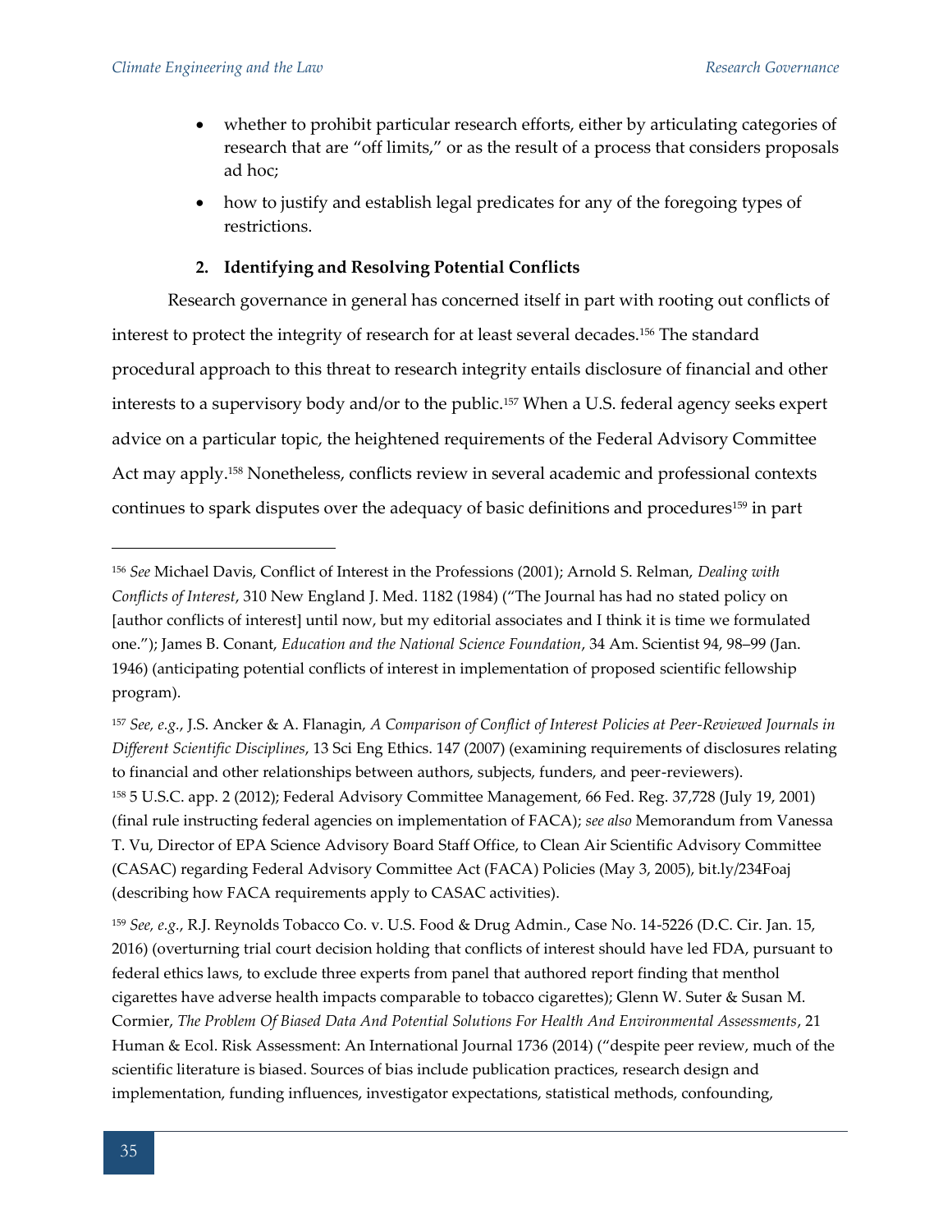- whether to prohibit particular research efforts, either by articulating categories of research that are "off limits," or as the result of a process that considers proposals ad hoc;
- how to justify and establish legal predicates for any of the foregoing types of restrictions.

### 2. Identifying and Resolving Potential Conflicts

Research governance in general has concerned itself in part with rooting out conflicts of interest to protect the integrity of research for at least several decades.[156] The standard procedural approach to this threat to research integrity entails disclosure of financial and other interests to a supervisory body and/or to the public.[157] When a U.S. federal agency seeks expert advice on a particular topic, the heightened requirements of the Federal Advisory Committee Act may apply.[158] Nonetheless, conflicts review in several academic and professional contexts continues to spark disputes over the adequacy of basic definitions and procedures[159] in part

---

[156] *See* Michael Davis, Conflict of Interest in the Professions (2001); Arnold S. Relman, *Dealing with Conflicts of Interest*, 310 New England J. Med. 1182 (1984) ("The Journal has had no stated policy on [author conflicts of interest] until now, but my editorial associates and I think it is time we formulated one."); James B. Conant, *Education and the National Science Foundation*, 34 Am. Scientist 94, 98–99 (Jan. 1946) (anticipating potential conflicts of interest in implementation of proposed scientific fellowship program).

[157] *See, e.g.*, J.S. Ancker & A. Flanagin, *A Comparison of Conflict of Interest Policies at Peer-Reviewed Journals in Different Scientific Disciplines*, 13 Sci Eng Ethics. 147 (2007) (examining requirements of disclosures relating to financial and other relationships between authors, subjects, funders, and peer-reviewers).

[158] 5 U.S.C. app. 2 (2012); Federal Advisory Committee Management, 66 Fed. Reg. 37,728 (July 19, 2001) (final rule instructing federal agencies on implementation of FACA); *see also* Memorandum from Vanessa T. Vu, Director of EPA Science Advisory Board Staff Office, to Clean Air Scientific Advisory Committee (CASAC) regarding Federal Advisory Committee Act (FACA) Policies (May 3, 2005), bit.ly/234Foaj (describing how FACA requirements apply to CASAC activities).

[159] *See, e.g.*, R.J. Reynolds Tobacco Co. v. U.S. Food & Drug Admin., Case No. 14-5226 (D.C. Cir. Jan. 15, 2016) (overturning trial court decision holding that conflicts of interest should have led FDA, pursuant to federal ethics laws, to exclude three experts from panel that authored report finding that menthol cigarettes have adverse health impacts comparable to tobacco cigarettes); Glenn W. Suter & Susan M. Cormier, *The Problem Of Biased Data And Potential Solutions For Health And Environmental Assessments*, 21 Human & Ecol. Risk Assessment: An International Journal 1736 (2014) ("despite peer review, much of the scientific literature is biased. Sources of bias include publication practices, research design and implementation, funding influences, investigator expectations, statistical methods, confounding,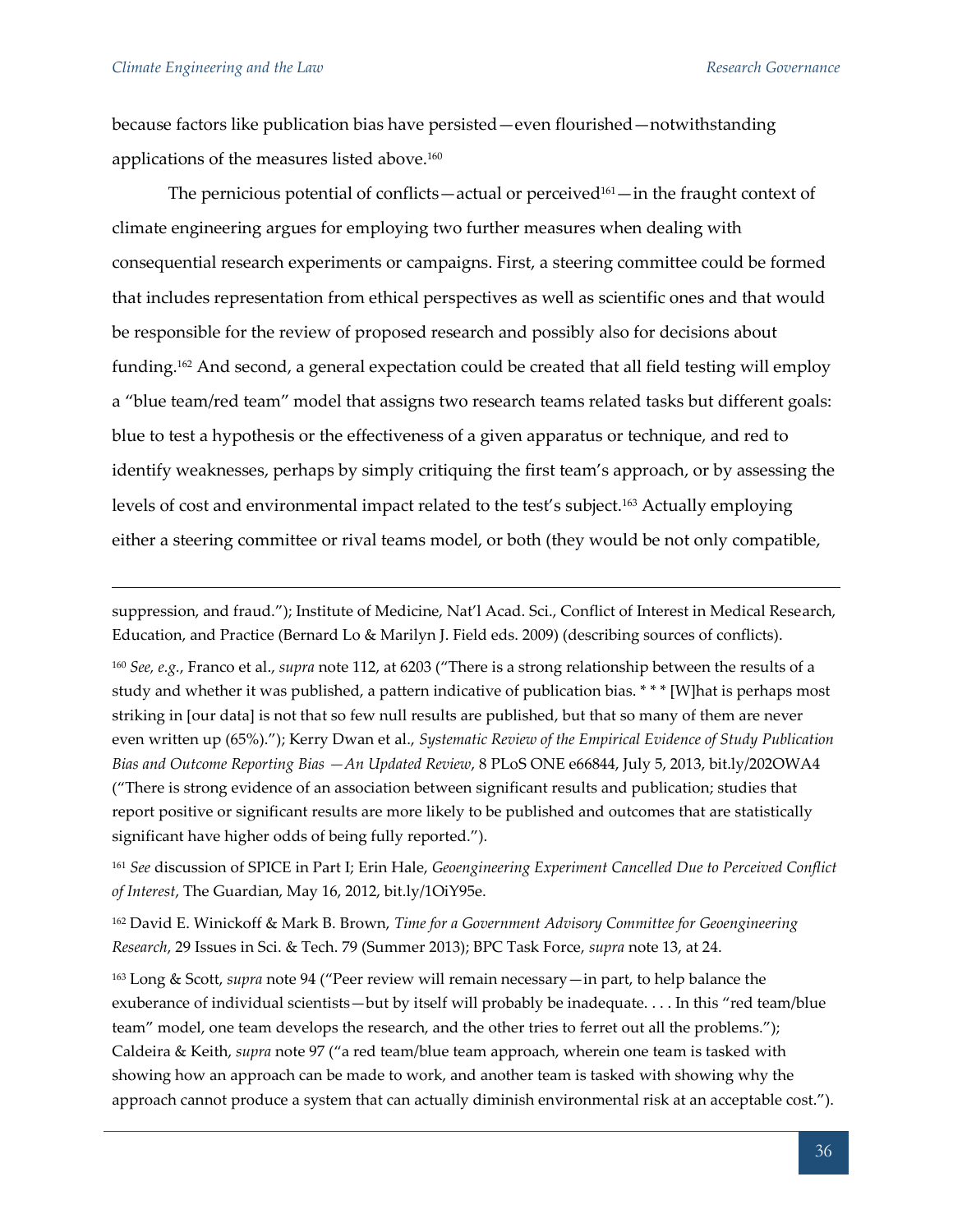because factors like publication bias have persisted—even flourished—notwithstanding applications of the measures listed above.[160]

The pernicious potential of conflicts—actual or perceived[161]—in the fraught context of climate engineering argues for employing two further measures when dealing with consequential research experiments or campaigns. First, a steering committee could be formed that includes representation from ethical perspectives as well as scientific ones and that would be responsible for the review of proposed research and possibly also for decisions about funding.[162] And second, a general expectation could be created that all field testing will employ a "blue team/red team" model that assigns two research teams related tasks but different goals: blue to test a hypothesis or the effectiveness of a given apparatus or technique, and red to identify weaknesses, perhaps by simply critiquing the first team's approach, or by assessing the levels of cost and environmental impact related to the test's subject.[163] Actually employing either a steering committee or rival teams model, or both (they would be not only compatible,

---

suppression, and fraud."); Institute of Medicine, Nat'l Acad. Sci., Conflict of Interest in Medical Research, Education, and Practice (Bernard Lo & Marilyn J. Field eds. 2009) (describing sources of conflicts).

[160] *See, e.g.*, Franco et al., *supra* note 112, at 6203 ("There is a strong relationship between the results of a study and whether it was published, a pattern indicative of publication bias. * * * [W]hat is perhaps most striking in [our data] is not that so few null results are published, but that so many of them are never even written up (65%)."); Kerry Dwan et al., *Systematic Review of the Empirical Evidence of Study Publication Bias and Outcome Reporting Bias —An Updated Review*, 8 PLoS ONE e66844, July 5, 2013, bit.ly/202OWA4 ("There is strong evidence of an association between significant results and publication; studies that report positive or significant results are more likely to be published and outcomes that are statistically significant have higher odds of being fully reported.").

[161] *See* discussion of SPICE in Part I; Erin Hale, *Geoengineering Experiment Cancelled Due to Perceived Conflict of Interest*, The Guardian, May 16, 2012, bit.ly/1OiY95e.

[162] David E. Winickoff & Mark B. Brown, *Time for a Government Advisory Committee for Geoengineering Research*, 29 Issues in Sci. & Tech. 79 (Summer 2013); BPC Task Force, *supra* note 13, at 24.

[163] Long & Scott, *supra* note 94 ("Peer review will remain necessary—in part, to help balance the exuberance of individual scientists—but by itself will probably be inadequate. . . . In this "red team/blue team" model, one team develops the research, and the other tries to ferret out all the problems."); Caldeira & Keith, *supra* note 97 ("a red team/blue team approach, wherein one team is tasked with showing how an approach can be made to work, and another team is tasked with showing why the approach cannot produce a system that can actually diminish environmental risk at an acceptable cost.").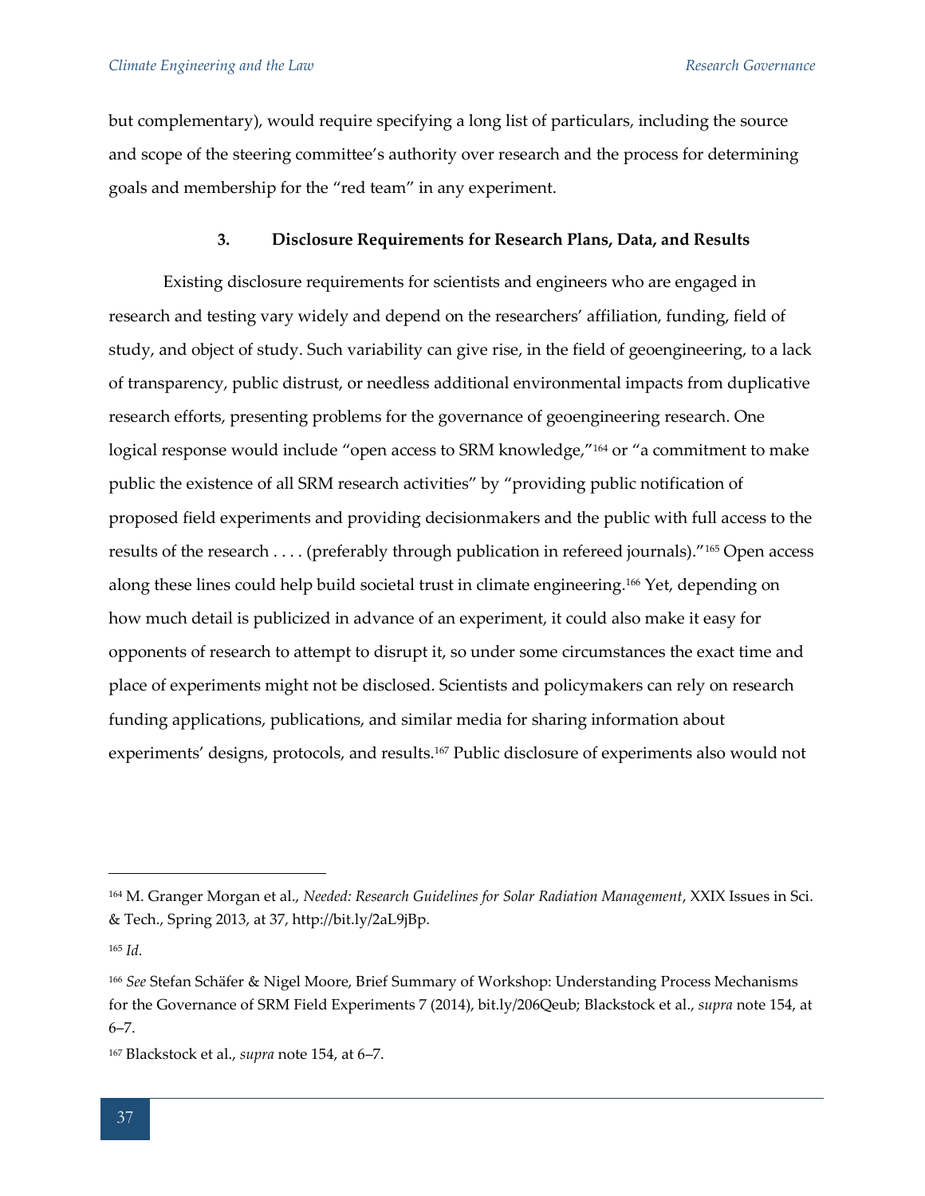but complementary), would require specifying a long list of particulars, including the source and scope of the steering committee's authority over research and the process for determining goals and membership for the "red team" in any experiment.

### 3. Disclosure Requirements for Research Plans, Data, and Results

Existing disclosure requirements for scientists and engineers who are engaged in research and testing vary widely and depend on the researchers' affiliation, funding, field of study, and object of study. Such variability can give rise, in the field of geoengineering, to a lack of transparency, public distrust, or needless additional environmental impacts from duplicative research efforts, presenting problems for the governance of geoengineering research. One logical response would include "open access to SRM knowledge,"[164] or "a commitment to make public the existence of all SRM research activities" by "providing public notification of proposed field experiments and providing decisionmakers and the public with full access to the results of the research . . . . (preferably through publication in refereed journals)."[165] Open access along these lines could help build societal trust in climate engineering.[166] Yet, depending on how much detail is publicized in advance of an experiment, it could also make it easy for opponents of research to attempt to disrupt it, so under some circumstances the exact time and place of experiments might not be disclosed. Scientists and policymakers can rely on research funding applications, publications, and similar media for sharing information about experiments' designs, protocols, and results.[167] Public disclosure of experiments also would not

---

[164] M. Granger Morgan et al., *Needed: Research Guidelines for Solar Radiation Management*, XXIX Issues in Sci. & Tech., Spring 2013, at 37, http://bit.ly/2aL9jBp.

[165] *Id.*

[166] *See* Stefan Schäfer & Nigel Moore, Brief Summary of Workshop: Understanding Process Mechanisms for the Governance of SRM Field Experiments 7 (2014), bit.ly/206Qeub; Blackstock et al., *supra* note 154, at 6–7.

[167] Blackstock et al., *supra* note 154, at 6–7.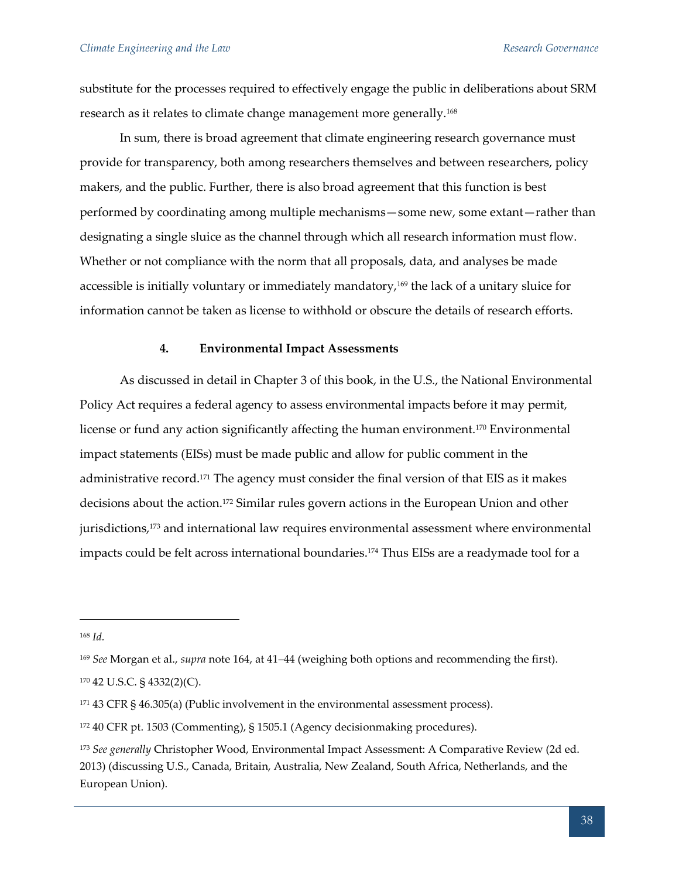substitute for the processes required to effectively engage the public in deliberations about SRM research as it relates to climate change management more generally.[168]

In sum, there is broad agreement that climate engineering research governance must provide for transparency, both among researchers themselves and between researchers, policy makers, and the public. Further, there is also broad agreement that this function is best performed by coordinating among multiple mechanisms—some new, some extant—rather than designating a single sluice as the channel through which all research information must flow. Whether or not compliance with the norm that all proposals, data, and analyses be made accessible is initially voluntary or immediately mandatory,[169] the lack of a unitary sluice for information cannot be taken as license to withhold or obscure the details of research efforts.

#### 4. Environmental Impact Assessments

As discussed in detail in Chapter 3 of this book, in the U.S., the National Environmental Policy Act requires a federal agency to assess environmental impacts before it may permit, license or fund any action significantly affecting the human environment.[170] Environmental impact statements (EISs) must be made public and allow for public comment in the administrative record.[171] The agency must consider the final version of that EIS as it makes decisions about the action.[172] Similar rules govern actions in the European Union and other jurisdictions,[173] and international law requires environmental assessment where environmental impacts could be felt across international boundaries.[174] Thus EISs are a readymade tool for a

---

[168] *Id.*

[169] *See* Morgan et al., *supra* note 164, at 41–44 (weighing both options and recommending the first).

[170] 42 U.S.C. § 4332(2)(C).

[171] 43 CFR § 46.305(a) (Public involvement in the environmental assessment process).

[172] 40 CFR pt. 1503 (Commenting), § 1505.1 (Agency decisionmaking procedures).

[173] *See generally* Christopher Wood, Environmental Impact Assessment: A Comparative Review (2d ed. 2013) (discussing U.S., Canada, Britain, Australia, New Zealand, South Africa, Netherlands, and the European Union).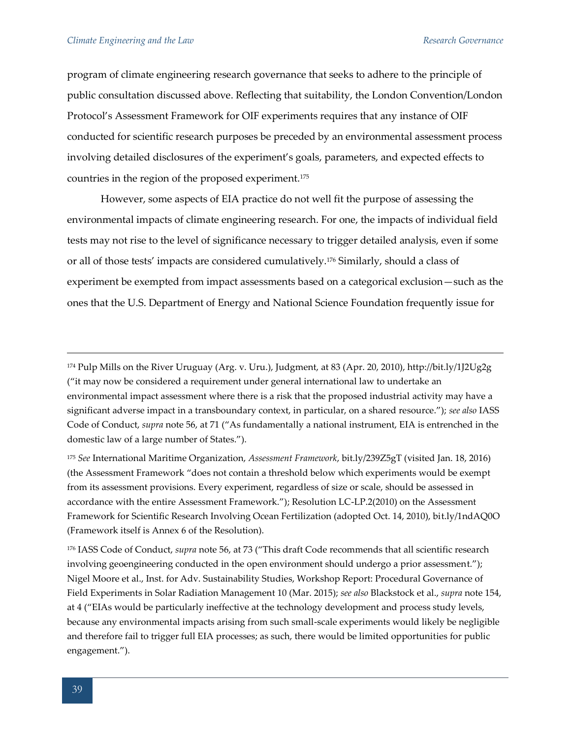program of climate engineering research governance that seeks to adhere to the principle of public consultation discussed above. Reflecting that suitability, the London Convention/London Protocol's Assessment Framework for OIF experiments requires that any instance of OIF conducted for scientific research purposes be preceded by an environmental assessment process involving detailed disclosures of the experiment's goals, parameters, and expected effects to countries in the region of the proposed experiment.[175]

However, some aspects of EIA practice do not well fit the purpose of assessing the environmental impacts of climate engineering research. For one, the impacts of individual field tests may not rise to the level of significance necessary to trigger detailed analysis, even if some or all of those tests' impacts are considered cumulatively.[176] Similarly, should a class of experiment be exempted from impact assessments based on a categorical exclusion—such as the ones that the U.S. Department of Energy and National Science Foundation frequently issue for

---

[174] Pulp Mills on the River Uruguay (Arg. v. Uru.), Judgment, at 83 (Apr. 20, 2010), http://bit.ly/1J2Ug2g ("it may now be considered a requirement under general international law to undertake an environmental impact assessment where there is a risk that the proposed industrial activity may have a significant adverse impact in a transboundary context, in particular, on a shared resource."); *see also* IASS Code of Conduct, *supra* note 56, at 71 ("As fundamentally a national instrument, EIA is entrenched in the domestic law of a large number of States.").

[175] *See* International Maritime Organization, *Assessment Framework*, bit.ly/239Z5gT (visited Jan. 18, 2016) (the Assessment Framework "does not contain a threshold below which experiments would be exempt from its assessment provisions. Every experiment, regardless of size or scale, should be assessed in accordance with the entire Assessment Framework."); Resolution LC-LP.2(2010) on the Assessment Framework for Scientific Research Involving Ocean Fertilization (adopted Oct. 14, 2010), bit.ly/1ndAQ0O (Framework itself is Annex 6 of the Resolution).

[176] IASS Code of Conduct, *supra* note 56, at 73 ("This draft Code recommends that all scientific research involving geoengineering conducted in the open environment should undergo a prior assessment."); Nigel Moore et al., Inst. for Adv. Sustainability Studies, Workshop Report: Procedural Governance of Field Experiments in Solar Radiation Management 10 (Mar. 2015); *see also* Blackstock et al., *supra* note 154, at 4 ("EIAs would be particularly ineffective at the technology development and process study levels, because any environmental impacts arising from such small-scale experiments would likely be negligible and therefore fail to trigger full EIA processes; as such, there would be limited opportunities for public engagement.").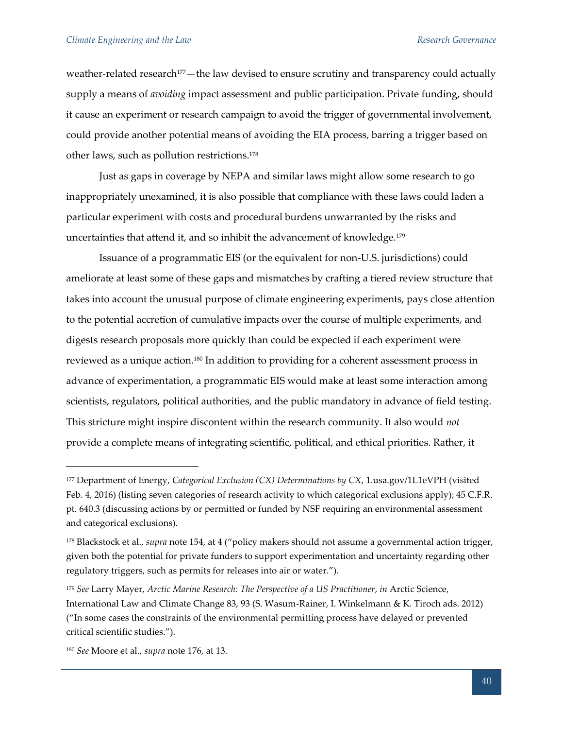weather-related research[177]—the law devised to ensure scrutiny and transparency could actually supply a means of *avoiding* impact assessment and public participation. Private funding, should it cause an experiment or research campaign to avoid the trigger of governmental involvement, could provide another potential means of avoiding the EIA process, barring a trigger based on other laws, such as pollution restrictions.[178]

Just as gaps in coverage by NEPA and similar laws might allow some research to go inappropriately unexamined, it is also possible that compliance with these laws could laden a particular experiment with costs and procedural burdens unwarranted by the risks and uncertainties that attend it, and so inhibit the advancement of knowledge.[179]

Issuance of a programmatic EIS (or the equivalent for non-U.S. jurisdictions) could ameliorate at least some of these gaps and mismatches by crafting a tiered review structure that takes into account the unusual purpose of climate engineering experiments, pays close attention to the potential accretion of cumulative impacts over the course of multiple experiments, and digests research proposals more quickly than could be expected if each experiment were reviewed as a unique action.[180] In addition to providing for a coherent assessment process in advance of experimentation, a programmatic EIS would make at least some interaction among scientists, regulators, political authorities, and the public mandatory in advance of field testing. This stricture might inspire discontent within the research community. It also would *not* provide a complete means of integrating scientific, political, and ethical priorities. Rather, it

---

[177] Department of Energy, *Categorical Exclusion (CX) Determinations by CX*, 1.usa.gov/1L1eVPH (visited Feb. 4, 2016) (listing seven categories of research activity to which categorical exclusions apply); 45 C.F.R. pt. 640.3 (discussing actions by or permitted or funded by NSF requiring an environmental assessment and categorical exclusions).

[178] Blackstock et al., *supra* note 154, at 4 ("policy makers should not assume a governmental action trigger, given both the potential for private funders to support experimentation and uncertainty regarding other regulatory triggers, such as permits for releases into air or water.").

[179] *See* Larry Mayer, *Arctic Marine Research: The Perspective of a US Practitioner*, *in* Arctic Science, International Law and Climate Change 83, 93 (S. Wasum-Rainer, I. Winkelmann & K. Tiroch ads. 2012) ("In some cases the constraints of the environmental permitting process have delayed or prevented critical scientific studies.").

[180] *See* Moore et al., *supra* note 176, at 13.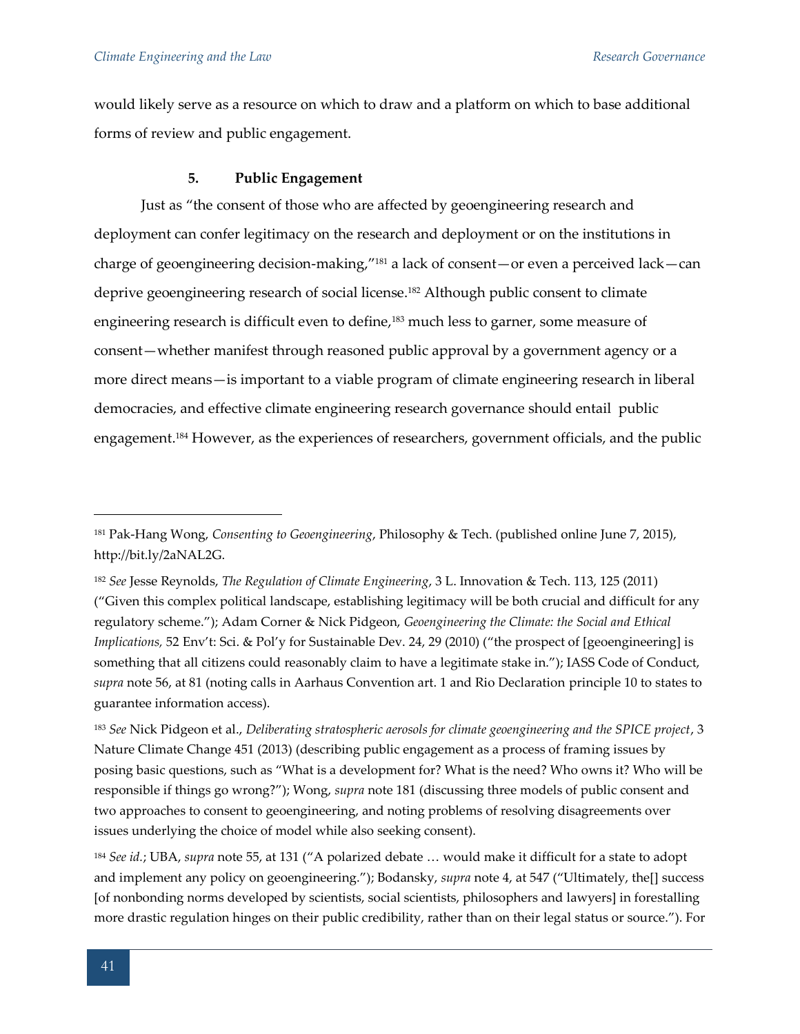would likely serve as a resource on which to draw and a platform on which to base additional forms of review and public engagement.

### 5. Public Engagement

Just as "the consent of those who are affected by geoengineering research and deployment can confer legitimacy on the research and deployment or on the institutions in charge of geoengineering decision-making,"[181] a lack of consent—or even a perceived lack—can deprive geoengineering research of social license.[182] Although public consent to climate engineering research is difficult even to define,[183] much less to garner, some measure of consent—whether manifest through reasoned public approval by a government agency or a more direct means—is important to a viable program of climate engineering research in liberal democracies, and effective climate engineering research governance should entail public engagement.[184] However, as the experiences of researchers, government officials, and the public

---

[181] Pak-Hang Wong, *Consenting to Geoengineering*, Philosophy & Tech. (published online June 7, 2015), http://bit.ly/2aNAL2G.

[182] *See* Jesse Reynolds, *The Regulation of Climate Engineering*, 3 L. Innovation & Tech. 113, 125 (2011) ("Given this complex political landscape, establishing legitimacy will be both crucial and difficult for any regulatory scheme."); Adam Corner & Nick Pidgeon, *Geoengineering the Climate: the Social and Ethical Implications,* 52 Env't: Sci. & Pol'y for Sustainable Dev. 24, 29 (2010) ("the prospect of [geoengineering] is something that all citizens could reasonably claim to have a legitimate stake in."); IASS Code of Conduct, *supra* note 56, at 81 (noting calls in Aarhaus Convention art. 1 and Rio Declaration principle 10 to states to guarantee information access).

[183] *See* Nick Pidgeon et al., *Deliberating stratospheric aerosols for climate geoengineering and the SPICE project*, 3 Nature Climate Change 451 (2013) (describing public engagement as a process of framing issues by posing basic questions, such as "What is a development for? What is the need? Who owns it? Who will be responsible if things go wrong?"); Wong, *supra* note 181 (discussing three models of public consent and two approaches to consent to geoengineering, and noting problems of resolving disagreements over issues underlying the choice of model while also seeking consent).

[184] *See id.*; UBA, *supra* note 55, at 131 ("A polarized debate … would make it difficult for a state to adopt and implement any policy on geoengineering."); Bodansky, *supra* note 4, at 547 ("Ultimately, the[] success [of nonbonding norms developed by scientists, social scientists, philosophers and lawyers] in forestalling more drastic regulation hinges on their public credibility, rather than on their legal status or source."). For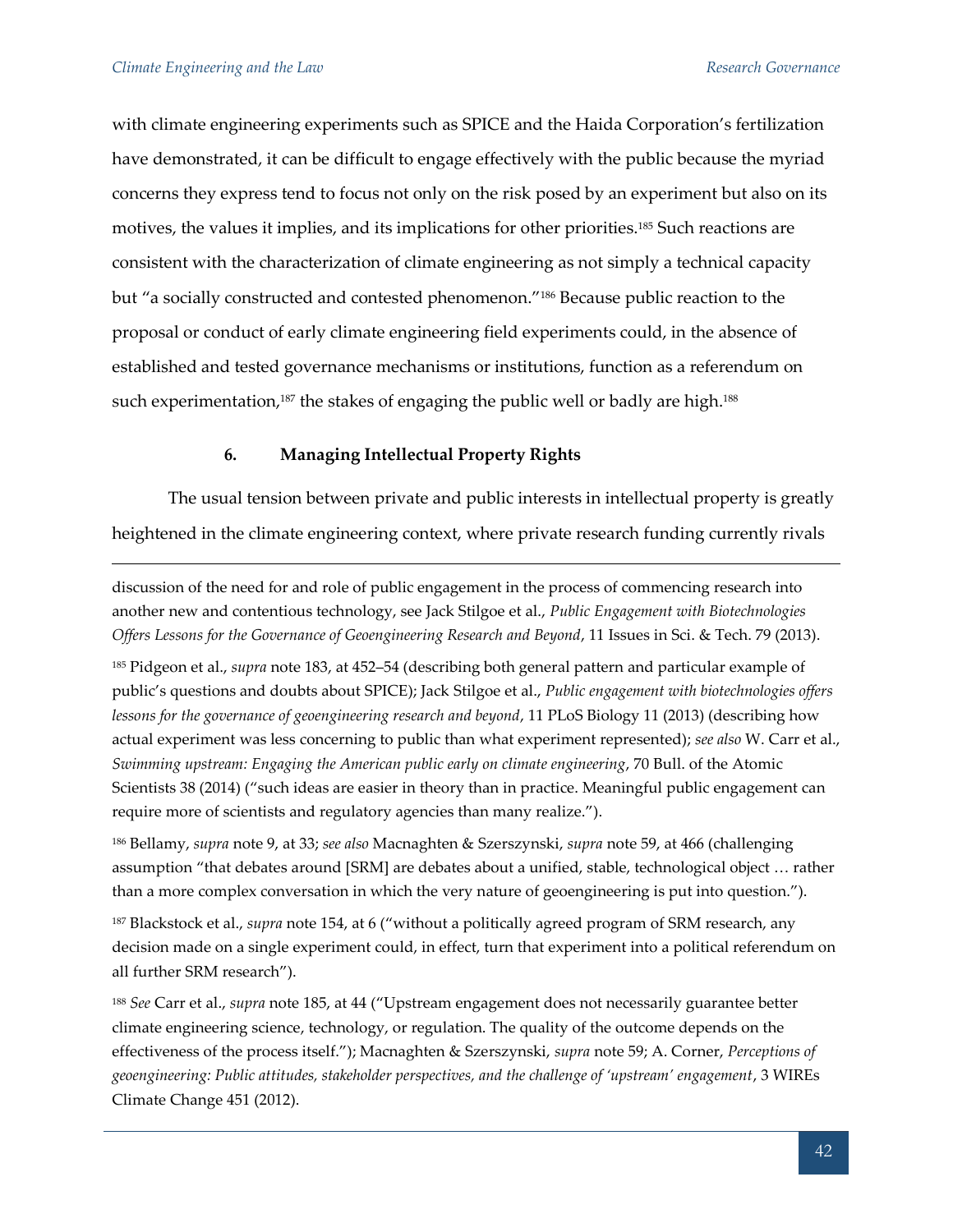with climate engineering experiments such as SPICE and the Haida Corporation's fertilization have demonstrated, it can be difficult to engage effectively with the public because the myriad concerns they express tend to focus not only on the risk posed by an experiment but also on its motives, the values it implies, and its implications for other priorities.[185] Such reactions are consistent with the characterization of climate engineering as not simply a technical capacity but "a socially constructed and contested phenomenon."[186] Because public reaction to the proposal or conduct of early climate engineering field experiments could, in the absence of established and tested governance mechanisms or institutions, function as a referendum on such experimentation,[187] the stakes of engaging the public well or badly are high.[188]

### 6. Managing Intellectual Property Rights

The usual tension between private and public interests in intellectual property is greatly heightened in the climate engineering context, where private research funding currently rivals

---

discussion of the need for and role of public engagement in the process of commencing research into another new and contentious technology, see Jack Stilgoe et al., *Public Engagement with Biotechnologies Offers Lessons for the Governance of Geoengineering Research and Beyond*, 11 Issues in Sci. & Tech. 79 (2013).

[185] Pidgeon et al., *supra* note 183, at 452–54 (describing both general pattern and particular example of public's questions and doubts about SPICE); Jack Stilgoe et al., *Public engagement with biotechnologies offers lessons for the governance of geoengineering research and beyond*, 11 PLoS Biology 11 (2013) (describing how actual experiment was less concerning to public than what experiment represented); *see also* W. Carr et al., *Swimming upstream: Engaging the American public early on climate engineering*, 70 Bull. of the Atomic Scientists 38 (2014) ("such ideas are easier in theory than in practice. Meaningful public engagement can require more of scientists and regulatory agencies than many realize.").

[186] Bellamy, *supra* note 9, at 33; *see also* Macnaghten & Szerszynski, *supra* note 59, at 466 (challenging assumption "that debates around [SRM] are debates about a unified, stable, technological object … rather than a more complex conversation in which the very nature of geoengineering is put into question.").

[187] Blackstock et al., *supra* note 154, at 6 ("without a politically agreed program of SRM research, any decision made on a single experiment could, in effect, turn that experiment into a political referendum on all further SRM research").

[188] *See* Carr et al., *supra* note 185, at 44 ("Upstream engagement does not necessarily guarantee better climate engineering science, technology, or regulation. The quality of the outcome depends on the effectiveness of the process itself."); Macnaghten & Szerszynski, *supra* note 59; A. Corner, *Perceptions of geoengineering: Public attitudes, stakeholder perspectives, and the challenge of 'upstream' engagement*, 3 WIREs Climate Change 451 (2012).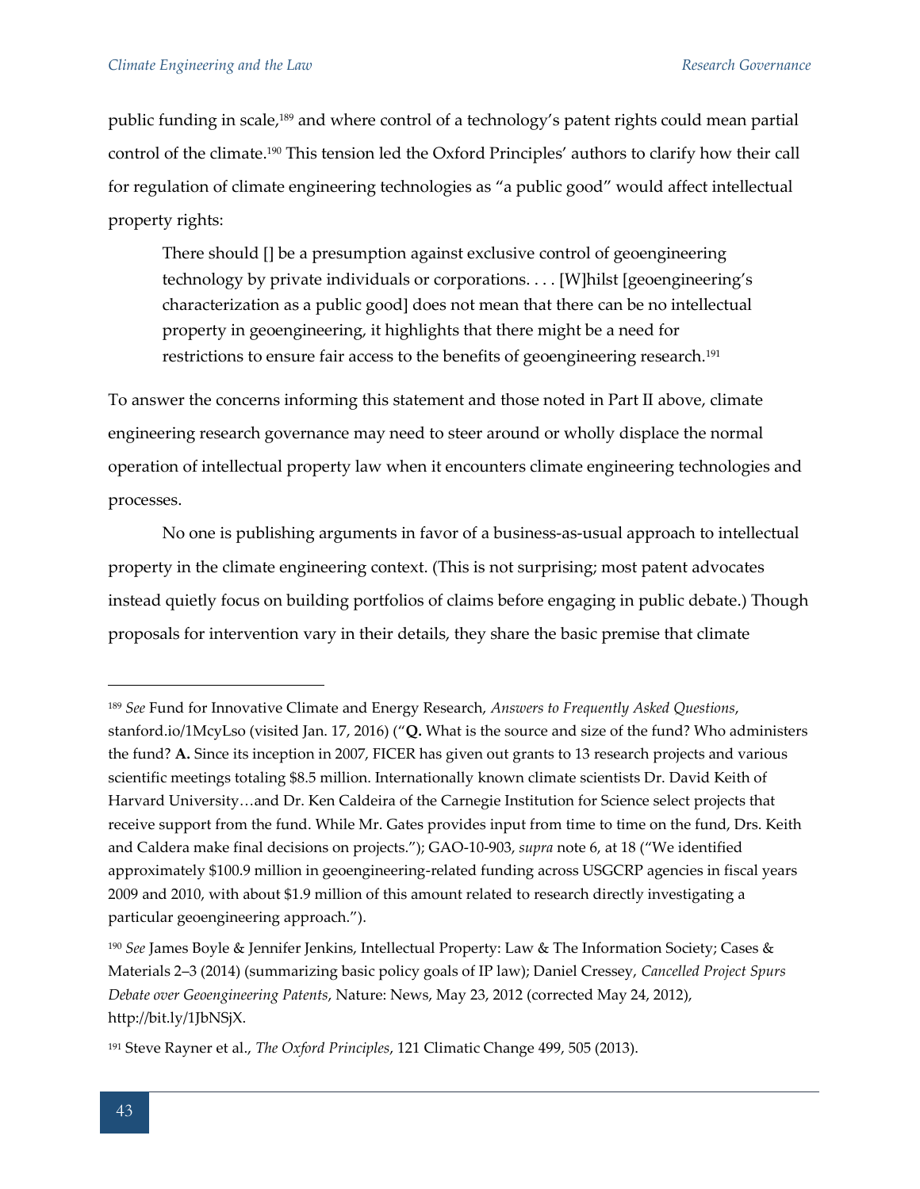public funding in scale,[189] and where control of a technology's patent rights could mean partial control of the climate.[190] This tension led the Oxford Principles' authors to clarify how their call for regulation of climate engineering technologies as "a public good" would affect intellectual property rights:

> There should [] be a presumption against exclusive control of geoengineering technology by private individuals or corporations. . . . [W]hilst [geoengineering's characterization as a public good] does not mean that there can be no intellectual property in geoengineering, it highlights that there might be a need for restrictions to ensure fair access to the benefits of geoengineering research.[191]

To answer the concerns informing this statement and those noted in Part II above, climate engineering research governance may need to steer around or wholly displace the normal operation of intellectual property law when it encounters climate engineering technologies and processes.

No one is publishing arguments in favor of a business-as-usual approach to intellectual property in the climate engineering context. (This is not surprising; most patent advocates instead quietly focus on building portfolios of claims before engaging in public debate.) Though proposals for intervention vary in their details, they share the basic premise that climate

---

[189] *See* Fund for Innovative Climate and Energy Research, *Answers to Frequently Asked Questions*, stanford.io/1McyLso (visited Jan. 17, 2016) ("**Q.** What is the source and size of the fund? Who administers the fund? **A.** Since its inception in 2007, FICER has given out grants to 13 research projects and various scientific meetings totaling $8.5 million. Internationally known climate scientists Dr. David Keith of Harvard University…and Dr. Ken Caldeira of the Carnegie Institution for Science select projects that receive support from the fund. While Mr. Gates provides input from time to time on the fund, Drs. Keith and Caldera make final decisions on projects."); GAO-10-903, *supra* note 6, at 18 ("We identified approximately $100.9 million in geoengineering-related funding across USGCRP agencies in fiscal years 2009 and 2010, with about $1.9 million of this amount related to research directly investigating a particular geoengineering approach.").

[190] *See* James Boyle & Jennifer Jenkins, Intellectual Property: Law & The Information Society; Cases & Materials 2–3 (2014) (summarizing basic policy goals of IP law); Daniel Cressey, *Cancelled Project Spurs Debate over Geoengineering Patents*, Nature: News, May 23, 2012 (corrected May 24, 2012), http://bit.ly/1JbNSjX.

[191] Steve Rayner et al., *The Oxford Principles*, 121 Climatic Change 499, 505 (2013).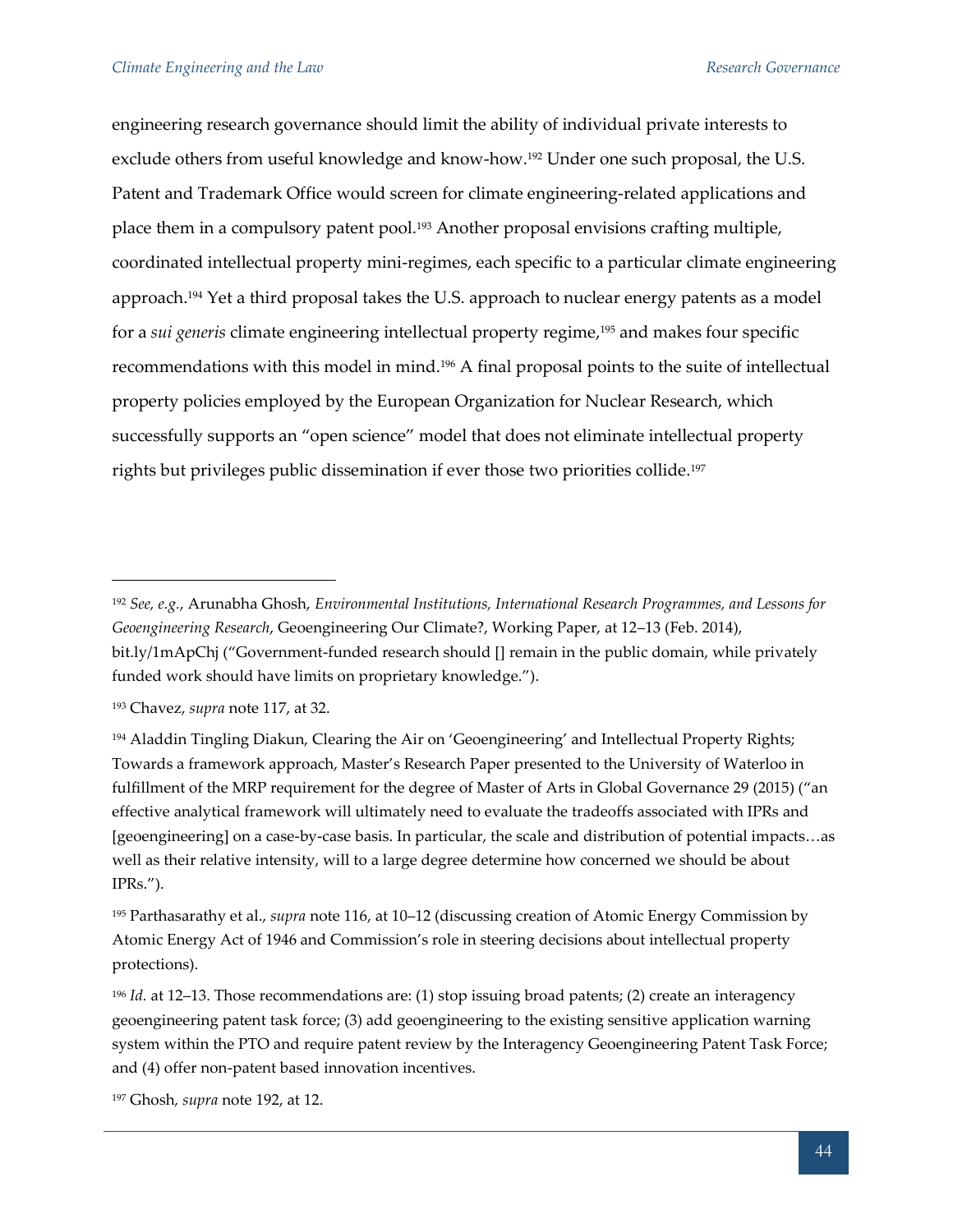engineering research governance should limit the ability of individual private interests to exclude others from useful knowledge and know-how.[192] Under one such proposal, the U.S. Patent and Trademark Office would screen for climate engineering-related applications and place them in a compulsory patent pool.[193] Another proposal envisions crafting multiple, coordinated intellectual property mini-regimes, each specific to a particular climate engineering approach.[194] Yet a third proposal takes the U.S. approach to nuclear energy patents as a model for a *sui generis* climate engineering intellectual property regime,[195] and makes four specific recommendations with this model in mind.[196] A final proposal points to the suite of intellectual property policies employed by the European Organization for Nuclear Research, which successfully supports an "open science" model that does not eliminate intellectual property rights but privileges public dissemination if ever those two priorities collide.[197]

---

[192] *See, e.g.*, Arunabha Ghosh, *Environmental Institutions, International Research Programmes, and Lessons for Geoengineering Research*, Geoengineering Our Climate?, Working Paper, at 12–13 (Feb. 2014), bit.ly/1mApChj ("Government-funded research should [] remain in the public domain, while privately funded work should have limits on proprietary knowledge.").

[193] Chavez, *supra* note 117, at 32.

[194] Aladdin Tingling Diakun, Clearing the Air on 'Geoengineering' and Intellectual Property Rights; Towards a framework approach, Master's Research Paper presented to the University of Waterloo in fulfillment of the MRP requirement for the degree of Master of Arts in Global Governance 29 (2015) ("an effective analytical framework will ultimately need to evaluate the tradeoffs associated with IPRs and [geoengineering] on a case-by-case basis. In particular, the scale and distribution of potential impacts…as well as their relative intensity, will to a large degree determine how concerned we should be about IPRs.").

[195] Parthasarathy et al., *supra* note 116, at 10–12 (discussing creation of Atomic Energy Commission by Atomic Energy Act of 1946 and Commission's role in steering decisions about intellectual property protections).

[196] *Id.* at 12–13. Those recommendations are: (1) stop issuing broad patents; (2) create an interagency geoengineering patent task force; (3) add geoengineering to the existing sensitive application warning system within the PTO and require patent review by the Interagency Geoengineering Patent Task Force; and (4) offer non-patent based innovation incentives.

[197] Ghosh, *supra* note 192, at 12.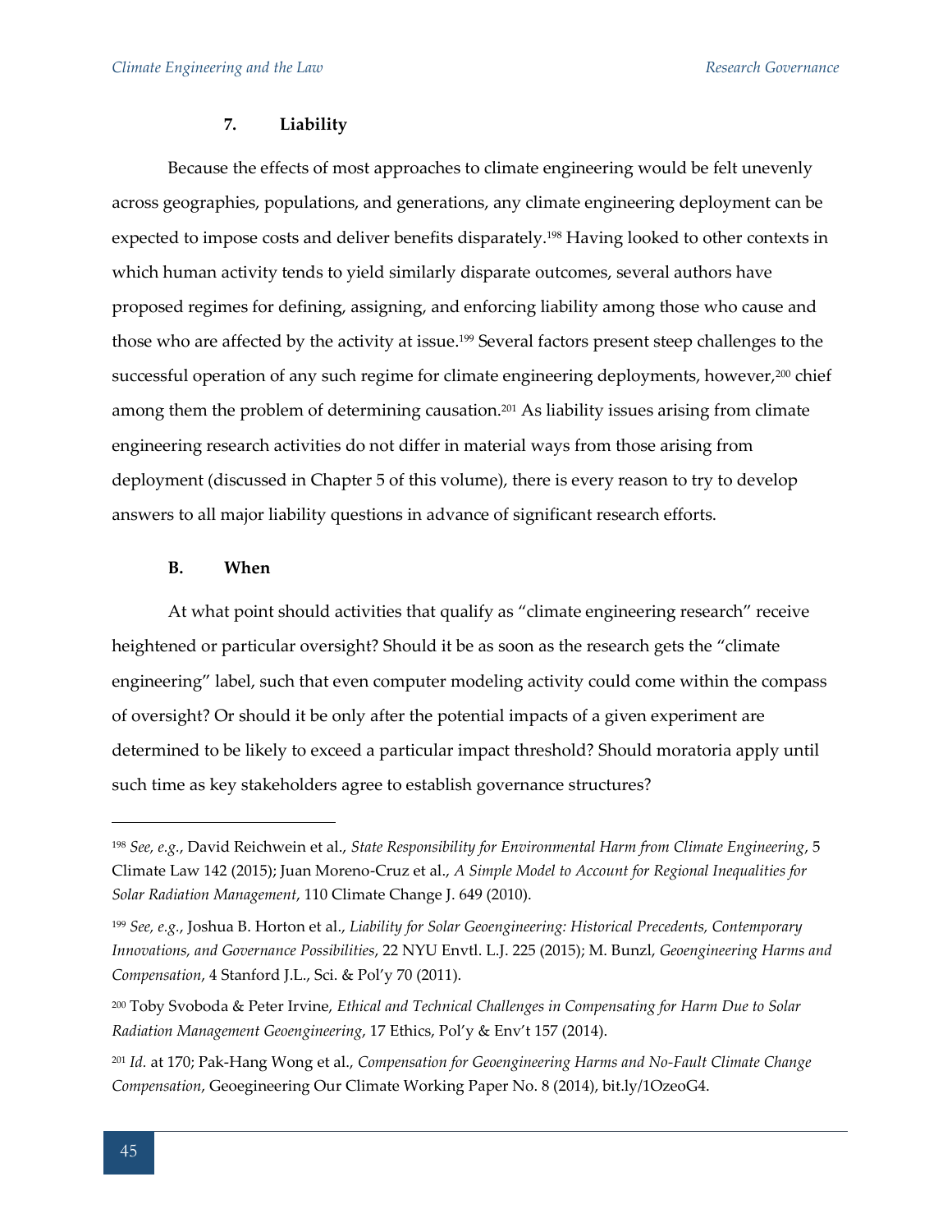### 7. Liability

Because the effects of most approaches to climate engineering would be felt unevenly across geographies, populations, and generations, any climate engineering deployment can be expected to impose costs and deliver benefits disparately.[198] Having looked to other contexts in which human activity tends to yield similarly disparate outcomes, several authors have proposed regimes for defining, assigning, and enforcing liability among those who cause and those who are affected by the activity at issue.[199] Several factors present steep challenges to the successful operation of any such regime for climate engineering deployments, however,[200] chief among them the problem of determining causation.[201] As liability issues arising from climate engineering research activities do not differ in material ways from those arising from deployment (discussed in Chapter 5 of this volume), there is every reason to try to develop answers to all major liability questions in advance of significant research efforts.

## B. When

At what point should activities that qualify as "climate engineering research" receive heightened or particular oversight? Should it be as soon as the research gets the "climate engineering" label, such that even computer modeling activity could come within the compass of oversight? Or should it be only after the potential impacts of a given experiment are determined to be likely to exceed a particular impact threshold? Should moratoria apply until such time as key stakeholders agree to establish governance structures?

---

[198] *See, e.g.*, David Reichwein et al., *State Responsibility for Environmental Harm from Climate Engineering*, 5 Climate Law 142 (2015); Juan Moreno-Cruz et al., *A Simple Model to Account for Regional Inequalities for Solar Radiation Management*, 110 Climate Change J. 649 (2010).

[199] *See, e.g.*, Joshua B. Horton et al., *Liability for Solar Geoengineering: Historical Precedents, Contemporary Innovations, and Governance Possibilities*, 22 NYU Envtl. L.J. 225 (2015); M. Bunzl, *Geoengineering Harms and Compensation*, 4 Stanford J.L., Sci. & Pol'y 70 (2011).

[200] Toby Svoboda & Peter Irvine, *Ethical and Technical Challenges in Compensating for Harm Due to Solar Radiation Management Geoengineering*, 17 Ethics, Pol'y & Env't 157 (2014).

[201] *Id.* at 170; Pak-Hang Wong et al., *Compensation for Geoengineering Harms and No-Fault Climate Change Compensation*, Geoegineering Our Climate Working Paper No. 8 (2014), bit.ly/1OzeoG4.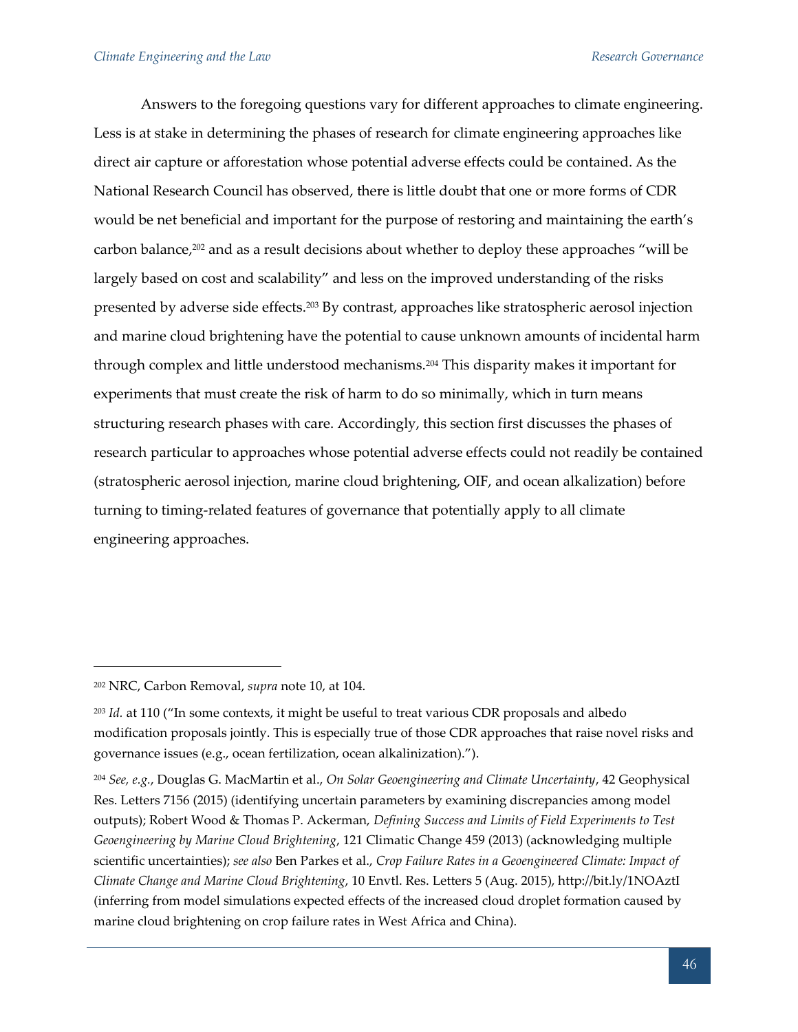Answers to the foregoing questions vary for different approaches to climate engineering. Less is at stake in determining the phases of research for climate engineering approaches like direct air capture or afforestation whose potential adverse effects could be contained. As the National Research Council has observed, there is little doubt that one or more forms of CDR would be net beneficial and important for the purpose of restoring and maintaining the earth's carbon balance,[202] and as a result decisions about whether to deploy these approaches "will be largely based on cost and scalability" and less on the improved understanding of the risks presented by adverse side effects.[203] By contrast, approaches like stratospheric aerosol injection and marine cloud brightening have the potential to cause unknown amounts of incidental harm through complex and little understood mechanisms.[204] This disparity makes it important for experiments that must create the risk of harm to do so minimally, which in turn means structuring research phases with care. Accordingly, this section first discusses the phases of research particular to approaches whose potential adverse effects could not readily be contained (stratospheric aerosol injection, marine cloud brightening, OIF, and ocean alkalization) before turning to timing-related features of governance that potentially apply to all climate engineering approaches.

---

[202] NRC, Carbon Removal, *supra* note 10, at 104.

[203] *Id.* at 110 ("In some contexts, it might be useful to treat various CDR proposals and albedo modification proposals jointly. This is especially true of those CDR approaches that raise novel risks and governance issues (e.g., ocean fertilization, ocean alkalinization).").

[204] *See, e.g.*, Douglas G. MacMartin et al., *On Solar Geoengineering and Climate Uncertainty*, 42 Geophysical Res. Letters 7156 (2015) (identifying uncertain parameters by examining discrepancies among model outputs); Robert Wood & Thomas P. Ackerman, *Defining Success and Limits of Field Experiments to Test Geoengineering by Marine Cloud Brightening*, 121 Climatic Change 459 (2013) (acknowledging multiple scientific uncertainties); *see also* Ben Parkes et al., *Crop Failure Rates in a Geoengineered Climate: Impact of Climate Change and Marine Cloud Brightening*, 10 Envtl. Res. Letters 5 (Aug. 2015), http://bit.ly/1NOAztI (inferring from model simulations expected effects of the increased cloud droplet formation caused by marine cloud brightening on crop failure rates in West Africa and China).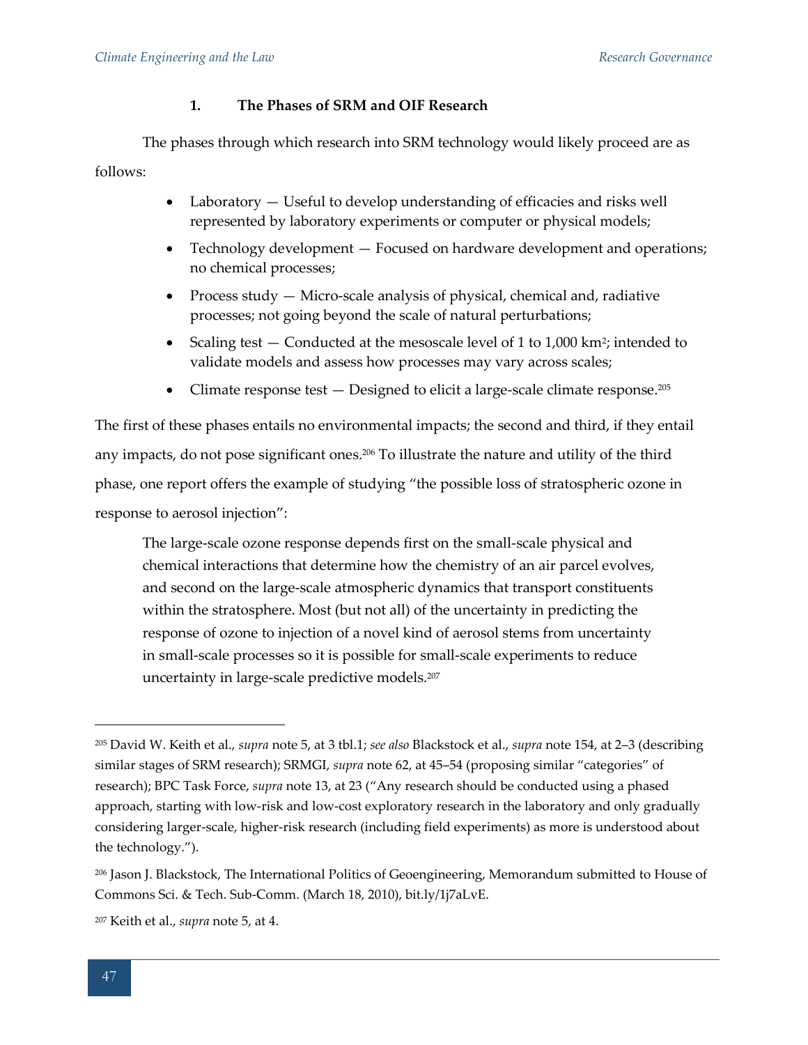### 1. The Phases of SRM and OIF Research

The phases through which research into SRM technology would likely proceed are as follows:

- Laboratory — Useful to develop understanding of efficacies and risks well represented by laboratory experiments or computer or physical models;
- Technology development — Focused on hardware development and operations; no chemical processes;
- Process study — Micro-scale analysis of physical, chemical and, radiative processes; not going beyond the scale of natural perturbations;
- Scaling test — Conducted at the mesoscale level of 1 to 1,000 $km^2$; intended to validate models and assess how processes may vary across scales;
- Climate response test — Designed to elicit a large-scale climate response.[205]

The first of these phases entails no environmental impacts; the second and third, if they entail any impacts, do not pose significant ones.[206] To illustrate the nature and utility of the third phase, one report offers the example of studying "the possible loss of stratospheric ozone in response to aerosol injection":

> The large-scale ozone response depends first on the small-scale physical and chemical interactions that determine how the chemistry of an air parcel evolves, and second on the large-scale atmospheric dynamics that transport constituents within the stratosphere. Most (but not all) of the uncertainty in predicting the response of ozone to injection of a novel kind of aerosol stems from uncertainty in small-scale processes so it is possible for small-scale experiments to reduce uncertainty in large-scale predictive models.[207]

---

[205] David W. Keith et al., *supra* note 5, at 3 tbl.1; *see also* Blackstock et al., *supra* note 154, at 2–3 (describing similar stages of SRM research); SRMGI, *supra* note 62, at 45–54 (proposing similar "categories" of research); BPC Task Force, *supra* note 13, at 23 ("Any research should be conducted using a phased approach, starting with low-risk and low-cost exploratory research in the laboratory and only gradually considering larger-scale, higher-risk research (including field experiments) as more is understood about the technology.").

[206] Jason J. Blackstock, The International Politics of Geoengineering, Memorandum submitted to House of Commons Sci. & Tech. Sub-Comm. (March 18, 2010), bit.ly/1j7aLvE.

[207] Keith et al., *supra* note 5, at 4.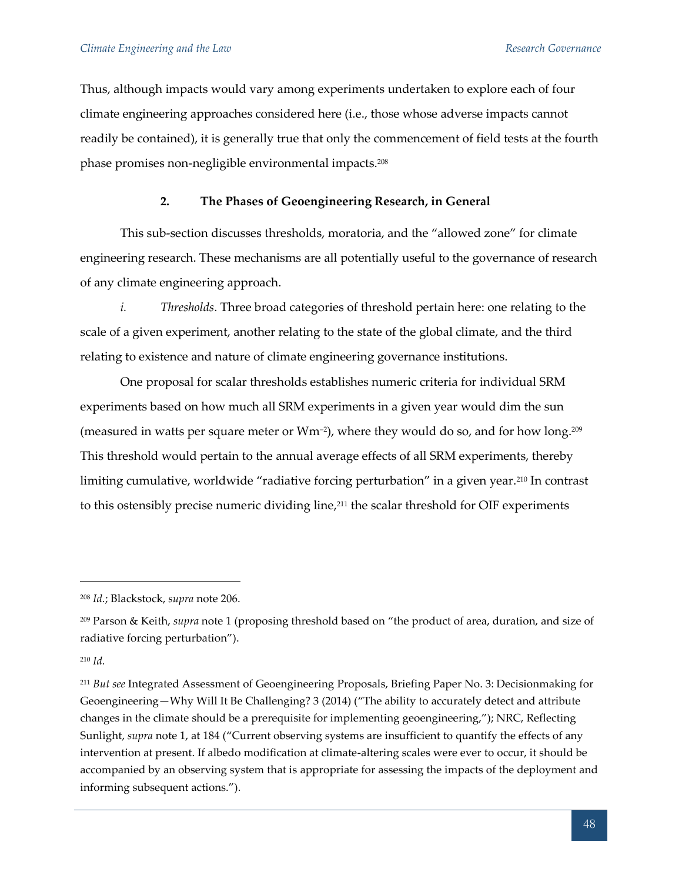Thus, although impacts would vary among experiments undertaken to explore each of four climate engineering approaches considered here (i.e., those whose adverse impacts cannot readily be contained), it is generally true that only the commencement of field tests at the fourth phase promises non-negligible environmental impacts.[208]

### 2. The Phases of Geoengineering Research, in General

This sub-section discusses thresholds, moratoria, and the "allowed zone" for climate engineering research. These mechanisms are all potentially useful to the governance of research of any climate engineering approach.

*i. Thresholds*. Three broad categories of threshold pertain here: one relating to the scale of a given experiment, another relating to the state of the global climate, and the third relating to existence and nature of climate engineering governance institutions.

One proposal for scalar thresholds establishes numeric criteria for individual SRM experiments based on how much all SRM experiments in a given year would dim the sun (measured in watts per square meter or $Wm^{-2}$), where they would do so, and for how long.[209] This threshold would pertain to the annual average effects of all SRM experiments, thereby limiting cumulative, worldwide "radiative forcing perturbation" in a given year.[210] In contrast to this ostensibly precise numeric dividing line,[211] the scalar threshold for OIF experiments

---

[208] *Id.*; Blackstock, *supra* note 206.

[209] Parson & Keith, *supra* note 1 (proposing threshold based on "the product of area, duration, and size of radiative forcing perturbation").

[210] *Id.*

[211] *But see* Integrated Assessment of Geoengineering Proposals, Briefing Paper No. 3: Decisionmaking for Geoengineering—Why Will It Be Challenging? 3 (2014) ("The ability to accurately detect and attribute changes in the climate should be a prerequisite for implementing geoengineering,"); NRC, Reflecting Sunlight, *supra* note 1, at 184 ("Current observing systems are insufficient to quantify the effects of any intervention at present. If albedo modification at climate-altering scales were ever to occur, it should be accompanied by an observing system that is appropriate for assessing the impacts of the deployment and informing subsequent actions.").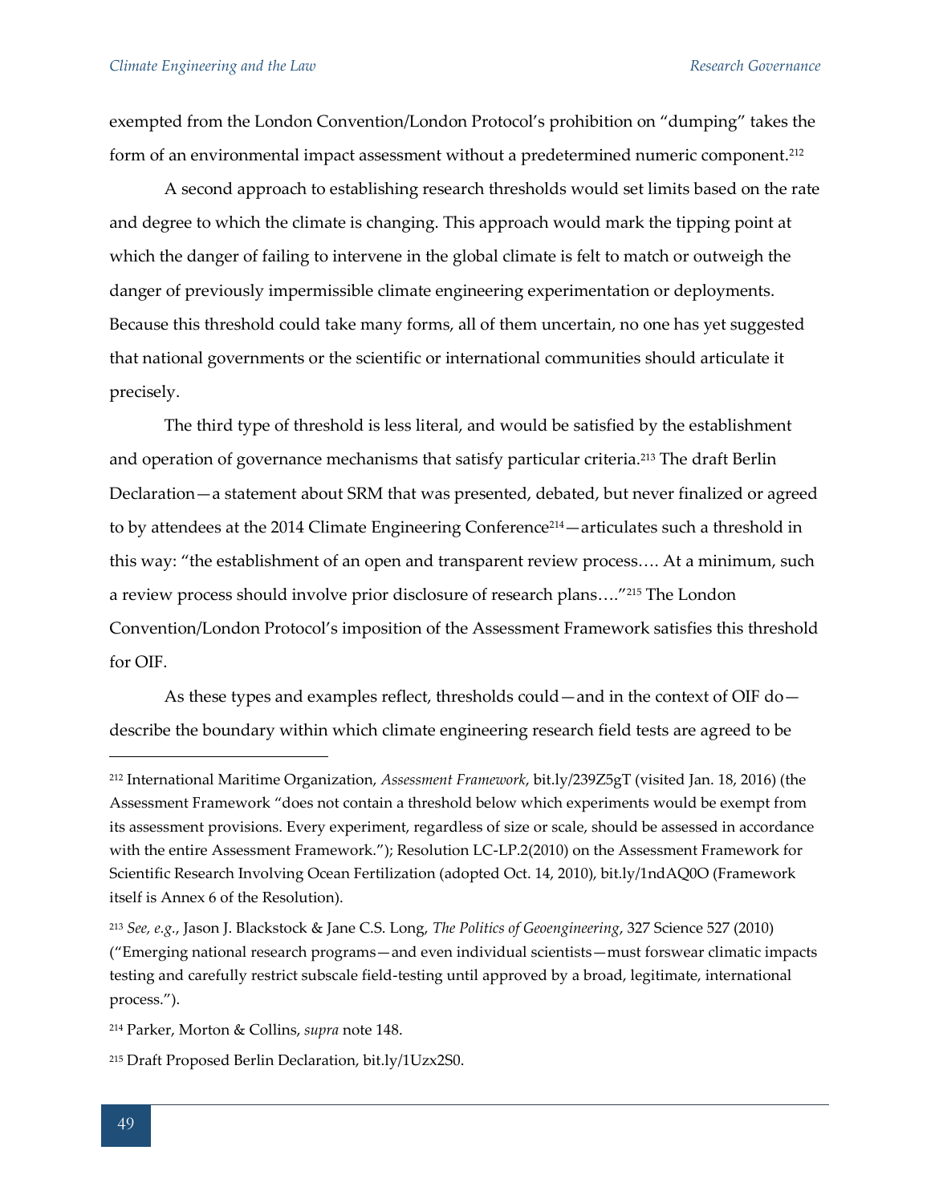exempted from the London Convention/London Protocol's prohibition on "dumping" takes the form of an environmental impact assessment without a predetermined numeric component.[212]

A second approach to establishing research thresholds would set limits based on the rate and degree to which the climate is changing. This approach would mark the tipping point at which the danger of failing to intervene in the global climate is felt to match or outweigh the danger of previously impermissible climate engineering experimentation or deployments. Because this threshold could take many forms, all of them uncertain, no one has yet suggested that national governments or the scientific or international communities should articulate it precisely.

The third type of threshold is less literal, and would be satisfied by the establishment and operation of governance mechanisms that satisfy particular criteria.[213] The draft Berlin Declaration—a statement about SRM that was presented, debated, but never finalized or agreed to by attendees at the 2014 Climate Engineering Conference[214]—articulates such a threshold in this way: "the establishment of an open and transparent review process…. At a minimum, such a review process should involve prior disclosure of research plans…."[215] The London Convention/London Protocol's imposition of the Assessment Framework satisfies this threshold for OIF.

As these types and examples reflect, thresholds could—and in the context of OIF do—describe the boundary within which climate engineering research field tests are agreed to be

---

[212] International Maritime Organization, *Assessment Framework*, bit.ly/239Z5gT (visited Jan. 18, 2016) (the Assessment Framework "does not contain a threshold below which experiments would be exempt from its assessment provisions. Every experiment, regardless of size or scale, should be assessed in accordance with the entire Assessment Framework."); Resolution LC-LP.2(2010) on the Assessment Framework for Scientific Research Involving Ocean Fertilization (adopted Oct. 14, 2010), bit.ly/1ndAQ0O (Framework itself is Annex 6 of the Resolution).

[213] *See, e.g.*, Jason J. Blackstock & Jane C.S. Long, *The Politics of Geoengineering*, 327 Science 527 (2010) ("Emerging national research programs—and even individual scientists—must forswear climatic impacts testing and carefully restrict subscale field-testing until approved by a broad, legitimate, international process.").

[214] Parker, Morton & Collins, *supra* note 148.

[215] Draft Proposed Berlin Declaration, bit.ly/1Uzx2S0.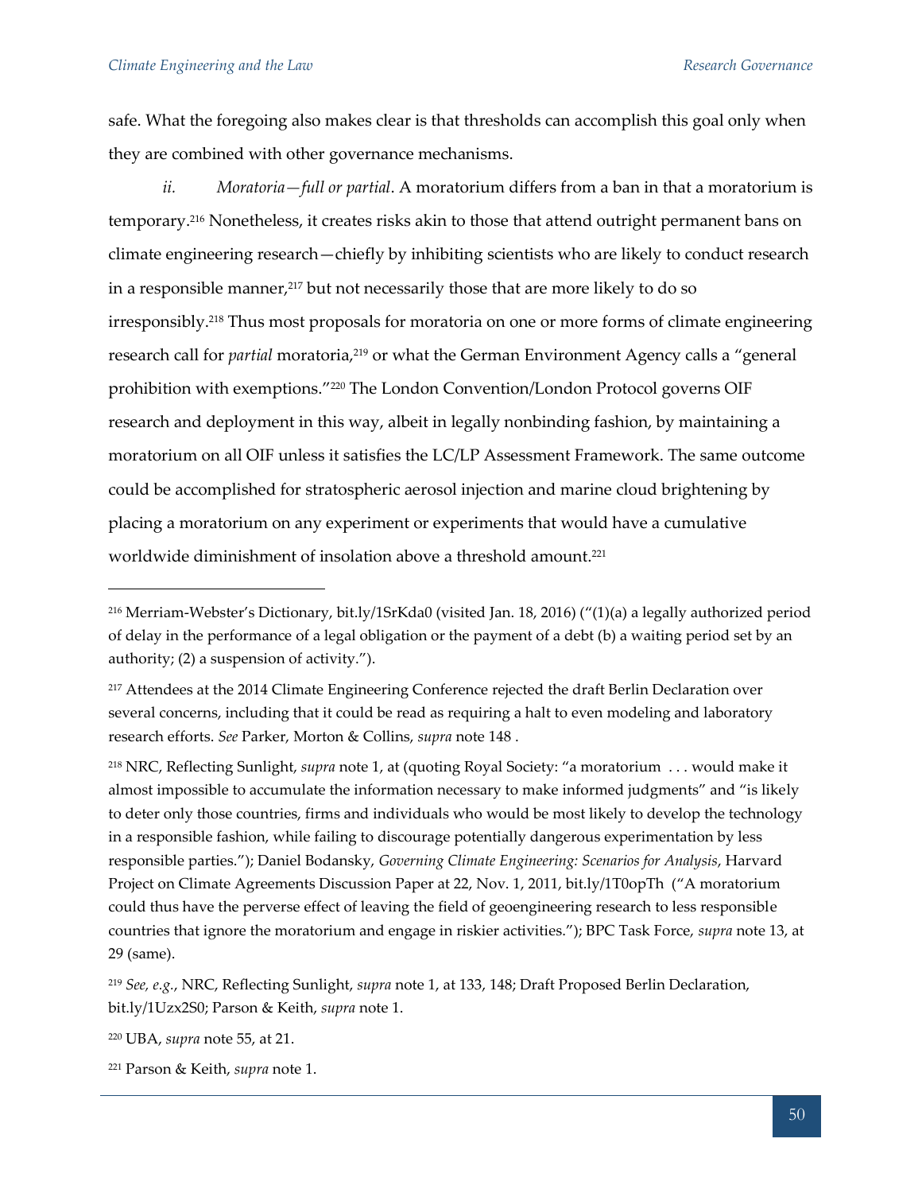safe. What the foregoing also makes clear is that thresholds can accomplish this goal only when they are combined with other governance mechanisms.

*ii. Moratoria—full or partial*. A moratorium differs from a ban in that a moratorium is temporary.[216] Nonetheless, it creates risks akin to those that attend outright permanent bans on climate engineering research—chiefly by inhibiting scientists who are likely to conduct research in a responsible manner,[217] but not necessarily those that are more likely to do so irresponsibly.[218] Thus most proposals for moratoria on one or more forms of climate engineering research call for *partial* moratoria,[219] or what the German Environment Agency calls a "general prohibition with exemptions."[220] The London Convention/London Protocol governs OIF research and deployment in this way, albeit in legally nonbinding fashion, by maintaining a moratorium on all OIF unless it satisfies the LC/LP Assessment Framework. The same outcome could be accomplished for stratospheric aerosol injection and marine cloud brightening by placing a moratorium on any experiment or experiments that would have a cumulative worldwide diminishment of insolation above a threshold amount.[221]

---

[216] Merriam-Webster's Dictionary, bit.ly/1SrKda0 (visited Jan. 18, 2016) ("(1)(a) a legally authorized period of delay in the performance of a legal obligation or the payment of a debt (b) a waiting period set by an authority; (2) a suspension of activity.").

[217] Attendees at the 2014 Climate Engineering Conference rejected the draft Berlin Declaration over several concerns, including that it could be read as requiring a halt to even modeling and laboratory research efforts. *See* Parker, Morton & Collins, *supra* note 148 .

[218] NRC, Reflecting Sunlight, *supra* note 1, at (quoting Royal Society: "a moratorium . . . would make it almost impossible to accumulate the information necessary to make informed judgments" and "is likely to deter only those countries, firms and individuals who would be most likely to develop the technology in a responsible fashion, while failing to discourage potentially dangerous experimentation by less responsible parties."); Daniel Bodansky, *Governing Climate Engineering: Scenarios for Analysis*, Harvard Project on Climate Agreements Discussion Paper at 22, Nov. 1, 2011, bit.ly/1T0opTh ("A moratorium could thus have the perverse effect of leaving the field of geoengineering research to less responsible countries that ignore the moratorium and engage in riskier activities."); BPC Task Force, *supra* note 13, at 29 (same).

[219] *See, e.g.*, NRC, Reflecting Sunlight, *supra* note 1, at 133, 148; Draft Proposed Berlin Declaration, bit.ly/1Uzx2S0; Parson & Keith, *supra* note 1.

[220] UBA, *supra* note 55, at 21.

[221] Parson & Keith, *supra* note 1.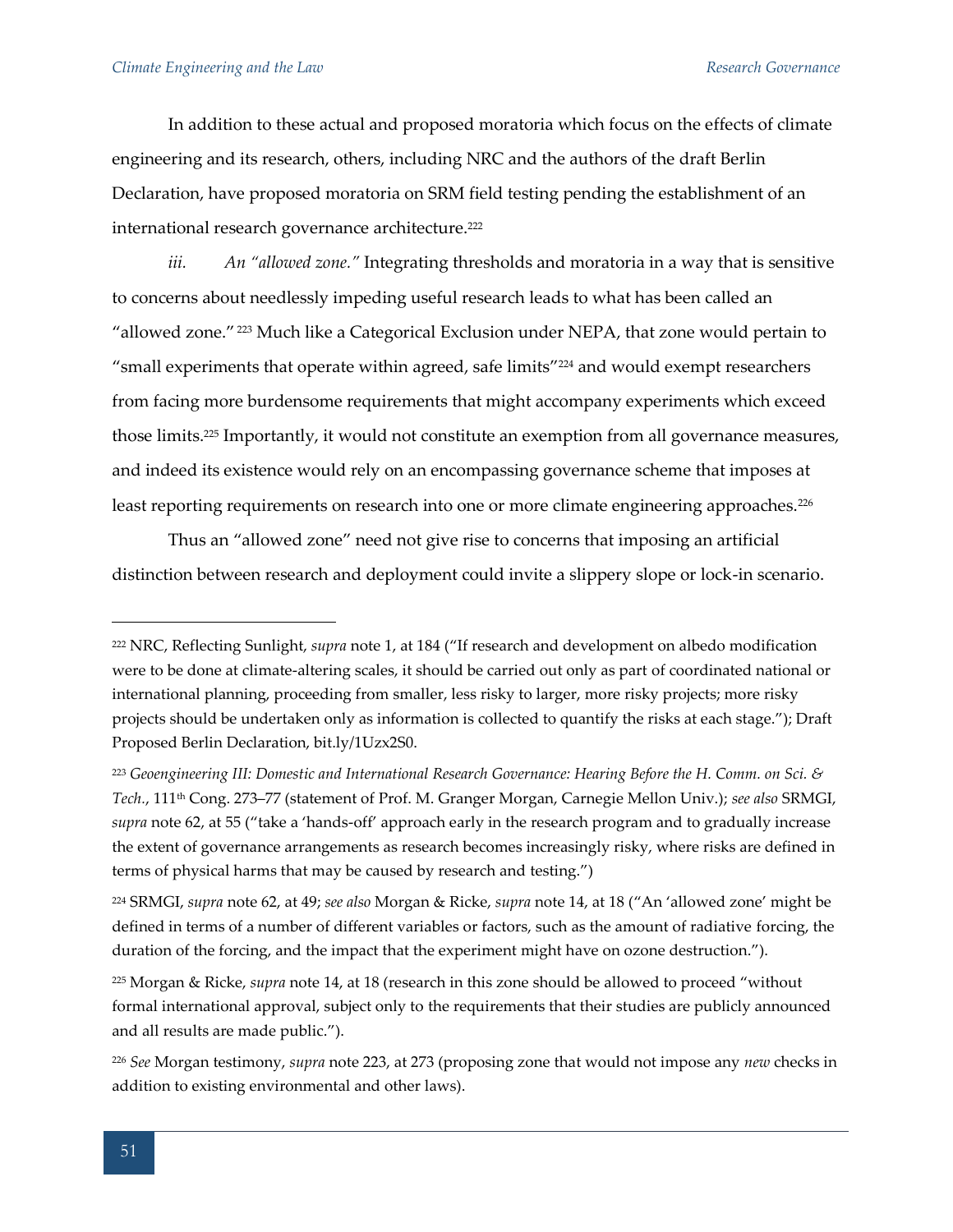In addition to these actual and proposed moratoria which focus on the effects of climate engineering and its research, others, including NRC and the authors of the draft Berlin Declaration, have proposed moratoria on SRM field testing pending the establishment of an international research governance architecture.[222]

*iii. An "allowed zone."* Integrating thresholds and moratoria in a way that is sensitive to concerns about needlessly impeding useful research leads to what has been called an "allowed zone." [223] Much like a Categorical Exclusion under NEPA, that zone would pertain to "small experiments that operate within agreed, safe limits"[224] and would exempt researchers from facing more burdensome requirements that might accompany experiments which exceed those limits.[225] Importantly, it would not constitute an exemption from all governance measures, and indeed its existence would rely on an encompassing governance scheme that imposes at least reporting requirements on research into one or more climate engineering approaches.[226]

Thus an "allowed zone" need not give rise to concerns that imposing an artificial distinction between research and deployment could invite a slippery slope or lock-in scenario.

---

[222] NRC, Reflecting Sunlight, *supra* note 1, at 184 ("If research and development on albedo modification were to be done at climate-altering scales, it should be carried out only as part of coordinated national or international planning, proceeding from smaller, less risky to larger, more risky projects; more risky projects should be undertaken only as information is collected to quantify the risks at each stage."); Draft Proposed Berlin Declaration, bit.ly/1Uzx2S0.

[223] *Geoengineering III: Domestic and International Research Governance: Hearing Before the H. Comm. on Sci. & Tech.*, 111th Cong. 273–77 (statement of Prof. M. Granger Morgan, Carnegie Mellon Univ.); *see also* SRMGI, *supra* note 62, at 55 ("take a 'hands-off' approach early in the research program and to gradually increase the extent of governance arrangements as research becomes increasingly risky, where risks are defined in terms of physical harms that may be caused by research and testing.")

[224] SRMGI, *supra* note 62, at 49; *see also* Morgan & Ricke, *supra* note 14, at 18 ("An 'allowed zone' might be defined in terms of a number of different variables or factors, such as the amount of radiative forcing, the duration of the forcing, and the impact that the experiment might have on ozone destruction.").

[225] Morgan & Ricke, *supra* note 14, at 18 (research in this zone should be allowed to proceed "without formal international approval, subject only to the requirements that their studies are publicly announced and all results are made public.").

[226] *See* Morgan testimony, *supra* note 223, at 273 (proposing zone that would not impose any *new* checks in addition to existing environmental and other laws).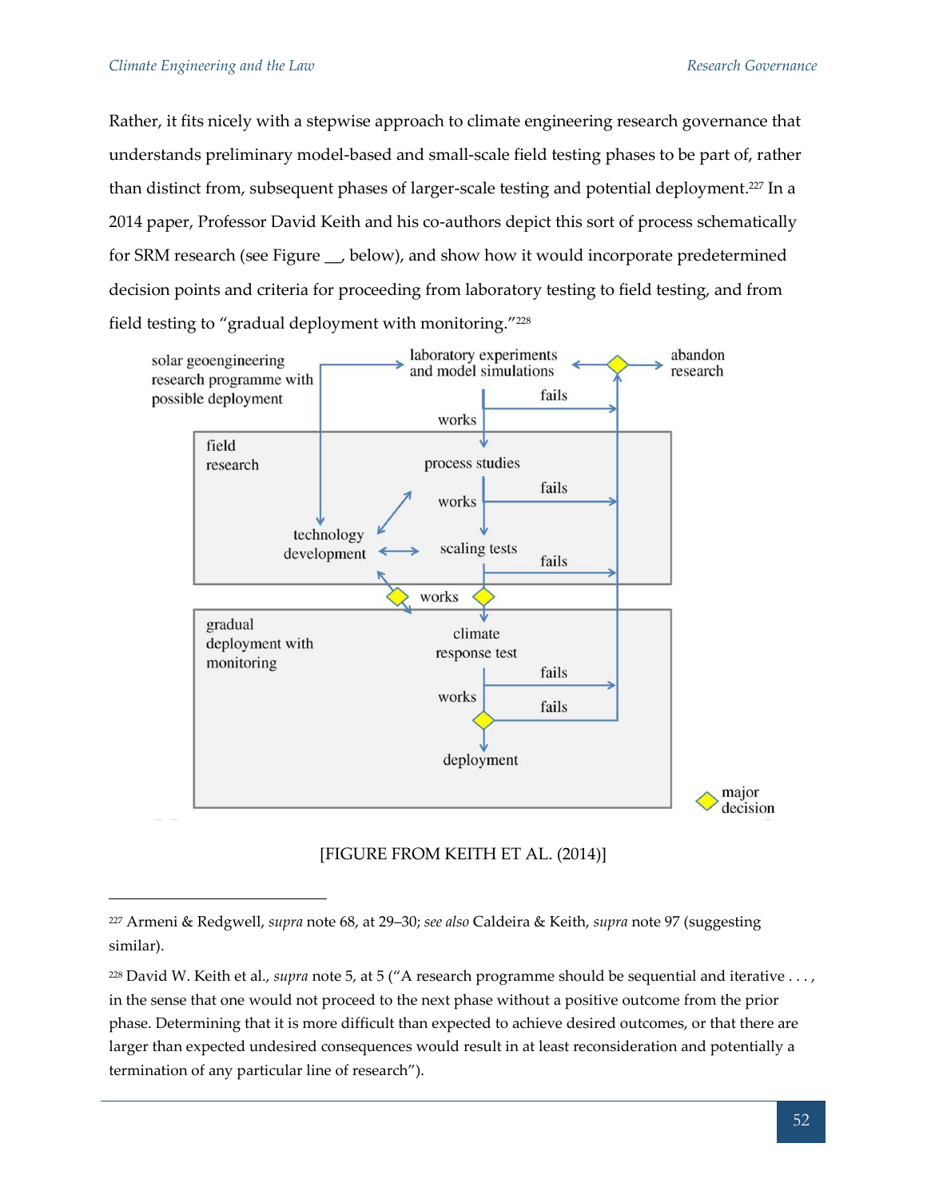Rather, it fits nicely with a stepwise approach to climate engineering research governance that understands preliminary model-based and small-scale field testing phases to be part of, rather than distinct from, subsequent phases of larger-scale testing and potential deployment.[227] In a 2014 paper, Professor David Keith and his co-authors depict this sort of process schematically for SRM research (see Figure __, below), and show how it would incorporate predetermined decision points and criteria for proceeding from laboratory testing to field testing, and from field testing to "gradual deployment with monitoring."[228]

[FIGURE FROM KEITH ET AL. (2014)]

---

[227] Armeni & Redgwell, *supra* note 68, at 29–30; *see also* Caldeira & Keith, *supra* note 97 (suggesting similar).

[228] David W. Keith et al., *supra* note 5, at 5 ("A research programme should be sequential and iterative . . . , in the sense that one would not proceed to the next phase without a positive outcome from the prior phase. Determining that it is more difficult than expected to achieve desired outcomes, or that there are larger than expected undesired consequences would result in at least reconsideration and potentially a termination of any particular line of research").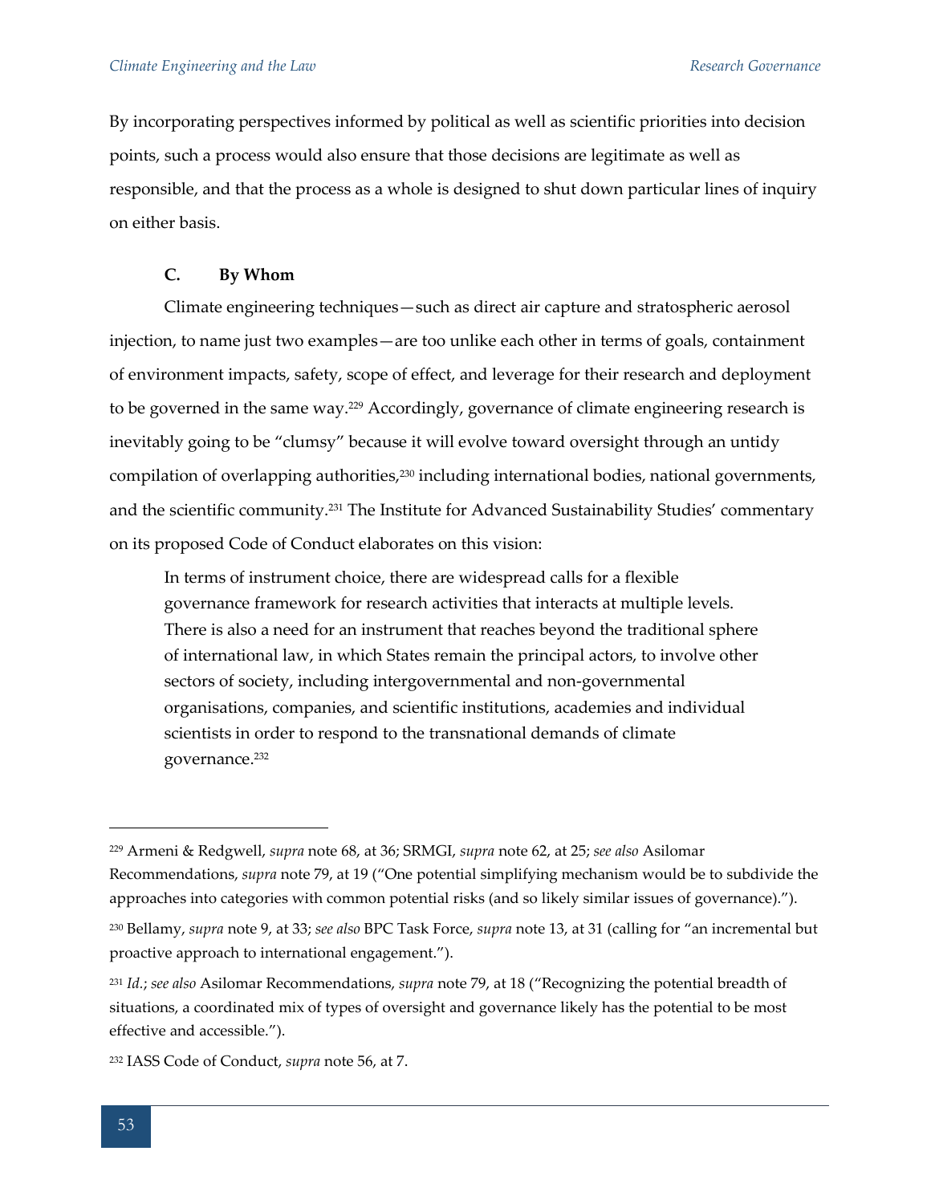By incorporating perspectives informed by political as well as scientific priorities into decision points, such a process would also ensure that those decisions are legitimate as well as responsible, and that the process as a whole is designed to shut down particular lines of inquiry on either basis.

### C. By Whom

Climate engineering techniques—such as direct air capture and stratospheric aerosol injection, to name just two examples—are too unlike each other in terms of goals, containment of environment impacts, safety, scope of effect, and leverage for their research and deployment to be governed in the same way.[229] Accordingly, governance of climate engineering research is inevitably going to be "clumsy" because it will evolve toward oversight through an untidy compilation of overlapping authorities,[230] including international bodies, national governments, and the scientific community.[231] The Institute for Advanced Sustainability Studies' commentary on its proposed Code of Conduct elaborates on this vision:

> In terms of instrument choice, there are widespread calls for a flexible governance framework for research activities that interacts at multiple levels. There is also a need for an instrument that reaches beyond the traditional sphere of international law, in which States remain the principal actors, to involve other sectors of society, including intergovernmental and non-governmental organisations, companies, and scientific institutions, academies and individual scientists in order to respond to the transnational demands of climate governance.[232]

---

[229] Armeni & Redgwell, *supra* note 68, at 36; SRMGI, *supra* note 62, at 25; *see also* Asilomar Recommendations, *supra* note 79, at 19 ("One potential simplifying mechanism would be to subdivide the approaches into categories with common potential risks (and so likely similar issues of governance).").

[230] Bellamy, *supra* note 9, at 33; *see also* BPC Task Force, *supra* note 13, at 31 (calling for "an incremental but proactive approach to international engagement.").

[231] *Id.*; *see also* Asilomar Recommendations, *supra* note 79, at 18 ("Recognizing the potential breadth of situations, a coordinated mix of types of oversight and governance likely has the potential to be most effective and accessible.").

[232] IASS Code of Conduct, *supra* note 56, at 7.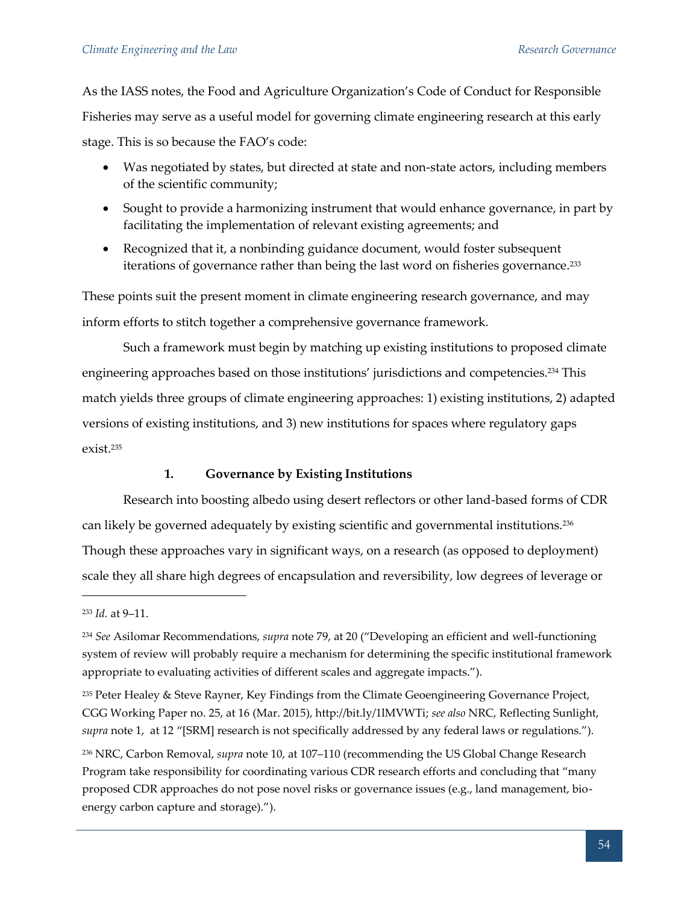As the IASS notes, the Food and Agriculture Organization's Code of Conduct for Responsible Fisheries may serve as a useful model for governing climate engineering research at this early stage. This is so because the FAO's code:

- Was negotiated by states, but directed at state and non-state actors, including members of the scientific community;
- Sought to provide a harmonizing instrument that would enhance governance, in part by facilitating the implementation of relevant existing agreements; and
- Recognized that it, a nonbinding guidance document, would foster subsequent iterations of governance rather than being the last word on fisheries governance.[233]

These points suit the present moment in climate engineering research governance, and may inform efforts to stitch together a comprehensive governance framework.

Such a framework must begin by matching up existing institutions to proposed climate engineering approaches based on those institutions' jurisdictions and competencies.[234] This match yields three groups of climate engineering approaches: 1) existing institutions, 2) adapted versions of existing institutions, and 3) new institutions for spaces where regulatory gaps exist.[235]

### 1. Governance by Existing Institutions

Research into boosting albedo using desert reflectors or other land-based forms of CDR can likely be governed adequately by existing scientific and governmental institutions.[236] Though these approaches vary in significant ways, on a research (as opposed to deployment) scale they all share high degrees of encapsulation and reversibility, low degrees of leverage or

---

[233] *Id.* at 9–11.

[234] *See* Asilomar Recommendations, *supra* note 79, at 20 ("Developing an efficient and well-functioning system of review will probably require a mechanism for determining the specific institutional framework appropriate to evaluating activities of different scales and aggregate impacts.").

[235] Peter Healey & Steve Rayner, Key Findings from the Climate Geoengineering Governance Project, CGG Working Paper no. 25, at 16 (Mar. 2015), http://bit.ly/1lMVWTi; *see also* NRC, Reflecting Sunlight, *supra* note 1, at 12 "[SRM] research is not specifically addressed by any federal laws or regulations.").

[236] NRC, Carbon Removal, *supra* note 10, at 107–110 (recommending the US Global Change Research Program take responsibility for coordinating various CDR research efforts and concluding that "many proposed CDR approaches do not pose novel risks or governance issues (e.g., land management, bio-energy carbon capture and storage).").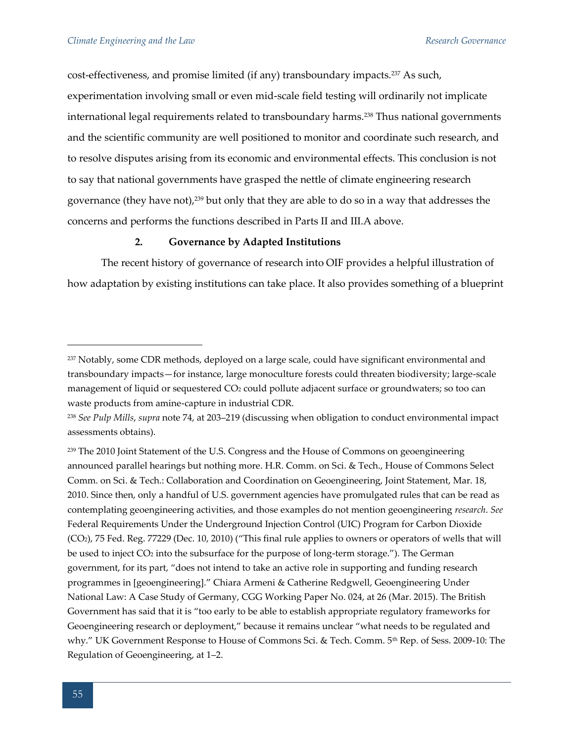cost-effectiveness, and promise limited (if any) transboundary impacts.[237] As such, experimentation involving small or even mid-scale field testing will ordinarily not implicate international legal requirements related to transboundary harms.[238] Thus national governments and the scientific community are well positioned to monitor and coordinate such research, and to resolve disputes arising from its economic and environmental effects. This conclusion is not to say that national governments have grasped the nettle of climate engineering research governance (they have not),[239] but only that they are able to do so in a way that addresses the concerns and performs the functions described in Parts II and III.A above.

### 2. Governance by Adapted Institutions

The recent history of governance of research into OIF provides a helpful illustration of how adaptation by existing institutions can take place. It also provides something of a blueprint

---

[237] Notably, some CDR methods, deployed on a large scale, could have significant environmental and transboundary impacts—for instance, large monoculture forests could threaten biodiversity; large-scale management of liquid or sequestered $CO_2$ could pollute adjacent surface or groundwaters; so too can waste products from amine-capture in industrial CDR.

[238] *See Pulp Mills*, *supra* note 74, at 203–219 (discussing when obligation to conduct environmental impact assessments obtains).

[239] The 2010 Joint Statement of the U.S. Congress and the House of Commons on geoengineering announced parallel hearings but nothing more. H.R. Comm. on Sci. & Tech., House of Commons Select Comm. on Sci. & Tech.: Collaboration and Coordination on Geoengineering, Joint Statement, Mar. 18, 2010. Since then, only a handful of U.S. government agencies have promulgated rules that can be read as contemplating geoengineering activities, and those examples do not mention geoengineering *research*. *See* Federal Requirements Under the Underground Injection Control (UIC) Program for Carbon Dioxide ($CO_2$), 75 Fed. Reg. 77229 (Dec. 10, 2010) ("This final rule applies to owners or operators of wells that will be used to inject $CO_2$ into the subsurface for the purpose of long-term storage."). The German government, for its part, "does not intend to take an active role in supporting and funding research programmes in [geoengineering]." Chiara Armeni & Catherine Redgwell, Geoengineering Under National Law: A Case Study of Germany, CGG Working Paper No. 024, at 26 (Mar. 2015). The British Government has said that it is "too early to be able to establish appropriate regulatory frameworks for Geoengineering research or deployment," because it remains unclear "what needs to be regulated and why." UK Government Response to House of Commons Sci. & Tech. Comm. 5th Rep. of Sess. 2009-10: The Regulation of Geoengineering, at 1–2.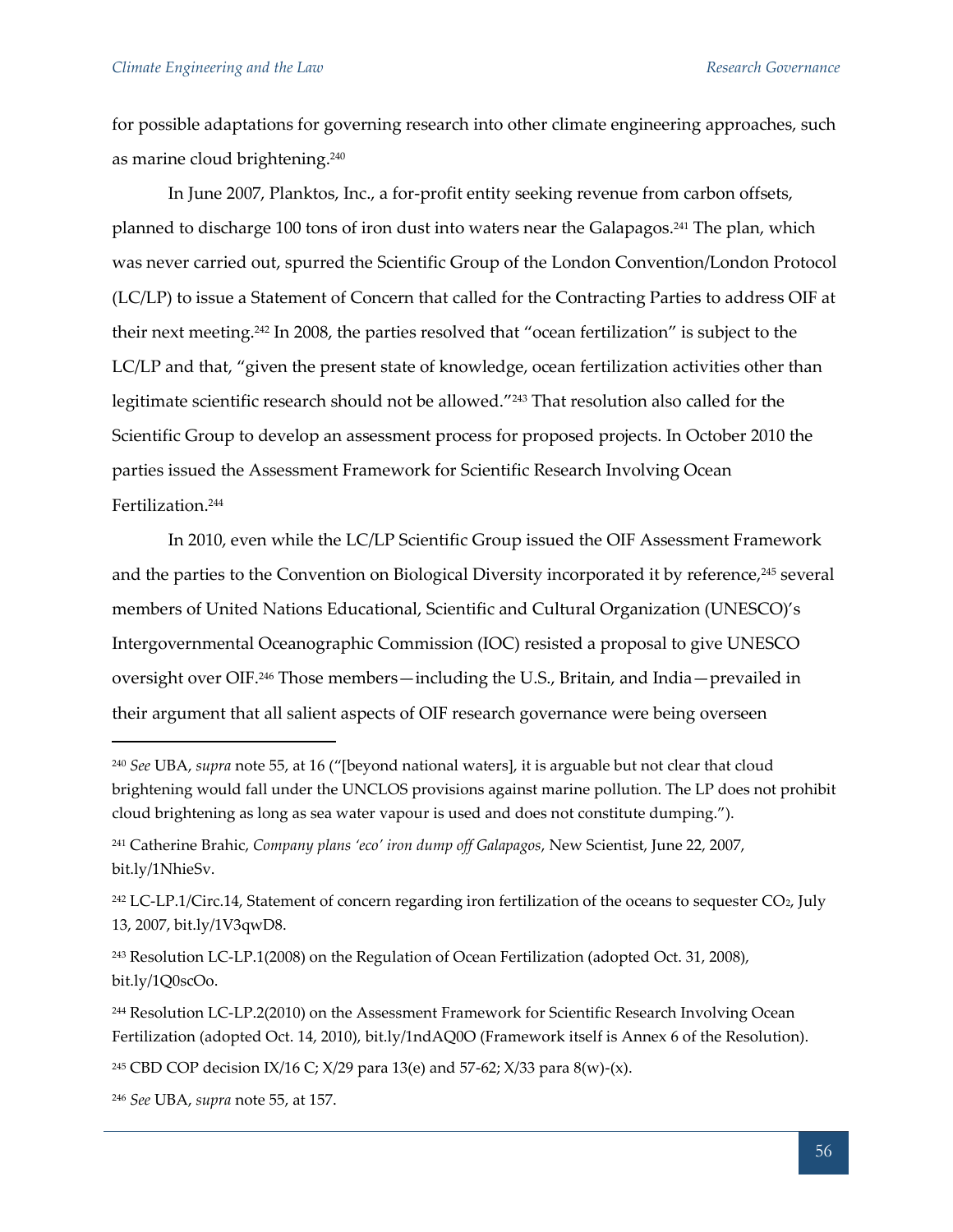for possible adaptations for governing research into other climate engineering approaches, such as marine cloud brightening.[240]

In June 2007, Planktos, Inc., a for-profit entity seeking revenue from carbon offsets, planned to discharge 100 tons of iron dust into waters near the Galapagos.[241] The plan, which was never carried out, spurred the Scientific Group of the London Convention/London Protocol (LC/LP) to issue a Statement of Concern that called for the Contracting Parties to address OIF at their next meeting.[242] In 2008, the parties resolved that "ocean fertilization" is subject to the LC/LP and that, "given the present state of knowledge, ocean fertilization activities other than legitimate scientific research should not be allowed."[243] That resolution also called for the Scientific Group to develop an assessment process for proposed projects. In October 2010 the parties issued the Assessment Framework for Scientific Research Involving Ocean Fertilization.[244]

In 2010, even while the LC/LP Scientific Group issued the OIF Assessment Framework and the parties to the Convention on Biological Diversity incorporated it by reference,[245] several members of United Nations Educational, Scientific and Cultural Organization (UNESCO)'s Intergovernmental Oceanographic Commission (IOC) resisted a proposal to give UNESCO oversight over OIF.[246] Those members—including the U.S., Britain, and India—prevailed in their argument that all salient aspects of OIF research governance were being overseen

---

[240] *See* UBA, *supra* note 55, at 16 ("[beyond national waters], it is arguable but not clear that cloud brightening would fall under the UNCLOS provisions against marine pollution. The LP does not prohibit cloud brightening as long as sea water vapour is used and does not constitute dumping.").

[241] Catherine Brahic, *Company plans 'eco' iron dump off Galapagos*, New Scientist, June 22, 2007, bit.ly/1NhieSv.

[242] LC-LP.1/Circ.14, Statement of concern regarding iron fertilization of the oceans to sequester $CO_2$, July 13, 2007, bit.ly/1V3qwD8.

[243] Resolution LC-LP.1(2008) on the Regulation of Ocean Fertilization (adopted Oct. 31, 2008), bit.ly/1Q0scOo.

[244] Resolution LC-LP.2(2010) on the Assessment Framework for Scientific Research Involving Ocean Fertilization (adopted Oct. 14, 2010), bit.ly/1ndAQ0O (Framework itself is Annex 6 of the Resolution).

[245] CBD COP decision IX/16 C; X/29 para 13(e) and 57-62; X/33 para 8(w)-(x).

[246] *See* UBA, *supra* note 55, at 157.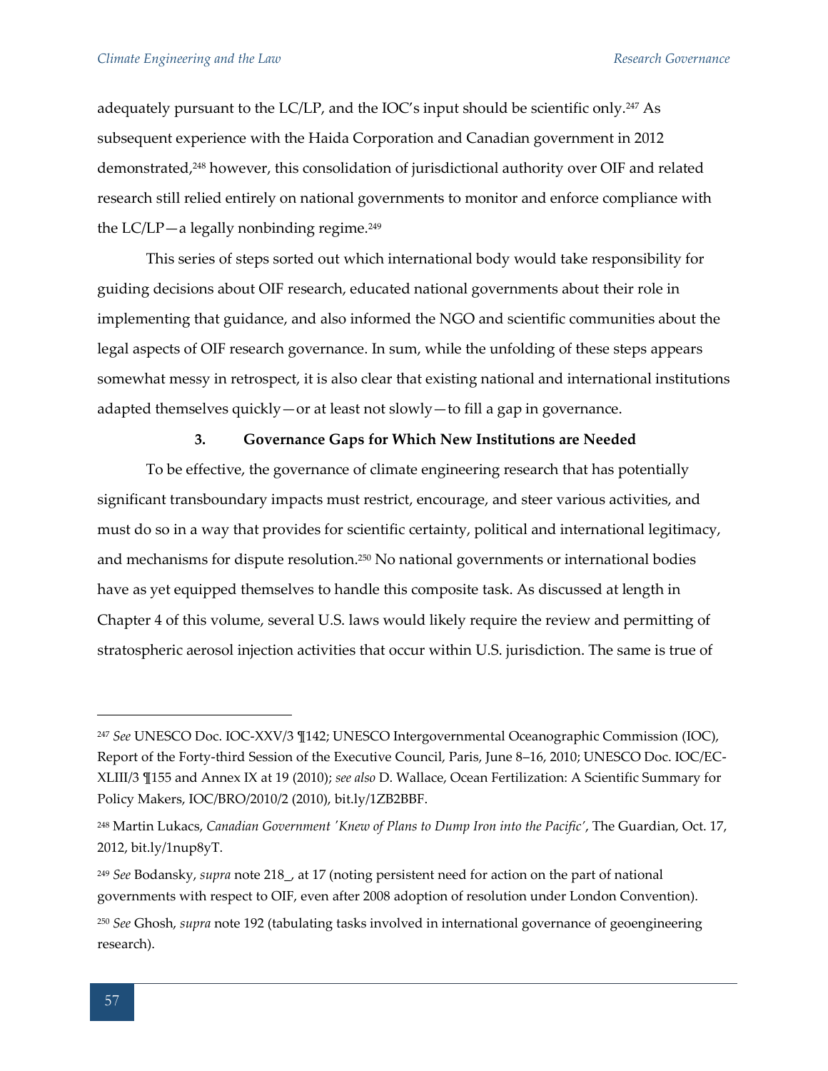adequately pursuant to the LC/LP, and the IOC's input should be scientific only.[247] As subsequent experience with the Haida Corporation and Canadian government in 2012 demonstrated,[248] however, this consolidation of jurisdictional authority over OIF and related research still relied entirely on national governments to monitor and enforce compliance with the LC/LP—a legally nonbinding regime.[249]

This series of steps sorted out which international body would take responsibility for guiding decisions about OIF research, educated national governments about their role in implementing that guidance, and also informed the NGO and scientific communities about the legal aspects of OIF research governance. In sum, while the unfolding of these steps appears somewhat messy in retrospect, it is also clear that existing national and international institutions adapted themselves quickly—or at least not slowly—to fill a gap in governance.

### 3. Governance Gaps for Which New Institutions are Needed

To be effective, the governance of climate engineering research that has potentially significant transboundary impacts must restrict, encourage, and steer various activities, and must do so in a way that provides for scientific certainty, political and international legitimacy, and mechanisms for dispute resolution.[250] No national governments or international bodies have as yet equipped themselves to handle this composite task. As discussed at length in Chapter 4 of this volume, several U.S. laws would likely require the review and permitting of stratospheric aerosol injection activities that occur within U.S. jurisdiction. The same is true of

---

[247] *See* UNESCO Doc. IOC-XXV/3 ¶142; UNESCO Intergovernmental Oceanographic Commission (IOC), Report of the Forty-third Session of the Executive Council, Paris, June 8–16, 2010; UNESCO Doc. IOC/EC-XLIII/3 ¶155 and Annex IX at 19 (2010); *see also* D. Wallace, Ocean Fertilization: A Scientific Summary for Policy Makers, IOC/BRO/2010/2 (2010), bit.ly/1ZB2BBF.

[248] Martin Lukacs, *Canadian Government 'Knew of Plans to Dump Iron into the Pacific'*, The Guardian, Oct. 17, 2012, bit.ly/1nup8yT.

[249] *See* Bodansky, *supra* note 218_, at 17 (noting persistent need for action on the part of national governments with respect to OIF, even after 2008 adoption of resolution under London Convention).

[250] *See* Ghosh, *supra* note 192 (tabulating tasks involved in international governance of geoengineering research).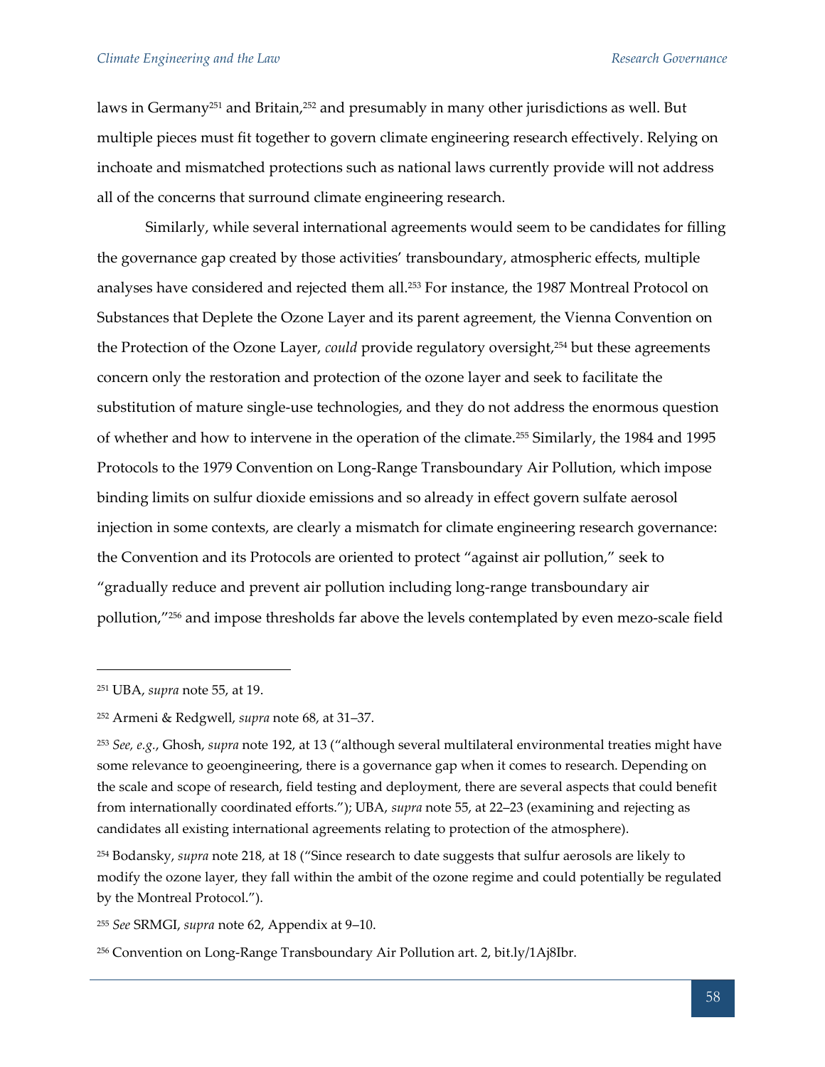laws in Germany[251] and Britain,[252] and presumably in many other jurisdictions as well. But multiple pieces must fit together to govern climate engineering research effectively. Relying on inchoate and mismatched protections such as national laws currently provide will not address all of the concerns that surround climate engineering research.

Similarly, while several international agreements would seem to be candidates for filling the governance gap created by those activities' transboundary, atmospheric effects, multiple analyses have considered and rejected them all.[253] For instance, the 1987 Montreal Protocol on Substances that Deplete the Ozone Layer and its parent agreement, the Vienna Convention on the Protection of the Ozone Layer, *could* provide regulatory oversight,[254] but these agreements concern only the restoration and protection of the ozone layer and seek to facilitate the substitution of mature single-use technologies, and they do not address the enormous question of whether and how to intervene in the operation of the climate.[255] Similarly, the 1984 and 1995 Protocols to the 1979 Convention on Long-Range Transboundary Air Pollution, which impose binding limits on sulfur dioxide emissions and so already in effect govern sulfate aerosol injection in some contexts, are clearly a mismatch for climate engineering research governance: the Convention and its Protocols are oriented to protect "against air pollution," seek to "gradually reduce and prevent air pollution including long-range transboundary air pollution,"[256] and impose thresholds far above the levels contemplated by even mezo-scale field

---

[251] UBA, *supra* note 55, at 19.

[252] Armeni & Redgwell, *supra* note 68, at 31–37.

[253] *See, e.g.*, Ghosh, *supra* note 192, at 13 ("although several multilateral environmental treaties might have some relevance to geoengineering, there is a governance gap when it comes to research. Depending on the scale and scope of research, field testing and deployment, there are several aspects that could benefit from internationally coordinated efforts."); UBA, *supra* note 55, at 22–23 (examining and rejecting as candidates all existing international agreements relating to protection of the atmosphere).

[254] Bodansky, *supra* note 218, at 18 ("Since research to date suggests that sulfur aerosols are likely to modify the ozone layer, they fall within the ambit of the ozone regime and could potentially be regulated by the Montreal Protocol.").

[255] *See* SRMGI, *supra* note 62, Appendix at 9–10.

[256] Convention on Long-Range Transboundary Air Pollution art. 2, bit.ly/1Aj8Ibr.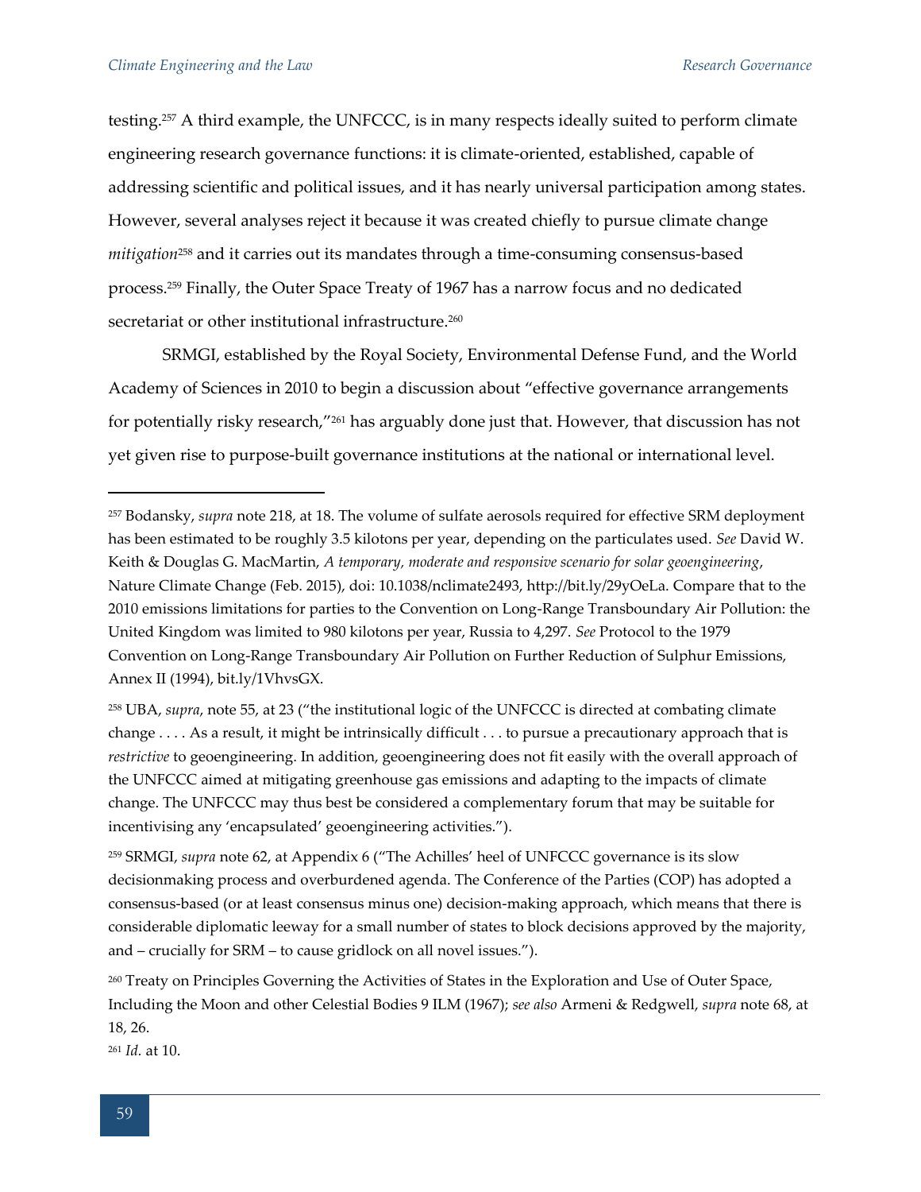testing.[257] A third example, the UNFCCC, is in many respects ideally suited to perform climate engineering research governance functions: it is climate-oriented, established, capable of addressing scientific and political issues, and it has nearly universal participation among states. However, several analyses reject it because it was created chiefly to pursue climate change *mitigation*[258] and it carries out its mandates through a time-consuming consensus-based process.[259] Finally, the Outer Space Treaty of 1967 has a narrow focus and no dedicated secretariat or other institutional infrastructure.[260]

SRMGI, established by the Royal Society, Environmental Defense Fund, and the World Academy of Sciences in 2010 to begin a discussion about "effective governance arrangements for potentially risky research,"[261] has arguably done just that. However, that discussion has not yet given rise to purpose-built governance institutions at the national or international level.

---

[257] Bodansky, *supra* note 218, at 18. The volume of sulfate aerosols required for effective SRM deployment has been estimated to be roughly 3.5 kilotons per year, depending on the particulates used. *See* David W. Keith & Douglas G. MacMartin, *A temporary, moderate and responsive scenario for solar geoengineering*, Nature Climate Change (Feb. 2015), doi: 10.1038/nclimate2493, http://bit.ly/29yOeLa. Compare that to the 2010 emissions limitations for parties to the Convention on Long-Range Transboundary Air Pollution: the United Kingdom was limited to 980 kilotons per year, Russia to 4,297. *See* Protocol to the 1979 Convention on Long-Range Transboundary Air Pollution on Further Reduction of Sulphur Emissions, Annex II (1994), bit.ly/1VhvsGX.

[258] UBA, *supra*, note 55, at 23 ("the institutional logic of the UNFCCC is directed at combating climate change . . . . As a result, it might be intrinsically difficult . . . to pursue a precautionary approach that is *restrictive* to geoengineering. In addition, geoengineering does not fit easily with the overall approach of the UNFCCC aimed at mitigating greenhouse gas emissions and adapting to the impacts of climate change. The UNFCCC may thus best be considered a complementary forum that may be suitable for incentivising any 'encapsulated' geoengineering activities.").

[259] SRMGI, *supra* note 62, at Appendix 6 ("The Achilles' heel of UNFCCC governance is its slow decisionmaking process and overburdened agenda. The Conference of the Parties (COP) has adopted a consensus-based (or at least consensus minus one) decision-making approach, which means that there is considerable diplomatic leeway for a small number of states to block decisions approved by the majority, and – crucially for SRM – to cause gridlock on all novel issues.").

[260] Treaty on Principles Governing the Activities of States in the Exploration and Use of Outer Space, Including the Moon and other Celestial Bodies 9 ILM (1967); *see also* Armeni & Redgwell, *supra* note 68, at 18, 26.

[261] *Id.* at 10.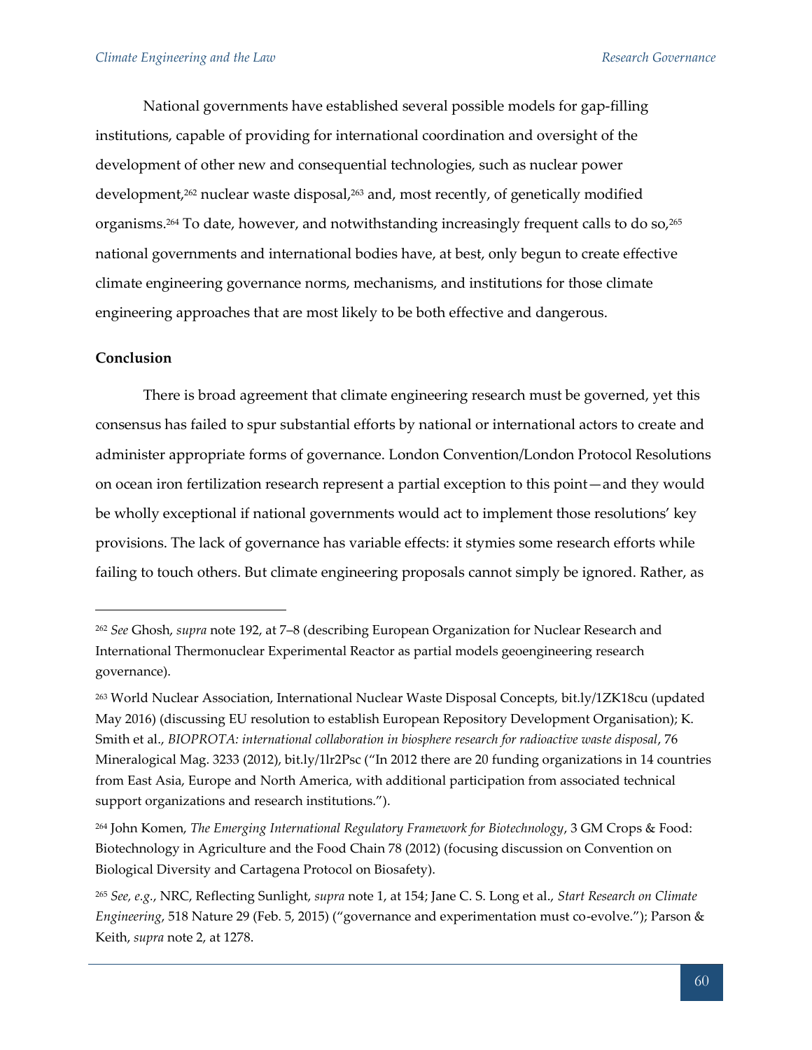National governments have established several possible models for gap-filling institutions, capable of providing for international coordination and oversight of the development of other new and consequential technologies, such as nuclear power development,[262] nuclear waste disposal,[263] and, most recently, of genetically modified organisms.[264] To date, however, and notwithstanding increasingly frequent calls to do so,[265] national governments and international bodies have, at best, only begun to create effective climate engineering governance norms, mechanisms, and institutions for those climate engineering approaches that are most likely to be both effective and dangerous.

**Conclusion**

There is broad agreement that climate engineering research must be governed, yet this consensus has failed to spur substantial efforts by national or international actors to create and administer appropriate forms of governance. London Convention/London Protocol Resolutions on ocean iron fertilization research represent a partial exception to this point—and they would be wholly exceptional if national governments would act to implement those resolutions' key provisions. The lack of governance has variable effects: it stymies some research efforts while failing to touch others. But climate engineering proposals cannot simply be ignored. Rather, as

---

[262] *See* Ghosh, *supra* note 192, at 7–8 (describing European Organization for Nuclear Research and International Thermonuclear Experimental Reactor as partial models geoengineering research governance).

[263] World Nuclear Association, International Nuclear Waste Disposal Concepts, bit.ly/1ZK18cu (updated May 2016) (discussing EU resolution to establish European Repository Development Organisation); K. Smith et al., *BIOPROTA: international collaboration in biosphere research for radioactive waste disposal*, 76 Mineralogical Mag. 3233 (2012), bit.ly/1lr2Psc ("In 2012 there are 20 funding organizations in 14 countries from East Asia, Europe and North America, with additional participation from associated technical support organizations and research institutions.").

[264] John Komen, *The Emerging International Regulatory Framework for Biotechnology*, 3 GM Crops & Food: Biotechnology in Agriculture and the Food Chain 78 (2012) (focusing discussion on Convention on Biological Diversity and Cartagena Protocol on Biosafety).

[265] *See, e.g.*, NRC, Reflecting Sunlight, *supra* note 1, at 154; Jane C. S. Long et al., *Start Research on Climate Engineering*, 518 Nature 29 (Feb. 5, 2015) ("governance and experimentation must co-evolve."); Parson & Keith, *supra* note 2, at 1278.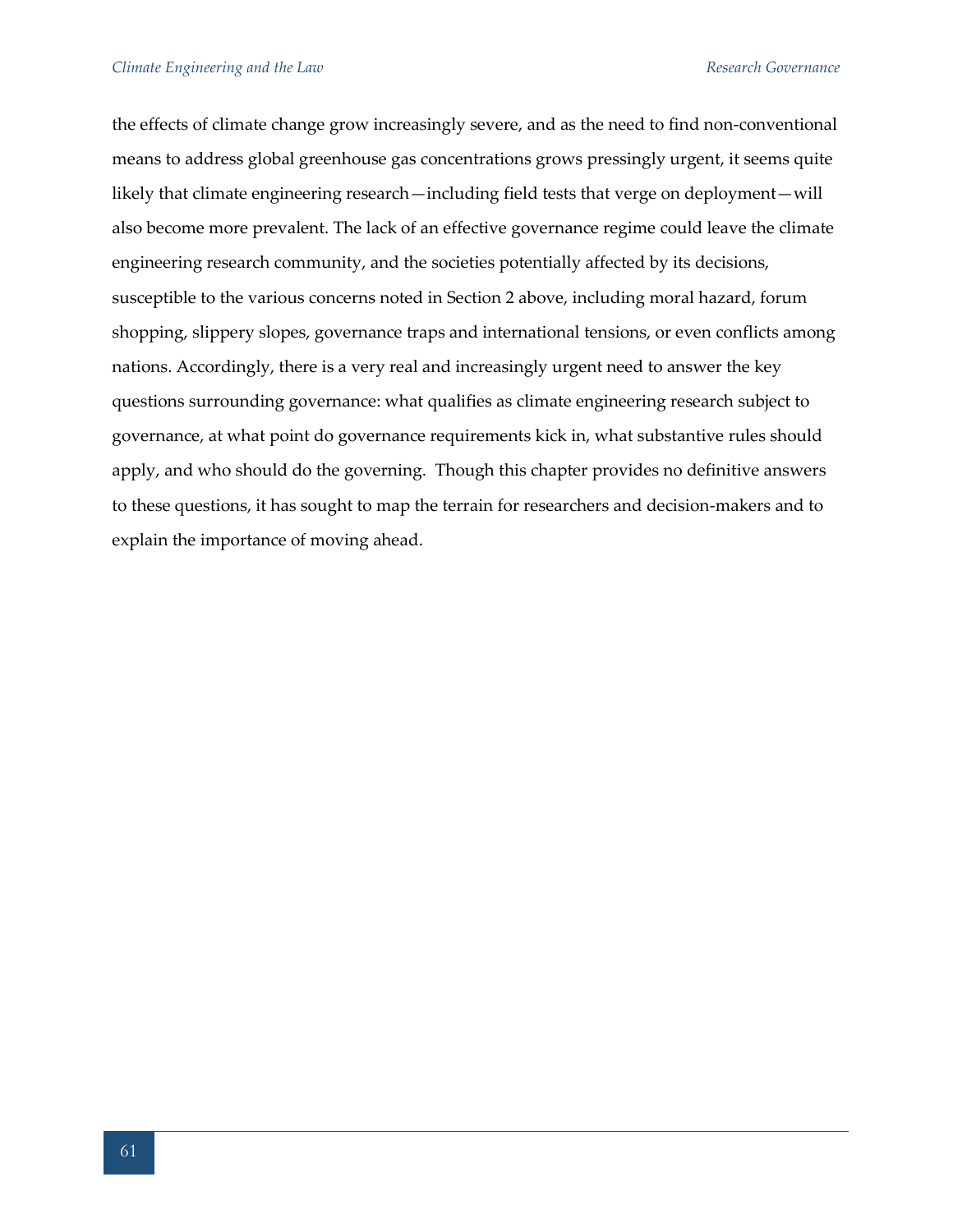the effects of climate change grow increasingly severe, and as the need to find non-conventional means to address global greenhouse gas concentrations grows pressingly urgent, it seems quite likely that climate engineering research—including field tests that verge on deployment—will also become more prevalent. The lack of an effective governance regime could leave the climate engineering research community, and the societies potentially affected by its decisions, susceptible to the various concerns noted in Section 2 above, including moral hazard, forum shopping, slippery slopes, governance traps and international tensions, or even conflicts among nations. Accordingly, there is a very real and increasingly urgent need to answer the key questions surrounding governance: what qualifies as climate engineering research subject to governance, at what point do governance requirements kick in, what substantive rules should apply, and who should do the governing. Though this chapter provides no definitive answers to these questions, it has sought to map the terrain for researchers and decision-makers and to explain the importance of moving ahead.